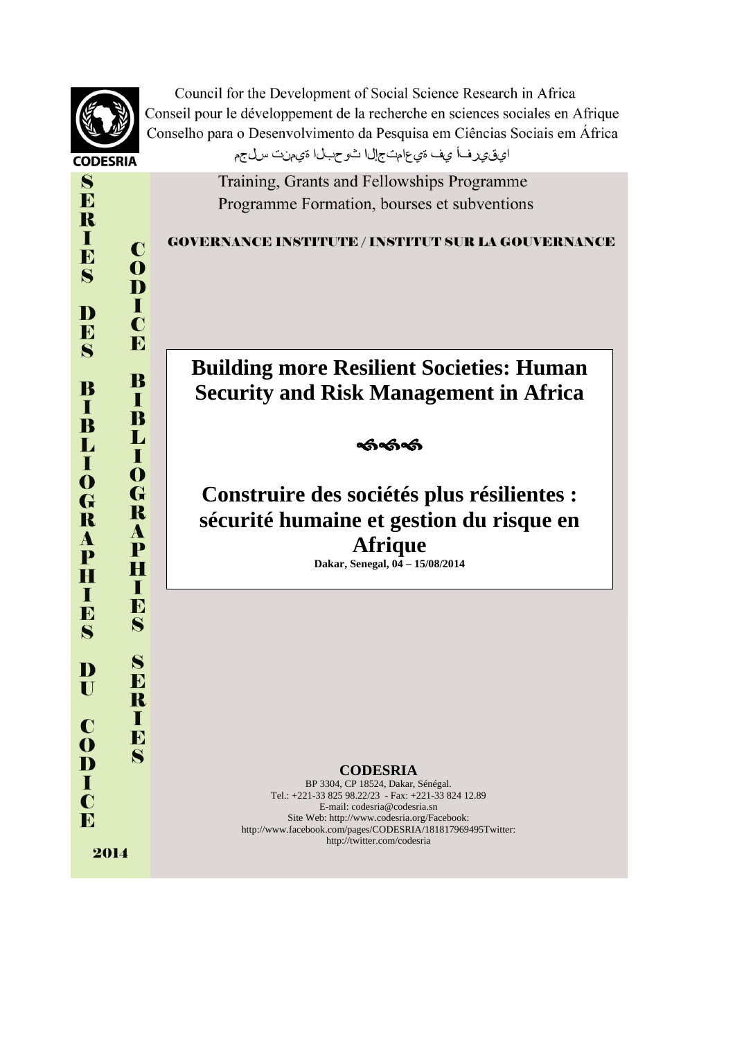CODESRIA

Council for the Development of Social Science Research in Africa
Conseil pour le développement de la recherche en sciences sociales en Afrique
Conselho para o Desenvolvimento da Pesquisa em Ciências Sociais em África
مجلس تنمية البحوث الإجتماعية في أفريقيا

SERIES DES BIBLIOGRAPHIES DU CODICE

CODICE BIBLIOGRAPHIES SERIES

2014

Training, Grants and Fellowships Programme
Programme Formation, bourses et subventions

GOVERNANCE INSTITUTE / INSTITUT SUR LA GOUVERNANCE

# Building more Resilient Societies: Human Security and Risk Management in Africa

# Construire des sociétés plus résilientes : sécurité humaine et gestion du risque en Afrique

**Dakar, Senegal, 04 – 15/08/2014**

**CODESRIA**
BP 3304, CP 18524, Dakar, Sénégal.
Tel.: +221-33 825 98.22/23 - Fax: +221-33 824 12.89
E-mail: codesria@codesria.sn
Site Web: http://www.codesria.org/Facebook:
http://www.facebook.com/pages/CODESRIA/181817969495Twitter:
http://twitter.com/codesria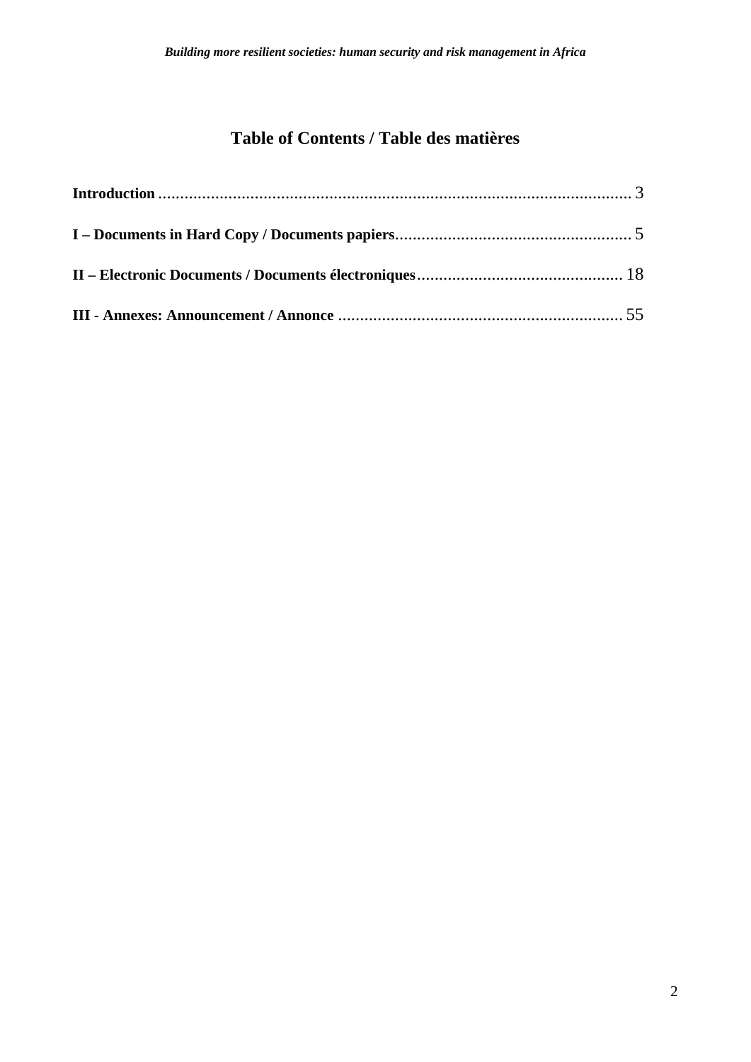# Table of Contents / Table des matières

**Introduction** .......................................................................................................... 3

**I – Documents in Hard Copy / Documents papiers**..................................................... 5

**II – Electronic Documents / Documents électroniques**............................................... 18

**III - Annexes: Announcement / Annonce** ................................................................. 55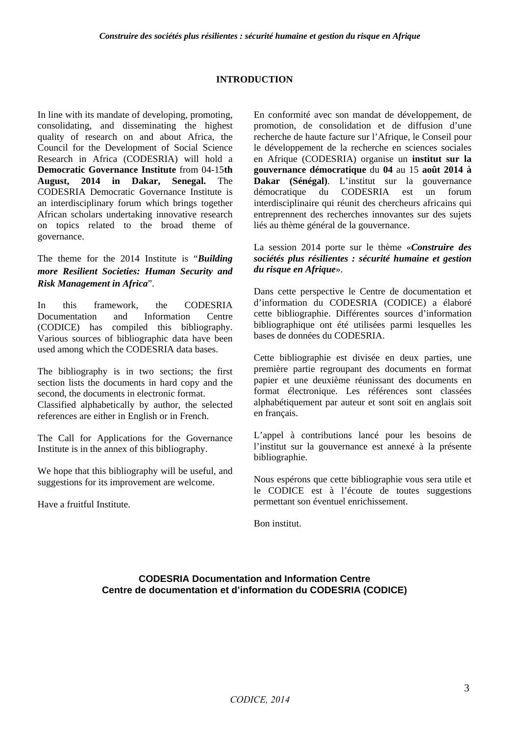## INTRODUCTION

In line with its mandate of developing, promoting, consolidating, and disseminating the highest quality of research on and about Africa, the Council for the Development of Social Science Research in Africa (CODESRIA) will hold a **Democratic Governance Institute** from 04-15**th August, 2014 in Dakar, Senegal.** The CODESRIA Democratic Governance Institute is an interdisciplinary forum which brings together African scholars undertaking innovative research on topics related to the broad theme of governance.

The theme for the 2014 Institute is "***Building more Resilient Societies: Human Security and Risk Management in Africa***".

In this framework, the CODESRIA Documentation and Information Centre (CODICE) has compiled this bibliography. Various sources of bibliographic data have been used among which the CODESRIA data bases.

The bibliography is in two sections; the first section lists the documents in hard copy and the second, the documents in electronic format.
Classified alphabetically by author, the selected references are either in English or in French.

The Call for Applications for the Governance Institute is in the annex of this bibliography.

We hope that this bibliography will be useful, and suggestions for its improvement are welcome.

Have a fruitful Institute.

En conformité avec son mandat de développement, de promotion, de consolidation et de diffusion d'une recherche de haute facture sur l'Afrique, le Conseil pour le développement de la recherche en sciences sociales en Afrique (CODESRIA) organise un **institut sur la gouvernance démocratique** du **04** au 15 **août 2014 à Dakar (Sénégal)**. L'institut sur la gouvernance démocratique du CODESRIA est un forum interdisciplinaire qui réunit des chercheurs africains qui entreprennent des recherches innovantes sur des sujets liés au thème général de la gouvernance.

La session 2014 porte sur le thème «***Construire des sociétés plus résilientes : sécurité humaine et gestion du risque en Afrique***».

Dans cette perspective le Centre de documentation et d'information du CODESRIA (CODICE) a élaboré cette bibliographie. Différentes sources d'information bibliographique ont été utilisées parmi lesquelles les bases de données du CODESRIA.

Cette bibliographie est divisée en deux parties, une première partie regroupant des documents en format papier et une deuxième réunissant des documents en format électronique. Les références sont classées alphabétiquement par auteur et sont soit en anglais soit en français.

L'appel à contributions lancé pour les besoins de l'institut sur la gouvernance est annexé à la présente bibliographie.

Nous espérons que cette bibliographie vous sera utile et le CODICE est à l'écoute de toutes suggestions permettant son éventuel enrichissement.

Bon institut.

**CODESRIA Documentation and Information Centre**
**Centre de documentation et d'information du CODESRIA (CODICE)**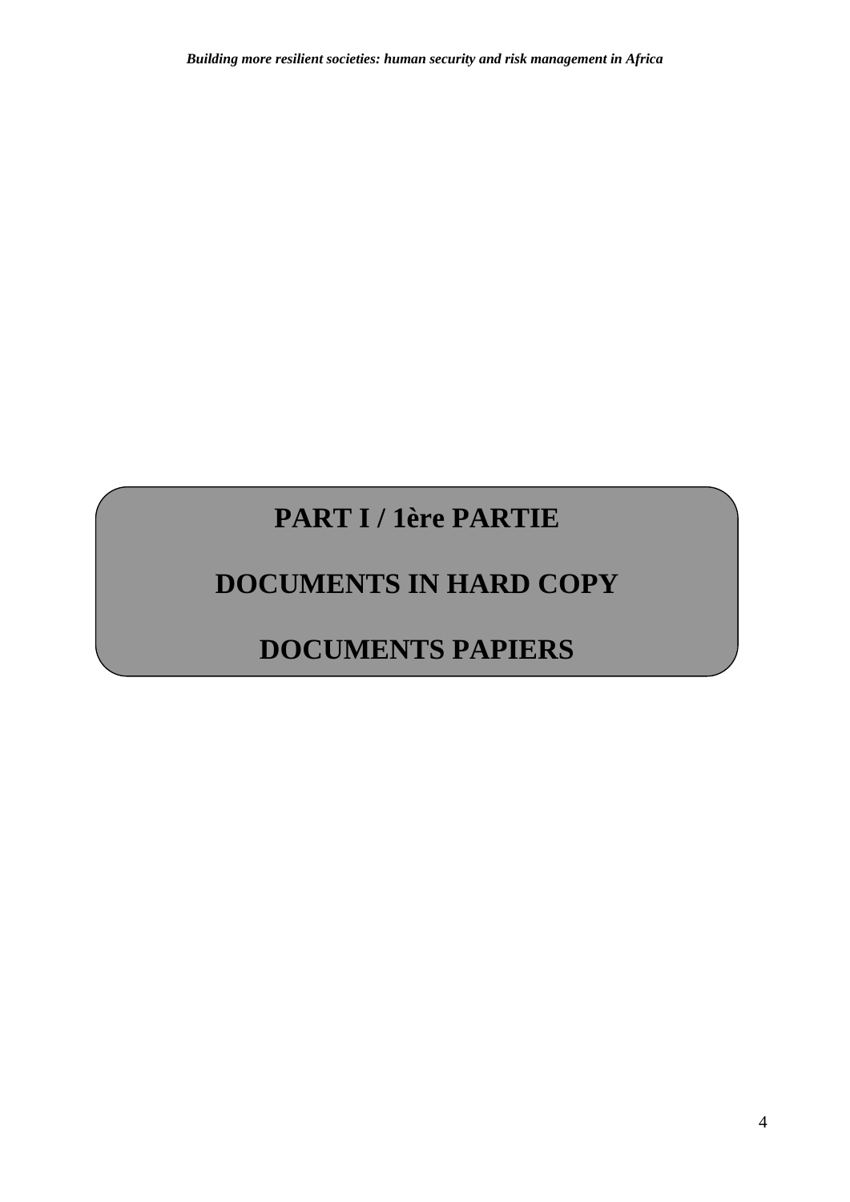# PART I / 1ère PARTIE

# DOCUMENTS IN HARD COPY

# DOCUMENTS PAPIERS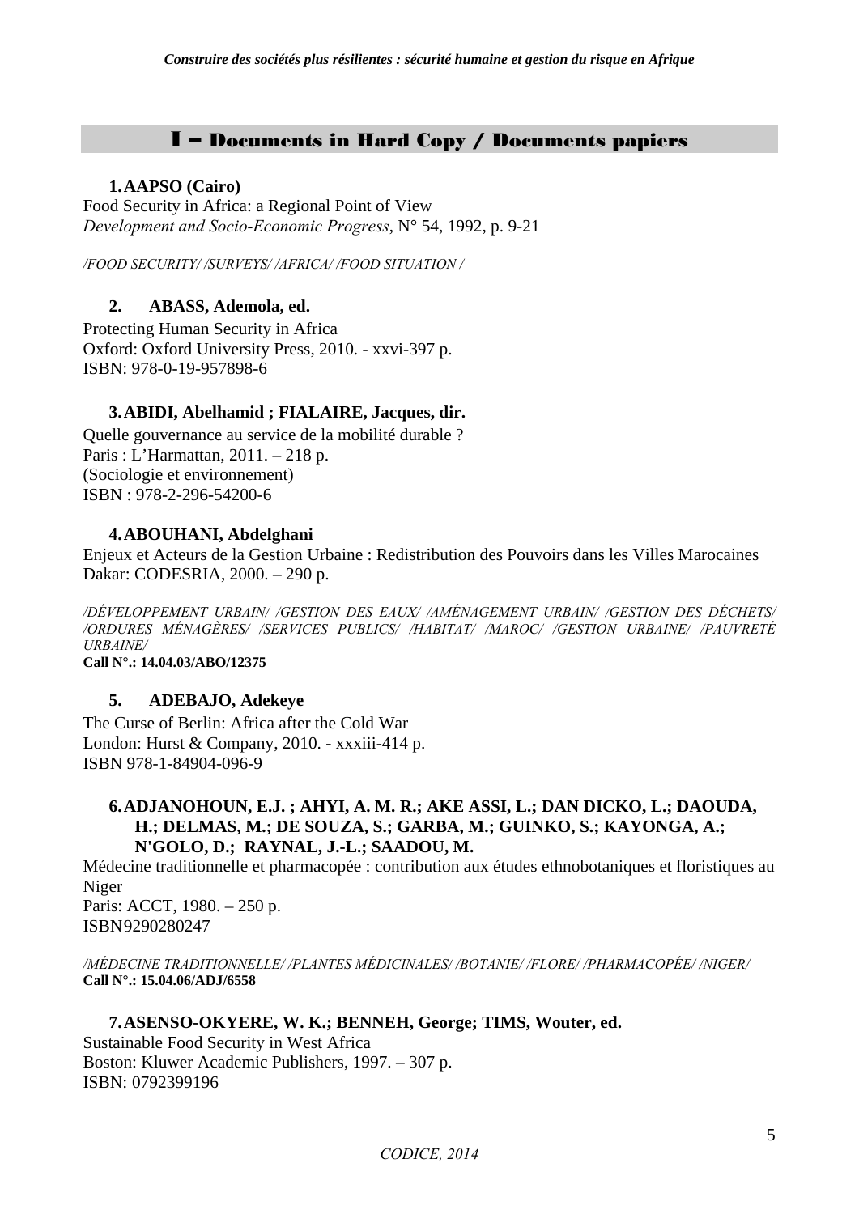## I – Documents in Hard Copy / Documents papiers

1. **AAPSO (Cairo)**

Food Security in Africa: a Regional Point of View
*Development and Socio-Economic Progress*, N° 54, 1992, p. 9-21

*/FOOD SECURITY/ /SURVEYS/ /AFRICA/ /FOOD SITUATION /*

2. **ABASS, Ademola, ed.**

Protecting Human Security in Africa
Oxford: Oxford University Press, 2010. - xxvi-397 p.
ISBN: 978-0-19-957898-6

3. **ABIDI, Abelhamid ; FIALAIRE, Jacques, dir.**

Quelle gouvernance au service de la mobilité durable ?
Paris : L'Harmattan, 2011. – 218 p.
(Sociologie et environnement)
ISBN : 978-2-296-54200-6

4. **ABOUHANI, Abdelghani**

Enjeux et Acteurs de la Gestion Urbaine : Redistribution des Pouvoirs dans les Villes Marocaines
Dakar: CODESRIA, 2000. – 290 p.

*/DÉVELOPPEMENT URBAIN/ /GESTION DES EAUX/ /AMÉNAGEMENT URBAIN/ /GESTION DES DÉCHETS/ /ORDURES MÉNAGÈRES/ /SERVICES PUBLICS/ /HABITAT/ /MAROC/ /GESTION URBAINE/ /PAUVRETÉ URBAINE/*
**Call N°.: 14.04.03/ABO/12375**

5. **ADEBAJO, Adekeye**

The Curse of Berlin: Africa after the Cold War
London: Hurst & Company, 2010. - xxxiii-414 p.
ISBN 978-1-84904-096-9

6. **ADJANOHOUN, E.J. ; AHYI, A. M. R.; AKE ASSI, L.; DAN DICKO, L.; DAOUDA, H.; DELMAS, M.; DE SOUZA, S.; GARBA, M.; GUINKO, S.; KAYONGA, A.; N'GOLO, D.; RAYNAL, J.-L.; SAADOU, M.**

Médecine traditionnelle et pharmacopée : contribution aux études ethnobotaniques et floristiques au Niger
Paris: ACCT, 1980. – 250 p.
ISBN9290280247

*/MÉDECINE TRADITIONNELLE/ /PLANTES MÉDICINALES/ /BOTANIE/ /FLORE/ /PHARMACOPÉE/ /NIGER/*
**Call N°.: 15.04.06/ADJ/6558**

7. **ASENSO-OKYERE, W. K.; BENNEH, George; TIMS, Wouter, ed.**

Sustainable Food Security in West Africa
Boston: Kluwer Academic Publishers, 1997. – 307 p.
ISBN: 0792399196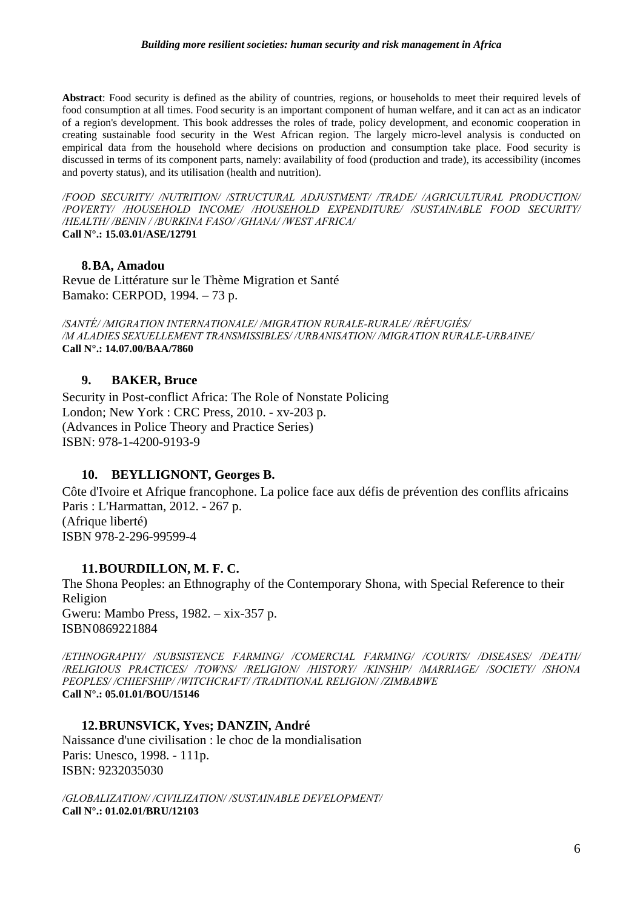**Abstract**: Food security is defined as the ability of countries, regions, or households to meet their required levels of food consumption at all times. Food security is an important component of human welfare, and it can act as an indicator of a region's development. This book addresses the roles of trade, policy development, and economic cooperation in creating sustainable food security in the West African region. The largely micro-level analysis is conducted on empirical data from the household where decisions on production and consumption take place. Food security is discussed in terms of its component parts, namely: availability of food (production and trade), its accessibility (incomes and poverty status), and its utilisation (health and nutrition).

*/FOOD SECURITY/ /NUTRITION/ /STRUCTURAL ADJUSTMENT/ /TRADE/ /AGRICULTURAL PRODUCTION/ /POVERTY/ /HOUSEHOLD INCOME/ /HOUSEHOLD EXPENDITURE/ /SUSTAINABLE FOOD SECURITY/ /HEALTH/ /BENIN / /BURKINA FASO/ /GHANA/ /WEST AFRICA/*
**Call N°.: 15.03.01/ASE/12791**

**8. BA, Amadou**

Revue de Littérature sur le Thème Migration et Santé
Bamako: CERPOD, 1994. – 73 p.

*/SANTÉ/ /MIGRATION INTERNATIONALE/ /MIGRATION RURALE-RURALE/ /RÉFUGIÉS/ /M ALADIES SEXUELLEMENT TRANSMISSIBLES/ /URBANISATION/ /MIGRATION RURALE-URBAINE/*
**Call N°.: 14.07.00/BAA/7860**

**9. BAKER, Bruce**

Security in Post-conflict Africa: The Role of Nonstate Policing
London; New York : CRC Press, 2010. - xv-203 p.
(Advances in Police Theory and Practice Series)
ISBN: 978-1-4200-9193-9

**10. BEYLLIGNONT, Georges B.**

Côte d'Ivoire et Afrique francophone. La police face aux défis de prévention des conflits africains
Paris : L'Harmattan, 2012. - 267 p.
(Afrique liberté)
ISBN 978-2-296-99599-4

**11. BOURDILLON, M. F. C.**

The Shona Peoples: an Ethnography of the Contemporary Shona, with Special Reference to their Religion
Gweru: Mambo Press, 1982. – xix-357 p.
ISBN0869221884

*/ETHNOGRAPHY/ /SUBSISTENCE FARMING/ /COMERCIAL FARMING/ /COURTS/ /DISEASES/ /DEATH/ /RELIGIOUS PRACTICES/ /TOWNS/ /RELIGION/ /HISTORY/ /KINSHIP/ /MARRIAGE/ /SOCIETY/ /SHONA PEOPLES/ /CHIEFSHIP/ /WITCHCRAFT/ /TRADITIONAL RELIGION/ /ZIMBABWE*
**Call N°.: 05.01.01/BOU/15146**

**12. BRUNSVICK, Yves; DANZIN, André**

Naissance d'une civilisation : le choc de la mondialisation
Paris: Unesco, 1998. - 111p.
ISBN: 9232035030

*/GLOBALIZATION/ /CIVILIZATION/ /SUSTAINABLE DEVELOPMENT/*
**Call N°.: 01.02.01/BRU/12103**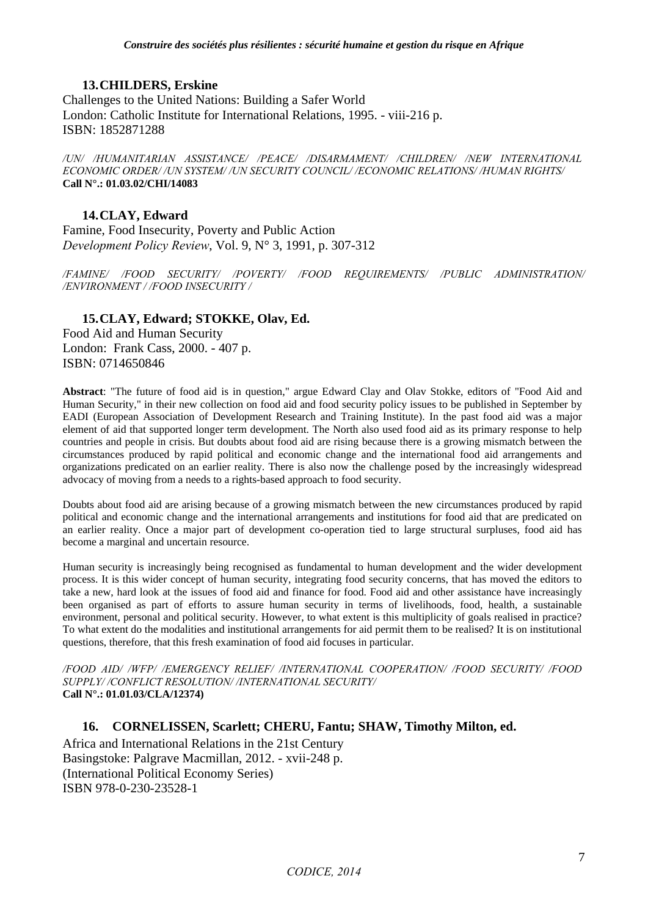**13. CHILDERS, Erskine**

Challenges to the United Nations: Building a Safer World
London: Catholic Institute for International Relations, 1995. - viii-216 p.
ISBN: 1852871288

*/UN/ /HUMANITARIAN ASSISTANCE/ /PEACE/ /DISARMAMENT/ /CHILDREN/ /NEW INTERNATIONAL ECONOMIC ORDER/ /UN SYSTEM/ /UN SECURITY COUNCIL/ /ECONOMIC RELATIONS/ /HUMAN RIGHTS/*
**Call N°.: 01.03.02/CHI/14083**

**14. CLAY, Edward**

Famine, Food Insecurity, Poverty and Public Action
*Development Policy Review,* Vol. 9, N° 3, 1991, p. 307-312

*/FAMINE/ /FOOD SECURITY/ /POVERTY/ /FOOD REQUIREMENTS/ /PUBLIC ADMINISTRATION/ /ENVIRONMENT / /FOOD INSECURITY /*

**15. CLAY, Edward; STOKKE, Olav, Ed.**

Food Aid and Human Security
London: Frank Cass, 2000. - 407 p.
ISBN: 0714650846

**Abstract**: "The future of food aid is in question," argue Edward Clay and Olav Stokke, editors of "Food Aid and Human Security," in their new collection on food aid and food security policy issues to be published in September by EADI (European Association of Development Research and Training Institute). In the past food aid was a major element of aid that supported longer term development. The North also used food aid as its primary response to help countries and people in crisis. But doubts about food aid are rising because there is a growing mismatch between the circumstances produced by rapid political and economic change and the international food aid arrangements and organizations predicated on an earlier reality. There is also now the challenge posed by the increasingly widespread advocacy of moving from a needs to a rights-based approach to food security.

Doubts about food aid are arising because of a growing mismatch between the new circumstances produced by rapid political and economic change and the international arrangements and institutions for food aid that are predicated on an earlier reality. Once a major part of development co-operation tied to large structural surpluses, food aid has become a marginal and uncertain resource.

Human security is increasingly being recognised as fundamental to human development and the wider development process. It is this wider concept of human security, integrating food security concerns, that has moved the editors to take a new, hard look at the issues of food aid and finance for food. Food aid and other assistance have increasingly been organised as part of efforts to assure human security in terms of livelihoods, food, health, a sustainable environment, personal and political security. However, to what extent is this multiplicity of goals realised in practice? To what extent do the modalities and institutional arrangements for aid permit them to be realised? It is on institutional questions, therefore, that this fresh examination of food aid focuses in particular.

*/FOOD AID/ /WFP/ /EMERGENCY RELIEF/ /INTERNATIONAL COOPERATION/ /FOOD SECURITY/ /FOOD SUPPLY/ /CONFLICT RESOLUTION/ /INTERNATIONAL SECURITY/*
**Call N°.: 01.01.03/CLA/12374)**

**16. CORNELISSEN, Scarlett; CHERU, Fantu; SHAW, Timothy Milton, ed.**

Africa and International Relations in the 21st Century
Basingstoke: Palgrave Macmillan, 2012. - xvii-248 p.
(International Political Economy Series)
ISBN 978-0-230-23528-1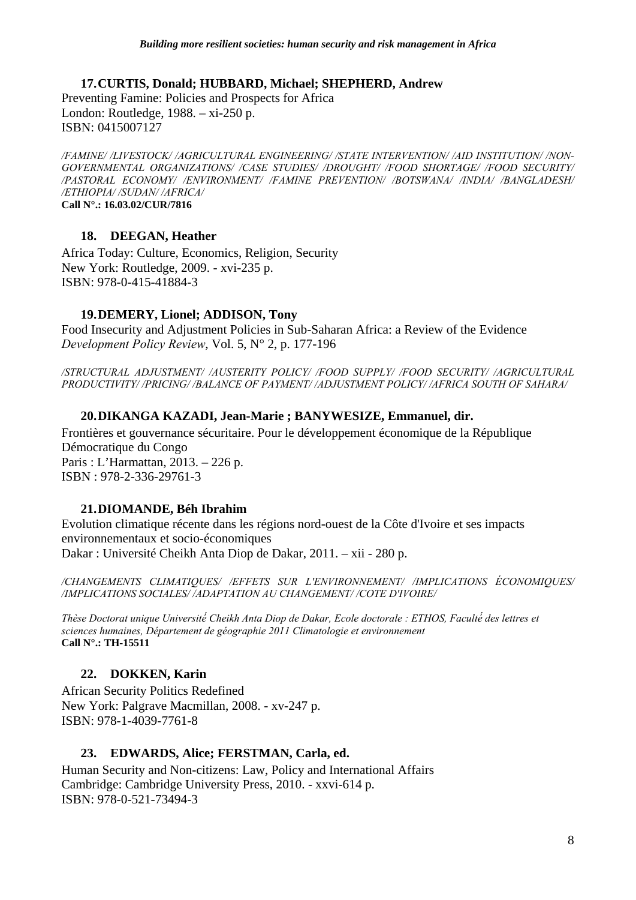**17. CURTIS, Donald; HUBBARD, Michael; SHEPHERD, Andrew**

Preventing Famine: Policies and Prospects for Africa
London: Routledge, 1988. – xi-250 p.
ISBN: 0415007127

*/FAMINE/ /LIVESTOCK/ /AGRICULTURAL ENGINEERING/ /STATE INTERVENTION/ /AID INSTITUTION/ /NON-GOVERNMENTAL ORGANIZATIONS/ /CASE STUDIES/ /DROUGHT/ /FOOD SHORTAGE/ /FOOD SECURITY/ /PASTORAL ECONOMY/ /ENVIRONMENT/ /FAMINE PREVENTION/ /BOTSWANA/ /INDIA/ /BANGLADESH/ /ETHIOPIA/ /SUDAN/ /AFRICA/*
**Call N°.: 16.03.02/CUR/7816**

**18. DEEGAN, Heather**

Africa Today: Culture, Economics, Religion, Security
New York: Routledge, 2009. - xvi-235 p.
ISBN: 978-0-415-41884-3

**19. DEMERY, Lionel; ADDISON, Tony**

Food Insecurity and Adjustment Policies in Sub-Saharan Africa: a Review of the Evidence
*Development Policy Review*, Vol. 5, N° 2, p. 177-196

*/STRUCTURAL ADJUSTMENT/ /AUSTERITY POLICY/ /FOOD SUPPLY/ /FOOD SECURITY/ /AGRICULTURAL PRODUCTIVITY/ /PRICING/ /BALANCE OF PAYMENT/ /ADJUSTMENT POLICY/ /AFRICA SOUTH OF SAHARA/*

**20. DIKANGA KAZADI, Jean-Marie ; BANYWESIZE, Emmanuel, dir.**

Frontières et gouvernance sécuritaire. Pour le développement économique de la République Démocratique du Congo
Paris : L'Harmattan, 2013. – 226 p.
ISBN : 978-2-336-29761-3

**21. DIOMANDE, Béh Ibrahim**

Evolution climatique récente dans les régions nord-ouest de la Côte d'Ivoire et ses impacts environnementaux et socio-économiques
Dakar : Université Cheikh Anta Diop de Dakar, 2011. – xii - 280 p.

*/CHANGEMENTS CLIMATIQUES/ /EFFETS SUR L'ENVIRONNEMENT/ /IMPLICATIONS ÉCONOMIQUES/ /IMPLICATIONS SOCIALES/ /ADAPTATION AU CHANGEMENT/ /COTE D'IVOIRE/*

*Thèse Doctorat unique Université Cheikh Anta Diop de Dakar, Ecole doctorale : ETHOS, Faculté des lettres et sciences humaines, Département de géographie 2011 Climatologie et environnement*
**Call N°.: TH-15511**

**22. DOKKEN, Karin**

African Security Politics Redefined
New York: Palgrave Macmillan, 2008. - xv-247 p.
ISBN: 978-1-4039-7761-8

**23. EDWARDS, Alice; FERSTMAN, Carla, ed.**

Human Security and Non-citizens: Law, Policy and International Affairs
Cambridge: Cambridge University Press, 2010. - xxvi-614 p.
ISBN: 978-0-521-73494-3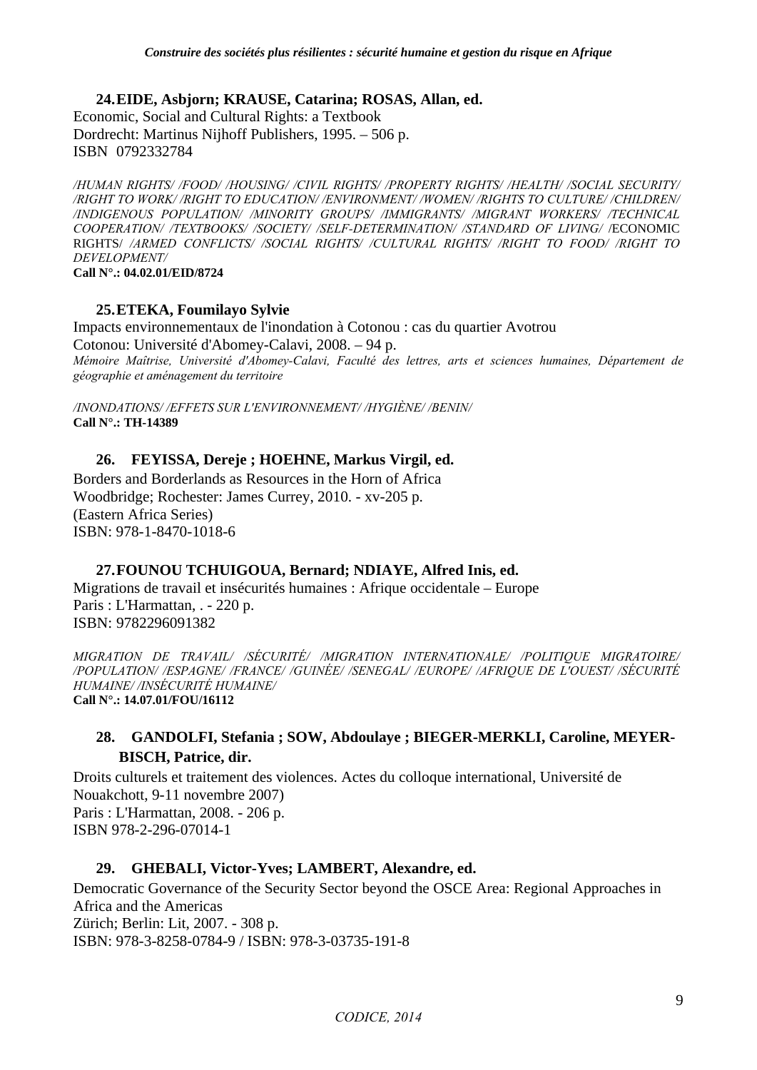**24. EIDE, Asbjorn; KRAUSE, Catarina; ROSAS, Allan, ed.**

Economic, Social and Cultural Rights: a Textbook
Dordrecht: Martinus Nijhoff Publishers, 1995. – 506 p.
ISBN 0792332784

*/HUMAN RIGHTS/ /FOOD/ /HOUSING/ /CIVIL RIGHTS/ /PROPERTY RIGHTS/ /HEALTH/ /SOCIAL SECURITY/ /RIGHT TO WORK/ /RIGHT TO EDUCATION/ /ENVIRONMENT/ /WOMEN/ /RIGHTS TO CULTURE/ /CHILDREN/ /INDIGENOUS POPULATION/ /MINORITY GROUPS/ /IMMIGRANTS/ /MIGRANT WORKERS/ /TECHNICAL COOPERATION/ /TEXTBOOKS/ /SOCIETY/ /SELF-DETERMINATION/ /STANDARD OF LIVING/* /ECONOMIC RIGHTS/ */ARMED CONFLICTS/ /SOCIAL RIGHTS/ /CULTURAL RIGHTS/ /RIGHT TO FOOD/ /RIGHT TO DEVELOPMENT/*

**Call N°.: 04.02.01/EID/8724**

**25. ETEKA, Foumilayo Sylvie**

Impacts environnementaux de l'inondation à Cotonou : cas du quartier Avotrou
Cotonou: Université d'Abomey-Calavi, 2008. – 94 p.
*Mémoire Maîtrise, Université d'Abomey-Calavi, Faculté des lettres, arts et sciences humaines, Département de géographie et aménagement du territoire*

*/INONDATIONS/ /EFFETS SUR L'ENVIRONNEMENT/ /HYGIÈNE/ /BENIN/*

**Call N°.: TH-14389**

**26. FEYISSA, Dereje ; HOEHNE, Markus Virgil, ed.**

Borders and Borderlands as Resources in the Horn of Africa
Woodbridge; Rochester: James Currey, 2010. - xv-205 p.
(Eastern Africa Series)
ISBN: 978-1-8470-1018-6

**27. FOUNOU TCHUIGOUA, Bernard; NDIAYE, Alfred Inis, ed.**

Migrations de travail et insécurités humaines : Afrique occidentale – Europe
Paris : L'Harmattan, . - 220 p.
ISBN: 9782296091382

*MIGRATION DE TRAVAIL/ /SÉCURITÉ/ /MIGRATION INTERNATIONALE/ /POLITIQUE MIGRATOIRE/ /POPULATION/ /ESPAGNE/ /FRANCE/ /GUINÉE/ /SENEGAL/ /EUROPE/ /AFRIQUE DE L'OUEST/ /SÉCURITÉ HUMAINE/ /INSÉCURITÉ HUMAINE/*

**Call N°.: 14.07.01/FOU/16112**

**28. GANDOLFI, Stefania ; SOW, Abdoulaye ; BIEGER-MERKLI, Caroline, MEYER-BISCH, Patrice, dir.**

Droits culturels et traitement des violences. Actes du colloque international, Université de Nouakchott, 9-11 novembre 2007)
Paris : L'Harmattan, 2008. - 206 p.
ISBN 978-2-296-07014-1

**29. GHEBALI, Victor-Yves; LAMBERT, Alexandre, ed.**

Democratic Governance of the Security Sector beyond the OSCE Area: Regional Approaches in Africa and the Americas
Zürich; Berlin: Lit, 2007. - 308 p.
ISBN: 978-3-8258-0784-9 / ISBN: 978-3-03735-191-8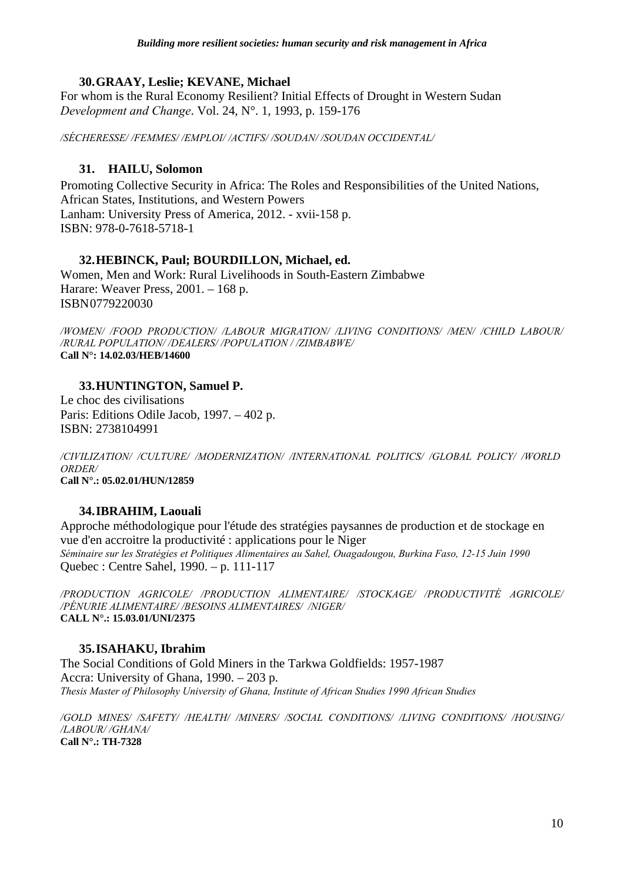### 30. GRAAY, Leslie; KEVANE, Michael

For whom is the Rural Economy Resilient? Initial Effects of Drought in Western Sudan
*Development and Change*. Vol. 24, N°. 1, 1993, p. 159-176

*/SÉCHERESSE/ /FEMMES/ /EMPLOI/ /ACTIFS/ /SOUDAN/ /SOUDAN OCCIDENTAL/*

### 31. HAILU, Solomon

Promoting Collective Security in Africa: The Roles and Responsibilities of the United Nations, African States, Institutions, and Western Powers
Lanham: University Press of America, 2012. - xvii-158 p.
ISBN: 978-0-7618-5718-1

### 32. HEBINCK, Paul; BOURDILLON, Michael, ed.

Women, Men and Work: Rural Livelihoods in South-Eastern Zimbabwe
Harare: Weaver Press, 2001. – 168 p.
ISBN0779220030

*/WOMEN/ /FOOD PRODUCTION/ /LABOUR MIGRATION/ /LIVING CONDITIONS/ /MEN/ /CHILD LABOUR/ /RURAL POPULATION/ /DEALERS/ /POPULATION / /ZIMBABWE/*
**Call N°: 14.02.03/HEB/14600**

### 33. HUNTINGTON, Samuel P.

Le choc des civilisations
Paris: Editions Odile Jacob, 1997. – 402 p.
ISBN: 2738104991

*/CIVILIZATION/ /CULTURE/ /MODERNIZATION/ /INTERNATIONAL POLITICS/ /GLOBAL POLICY/ /WORLD ORDER/*
**Call N°.: 05.02.01/HUN/12859**

### 34. IBRAHIM, Laouali

Approche méthodologique pour l'étude des stratégies paysannes de production et de stockage en vue d'en accroitre la productivité : applications pour le Niger
*Séminaire sur les Stratégies et Politiques Alimentaires au Sahel, Ouagadougou, Burkina Faso, 12-15 Juin 1990*
Quebec : Centre Sahel, 1990. – p. 111-117

*/PRODUCTION AGRICOLE/ /PRODUCTION ALIMENTAIRE/ /STOCKAGE/ /PRODUCTIVITÉ AGRICOLE/ /PÉNURIE ALIMENTAIRE/ /BESOINS ALIMENTAIRES/ /NIGER/*
**CALL N°.: 15.03.01/UNI/2375**

### 35. ISAHAKU, Ibrahim

The Social Conditions of Gold Miners in the Tarkwa Goldfields: 1957-1987
Accra: University of Ghana, 1990. – 203 p.
*Thesis Master of Philosophy University of Ghana, Institute of African Studies 1990 African Studies*

*/GOLD MINES/ /SAFETY/ /HEALTH/ /MINERS/ /SOCIAL CONDITIONS/ /LIVING CONDITIONS/ /HOUSING/ /LABOUR/ /GHANA/*
**Call N°.: TH-7328**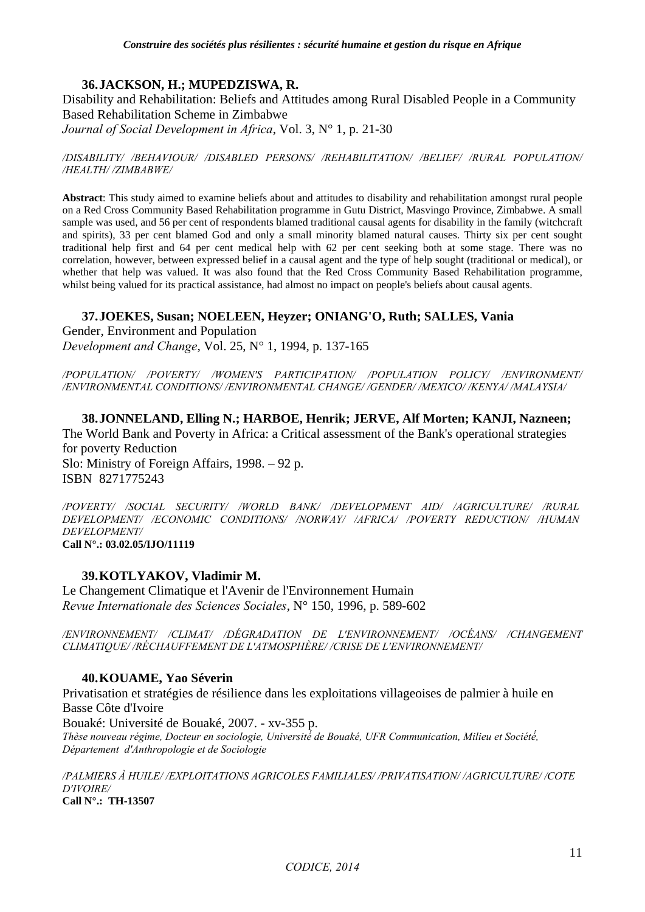### 36. JACKSON, H.; MUPEDZISWA, R.

Disability and Rehabilitation: Beliefs and Attitudes among Rural Disabled People in a Community Based Rehabilitation Scheme in Zimbabwe
*Journal of Social Development in Africa*, Vol. 3, N° 1, p. 21-30

*/DISABILITY/ /BEHAVIOUR/ /DISABLED PERSONS/ /REHABILITATION/ /BELIEF/ /RURAL POPULATION/ /HEALTH/ /ZIMBABWE/*

**Abstract**: This study aimed to examine beliefs about and attitudes to disability and rehabilitation amongst rural people on a Red Cross Community Based Rehabilitation programme in Gutu District, Masvingo Province, Zimbabwe. A small sample was used, and 56 per cent of respondents blamed traditional causal agents for disability in the family (witchcraft and spirits), 33 per cent blamed God and only a small minority blamed natural causes. Thirty six per cent sought traditional help first and 64 per cent medical help with 62 per cent seeking both at some stage. There was no correlation, however, between expressed belief in a causal agent and the type of help sought (traditional or medical), or whether that help was valued. It was also found that the Red Cross Community Based Rehabilitation programme, whilst being valued for its practical assistance, had almost no impact on people's beliefs about causal agents.

### 37. JOEKES, Susan; NOELEEN, Heyzer; ONIANG'O, Ruth; SALLES, Vania

Gender, Environment and Population
*Development and Change*, Vol. 25, N° 1, 1994, p. 137-165

*/POPULATION/ /POVERTY/ /WOMEN'S PARTICIPATION/ /POPULATION POLICY/ /ENVIRONMENT/ /ENVIRONMENTAL CONDITIONS/ /ENVIRONMENTAL CHANGE/ /GENDER/ /MEXICO/ /KENYA/ /MALAYSIA/*

### 38. JONNELAND, Elling N.; HARBOE, Henrik; JERVE, Alf Morten; KANJI, Nazneen;

The World Bank and Poverty in Africa: a Critical assessment of the Bank's operational strategies for poverty Reduction
Slo: Ministry of Foreign Affairs, 1998. – 92 p.
ISBN 8271775243

*/POVERTY/ /SOCIAL SECURITY/ /WORLD BANK/ /DEVELOPMENT AID/ /AGRICULTURE/ /RURAL DEVELOPMENT/ /ECONOMIC CONDITIONS/ /NORWAY/ /AFRICA/ /POVERTY REDUCTION/ /HUMAN DEVELOPMENT/*
**Call N°.: 03.02.05/IJO/11119**

### 39. KOTLYAKOV, Vladimir M.

Le Changement Climatique et l'Avenir de l'Environnement Humain
*Revue Internationale des Sciences Sociales*, N° 150, 1996, p. 589-602

*/ENVIRONNEMENT/ /CLIMAT/ /DÉGRADATION DE L'ENVIRONNEMENT/ /OCÉANS/ /CHANGEMENT CLIMATIQUE/ /RÉCHAUFFEMENT DE L'ATMOSPHÈRE/ /CRISE DE L'ENVIRONNEMENT/*

### 40. KOUAME, Yao Séverin

Privatisation et stratégies de résilience dans les exploitations villageoises de palmier à huile en Basse Côte d'Ivoire
Bouaké: Université de Bouaké, 2007. - xv-355 p.
*Thèse nouveau régime, Docteur en sociologie, Université de Bouaké, UFR Communication, Milieu et Société, Département d'Anthropologie et de Sociologie*

*/PALMIERS À HUILE/ /EXPLOITATIONS AGRICOLES FAMILIALES/ /PRIVATISATION/ /AGRICULTURE/ /COTE D'IVOIRE/*
**Call N°.: TH-13507**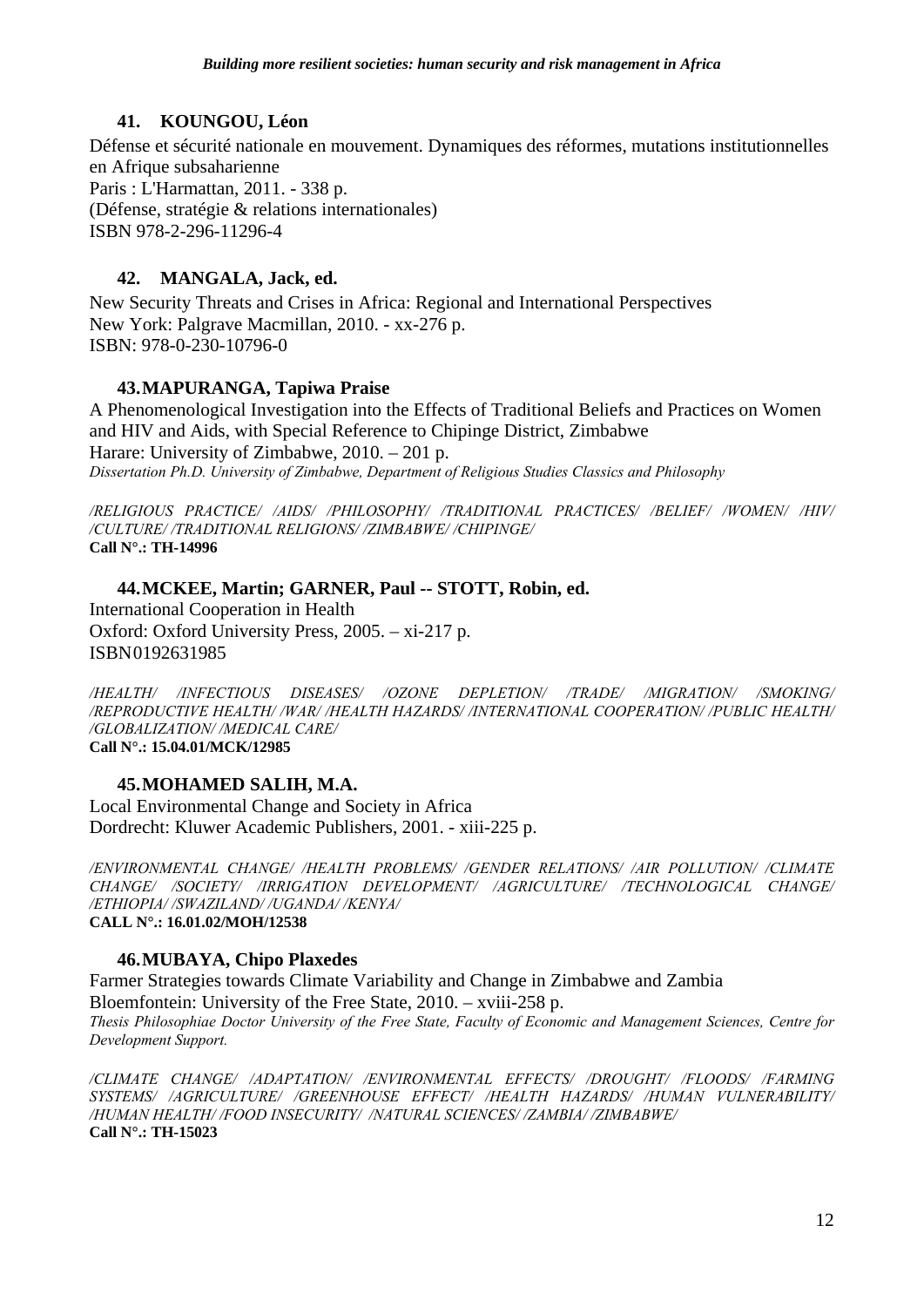### 41. KOUNGOU, Léon

Défense et sécurité nationale en mouvement. Dynamiques des réformes, mutations institutionnelles en Afrique subsaharienne
Paris : L'Harmattan, 2011. - 338 p.
(Défense, stratégie & relations internationales)
ISBN 978-2-296-11296-4

### 42. MANGALA, Jack, ed.

New Security Threats and Crises in Africa: Regional and International Perspectives
New York: Palgrave Macmillan, 2010. - xx-276 p.
ISBN: 978-0-230-10796-0

### 43. MAPURANGA, Tapiwa Praise

A Phenomenological Investigation into the Effects of Traditional Beliefs and Practices on Women and HIV and Aids, with Special Reference to Chipinge District, Zimbabwe
Harare: University of Zimbabwe, 2010. – 201 p.
*Dissertation Ph.D. University of Zimbabwe, Department of Religious Studies Classics and Philosophy*

*/RELIGIOUS PRACTICE/ /AIDS/ /PHILOSOPHY/ /TRADITIONAL PRACTICES/ /BELIEF/ /WOMEN/ /HIV/ /CULTURE/ /TRADITIONAL RELIGIONS/ /ZIMBABWE/ /CHIPINGE/*
**Call N°.: TH-14996**

### 44. MCKEE, Martin; GARNER, Paul -- STOTT, Robin, ed.

International Cooperation in Health
Oxford: Oxford University Press, 2005. – xi-217 p.
ISBN0192631985

*/HEALTH/ /INFECTIOUS DISEASES/ /OZONE DEPLETION/ /TRADE/ /MIGRATION/ /SMOKING/ /REPRODUCTIVE HEALTH/ /WAR/ /HEALTH HAZARDS/ /INTERNATIONAL COOPERATION/ /PUBLIC HEALTH/ /GLOBALIZATION/ /MEDICAL CARE/*
**Call N°.: 15.04.01/MCK/12985**

### 45. MOHAMED SALIH, M.A.

Local Environmental Change and Society in Africa
Dordrecht: Kluwer Academic Publishers, 2001. - xiii-225 p.

*/ENVIRONMENTAL CHANGE/ /HEALTH PROBLEMS/ /GENDER RELATIONS/ /AIR POLLUTION/ /CLIMATE CHANGE/ /SOCIETY/ /IRRIGATION DEVELOPMENT/ /AGRICULTURE/ /TECHNOLOGICAL CHANGE/ /ETHIOPIA/ /SWAZILAND/ /UGANDA/ /KENYA/*
**CALL N°.: 16.01.02/MOH/12538**

### 46. MUBAYA, Chipo Plaxedes

Farmer Strategies towards Climate Variability and Change in Zimbabwe and Zambia
Bloemfontein: University of the Free State, 2010. – xviii-258 p.
*Thesis Philosophiae Doctor University of the Free State, Faculty of Economic and Management Sciences, Centre for Development Support.*

*/CLIMATE CHANGE/ /ADAPTATION/ /ENVIRONMENTAL EFFECTS/ /DROUGHT/ /FLOODS/ /FARMING SYSTEMS/ /AGRICULTURE/ /GREENHOUSE EFFECT/ /HEALTH HAZARDS/ /HUMAN VULNERABILITY/ /HUMAN HEALTH/ /FOOD INSECURITY/ /NATURAL SCIENCES/ /ZAMBIA/ /ZIMBABWE/*
**Call N°.: TH-15023**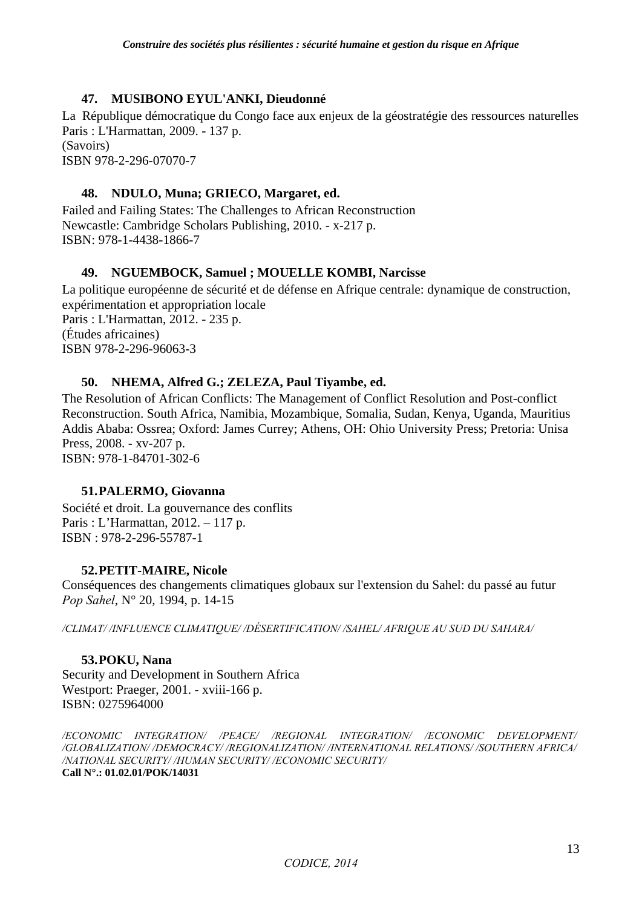### 47. MUSIBONO EYUL'ANKI, Dieudonné

La République démocratique du Congo face aux enjeux de la géostratégie des ressources naturelles
Paris : L'Harmattan, 2009. - 137 p.
(Savoirs)
ISBN 978-2-296-07070-7

### 48. NDULO, Muna; GRIECO, Margaret, ed.

Failed and Failing States: The Challenges to African Reconstruction
Newcastle: Cambridge Scholars Publishing, 2010. - x-217 p.
ISBN: 978-1-4438-1866-7

### 49. NGUEMBOCK, Samuel ; MOUELLE KOMBI, Narcisse

La politique européenne de sécurité et de défense en Afrique centrale: dynamique de construction, expérimentation et appropriation locale
Paris : L'Harmattan, 2012. - 235 p.
(Études africaines)
ISBN 978-2-296-96063-3

### 50. NHEMA, Alfred G.; ZELEZA, Paul Tiyambe, ed.

The Resolution of African Conflicts: The Management of Conflict Resolution and Post-conflict Reconstruction. South Africa, Namibia, Mozambique, Somalia, Sudan, Kenya, Uganda, Mauritius
Addis Ababa: Ossrea; Oxford: James Currey; Athens, OH: Ohio University Press; Pretoria: Unisa Press, 2008. - xv-207 p.
ISBN: 978-1-84701-302-6

### 51. PALERMO, Giovanna

Société et droit. La gouvernance des conflits
Paris : L'Harmattan, 2012. – 117 p.
ISBN : 978-2-296-55787-1

### 52. PETIT-MAIRE, Nicole

Conséquences des changements climatiques globaux sur l'extension du Sahel: du passé au futur
*Pop Sahel*, N° 20, 1994, p. 14-15

*/CLIMAT/ /INFLUENCE CLIMATIQUE/ /DÉSERTIFICATION/ /SAHEL/ AFRIQUE AU SUD DU SAHARA/*

### 53. POKU, Nana

Security and Development in Southern Africa
Westport: Praeger, 2001. - xviii-166 p.
ISBN: 0275964000

*/ECONOMIC INTEGRATION/ /PEACE/ /REGIONAL INTEGRATION/ /ECONOMIC DEVELOPMENT/ /GLOBALIZATION/ /DEMOCRACY/ /REGIONALIZATION/ /INTERNATIONAL RELATIONS/ /SOUTHERN AFRICA/ /NATIONAL SECURITY/ /HUMAN SECURITY/ /ECONOMIC SECURITY/*
**Call N°.: 01.02.01/POK/14031**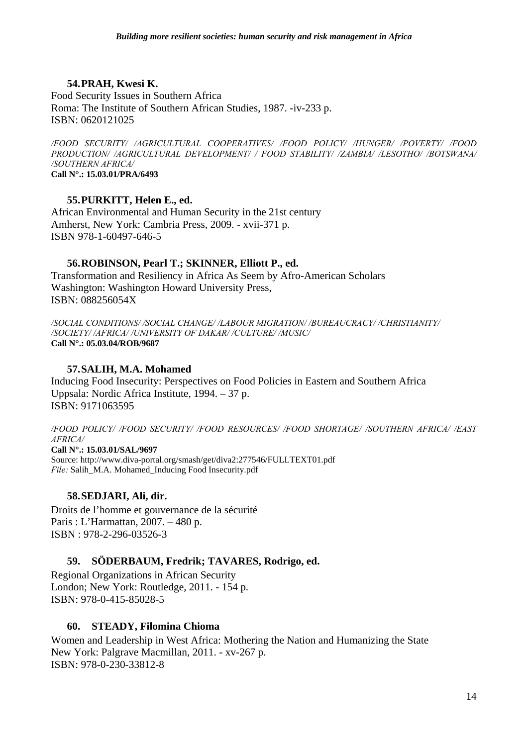**54. PRAH, Kwesi K.**

Food Security Issues in Southern Africa
Roma: The Institute of Southern African Studies, 1987. -iv-233 p.
ISBN: 0620121025

*/FOOD SECURITY/ /AGRICULTURAL COOPERATIVES/ /FOOD POLICY/ /HUNGER/ /POVERTY/ /FOOD PRODUCTION/ /AGRICULTURAL DEVELOPMENT/ / FOOD STABILITY/ /ZAMBIA/ /LESOTHO/ /BOTSWANA/ /SOUTHERN AFRICA/*
**Call N°.: 15.03.01/PRA/6493**

**55. PURKITT, Helen E., ed.**

African Environmental and Human Security in the 21st century
Amherst, New York: Cambria Press, 2009. - xvii-371 p.
ISBN 978-1-60497-646-5

**56. ROBINSON, Pearl T.; SKINNER, Elliott P., ed.**

Transformation and Resiliency in Africa As Seem by Afro-American Scholars
Washington: Washington Howard University Press,
ISBN: 088256054X

*/SOCIAL CONDITIONS/ /SOCIAL CHANGE/ /LABOUR MIGRATION/ /BUREAUCRACY/ /CHRISTIANITY/ /SOCIETY/ /AFRICA/ /UNIVERSITY OF DAKAR/ /CULTURE/ /MUSIC/*
**Call N°.: 05.03.04/ROB/9687**

**57. SALIH, M.A. Mohamed**

Inducing Food Insecurity: Perspectives on Food Policies in Eastern and Southern Africa
Uppsala: Nordic Africa Institute, 1994. – 37 p.
ISBN: 9171063595

*/FOOD POLICY/ /FOOD SECURITY/ /FOOD RESOURCES/ /FOOD SHORTAGE/ /SOUTHERN AFRICA/ /EAST AFRICA/*
**Call N°.: 15.03.01/SAL/9697**
Source: http://www.diva-portal.org/smash/get/diva2:277546/FULLTEXT01.pdf
*File:* Salih_M.A. Mohamed_Inducing Food Insecurity.pdf

**58. SEDJARI, Ali, dir.**

Droits de l'homme et gouvernance de la sécurité
Paris : L'Harmattan, 2007. – 480 p.
ISBN : 978-2-296-03526-3

**59. SÖDERBAUM, Fredrik; TAVARES, Rodrigo, ed.**

Regional Organizations in African Security
London; New York: Routledge, 2011. - 154 p.
ISBN: 978-0-415-85028-5

**60. STEADY, Filomina Chioma**

Women and Leadership in West Africa: Mothering the Nation and Humanizing the State
New York: Palgrave Macmillan, 2011. - xv-267 p.
ISBN: 978-0-230-33812-8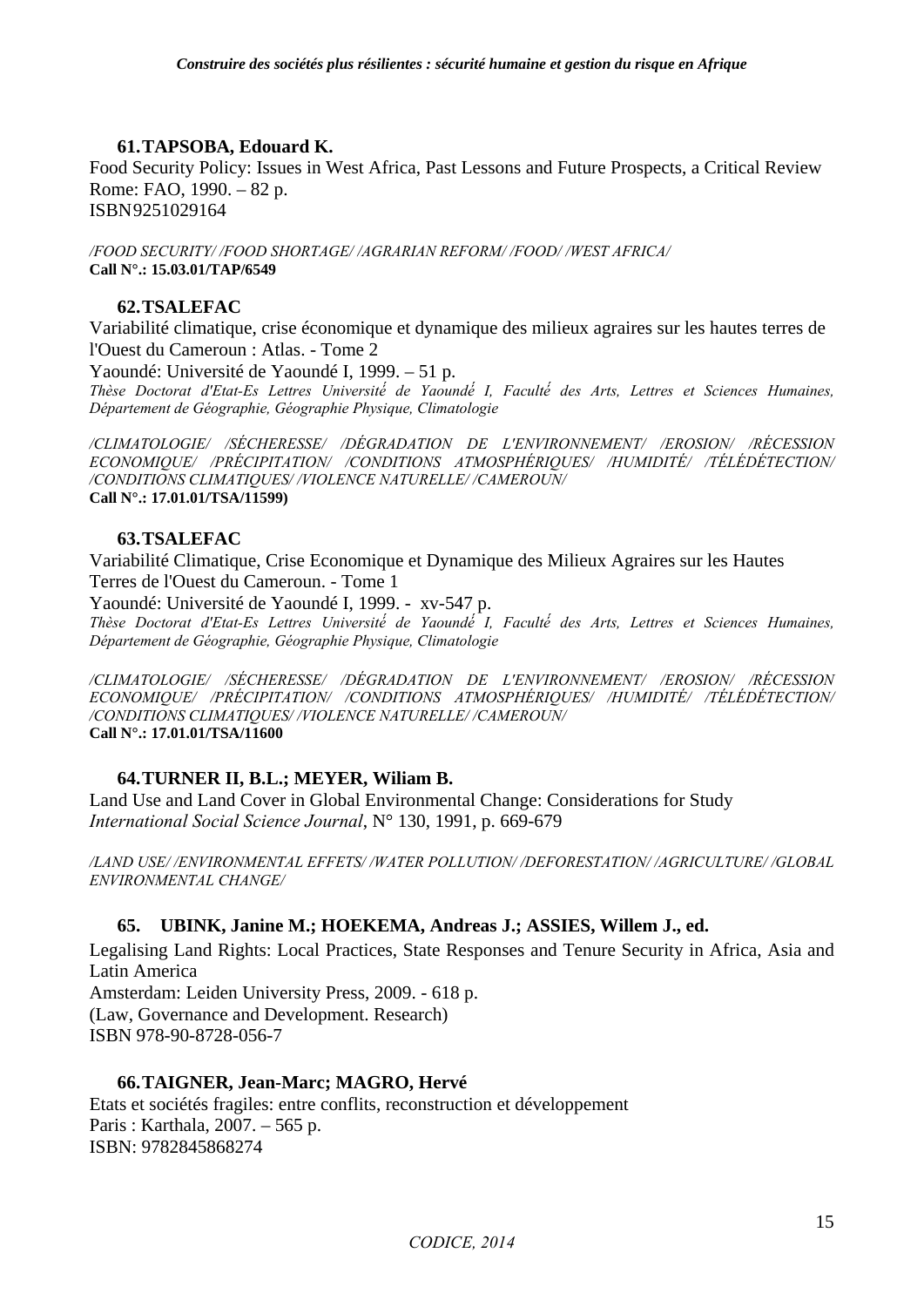### 61. TAPSOBA, Edouard K.

Food Security Policy: Issues in West Africa, Past Lessons and Future Prospects, a Critical Review
Rome: FAO, 1990. – 82 p.
ISBN9251029164

*/FOOD SECURITY/ /FOOD SHORTAGE/ /AGRARIAN REFORM/ /FOOD/ /WEST AFRICA/*
**Call N°.: 15.03.01/TAP/6549**

### 62. TSALEFAC

Variabilité climatique, crise économique et dynamique des milieux agraires sur les hautes terres de l'Ouest du Cameroun : Atlas. - Tome 2
Yaoundé: Université de Yaoundé I, 1999. – 51 p.
*Thèse Doctorat d'Etat-Es Lettres Université de Yaoundé I, Faculté des Arts, Lettres et Sciences Humaines, Département de Géographie, Géographie Physique, Climatologie*

*/CLIMATOLOGIE/ /SÉCHERESSE/ /DÉGRADATION DE L'ENVIRONNEMENT/ /EROSION/ /RÉCESSION ECONOMIQUE/ /PRÉCIPITATION/ /CONDITIONS ATMOSPHÉRIQUES/ /HUMIDITÉ/ /TÉLÉDÉTECTION/ /CONDITIONS CLIMATIQUES/ /VIOLENCE NATURELLE/ /CAMEROUN/*
**Call N°.: 17.01.01/TSA/11599)**

### 63. TSALEFAC

Variabilité Climatique, Crise Economique et Dynamique des Milieux Agraires sur les Hautes Terres de l'Ouest du Cameroun. - Tome 1
Yaoundé: Université de Yaoundé I, 1999. - xv-547 p.
*Thèse Doctorat d'Etat-Es Lettres Université de Yaoundé I, Faculté des Arts, Lettres et Sciences Humaines, Département de Géographie, Géographie Physique, Climatologie*

*/CLIMATOLOGIE/ /SÉCHERESSE/ /DÉGRADATION DE L'ENVIRONNEMENT/ /EROSION/ /RÉCESSION ECONOMIQUE/ /PRÉCIPITATION/ /CONDITIONS ATMOSPHÉRIQUES/ /HUMIDITÉ/ /TÉLÉDÉTECTION/ /CONDITIONS CLIMATIQUES/ /VIOLENCE NATURELLE/ /CAMEROUN/*
**Call N°.: 17.01.01/TSA/11600**

### 64. TURNER II, B.L.; MEYER, Wiliam B.

Land Use and Land Cover in Global Environmental Change: Considerations for Study
*International Social Science Journal*, N° 130, 1991, p. 669-679

*/LAND USE/ /ENVIRONMENTAL EFFETS/ /WATER POLLUTION/ /DEFORESTATION/ /AGRICULTURE/ /GLOBAL ENVIRONMENTAL CHANGE/*

### 65. UBINK, Janine M.; HOEKEMA, Andreas J.; ASSIES, Willem J., ed.

Legalising Land Rights: Local Practices, State Responses and Tenure Security in Africa, Asia and Latin America
Amsterdam: Leiden University Press, 2009. - 618 p.
(Law, Governance and Development. Research)
ISBN 978-90-8728-056-7

### 66. TAIGNER, Jean-Marc; MAGRO, Hervé

Etats et sociétés fragiles: entre conflits, reconstruction et développement
Paris : Karthala, 2007. – 565 p.
ISBN: 9782845868274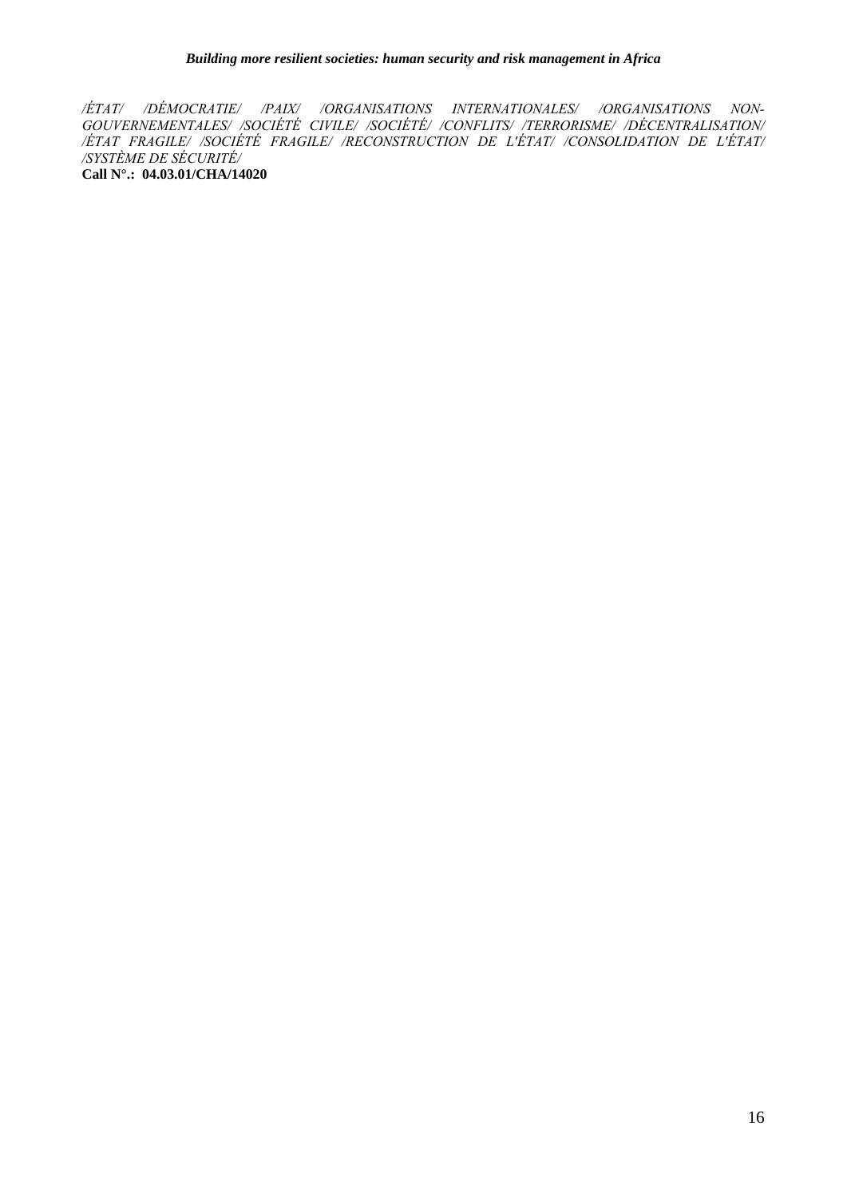*/ÉTAT/ /DÉMOCRATIE/ /PAIX/ /ORGANISATIONS INTERNATIONALES/ /ORGANISATIONS NON-GOUVERNEMENTALES/ /SOCIÉTÉ CIVILE/ /SOCIÉTÉ/ /CONFLITS/ /TERRORISME/ /DÉCENTRALISATION/ /ÉTAT FRAGILE/ /SOCIÉTÉ FRAGILE/ /RECONSTRUCTION DE L'ÉTAT/ /CONSOLIDATION DE L'ÉTAT/ /SYSTÈME DE SÉCURITÉ/*

**Call N°.: 04.03.01/CHA/14020**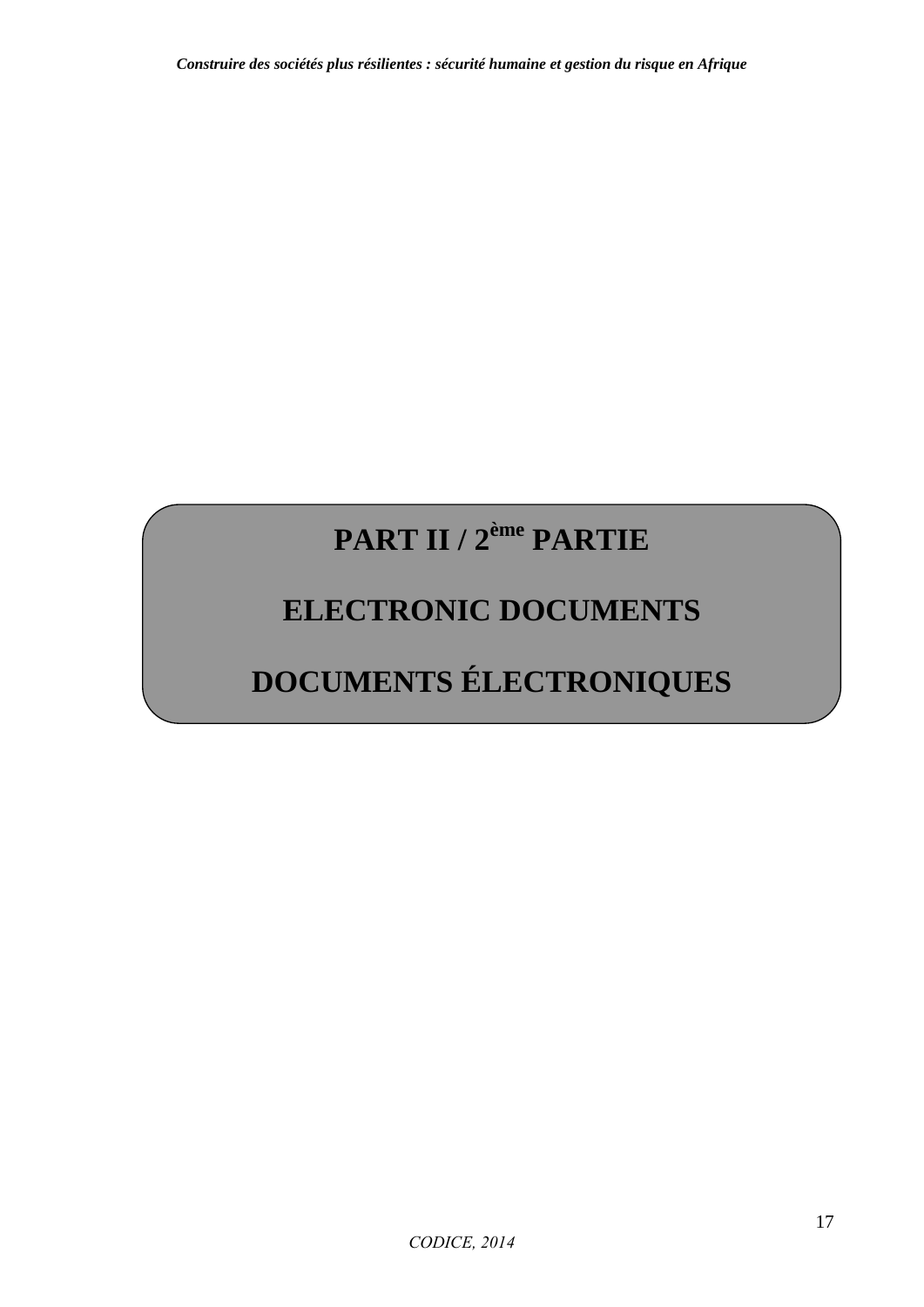# PART II / 2ème PARTIE

# ELECTRONIC DOCUMENTS

# DOCUMENTS ÉLECTRONIQUES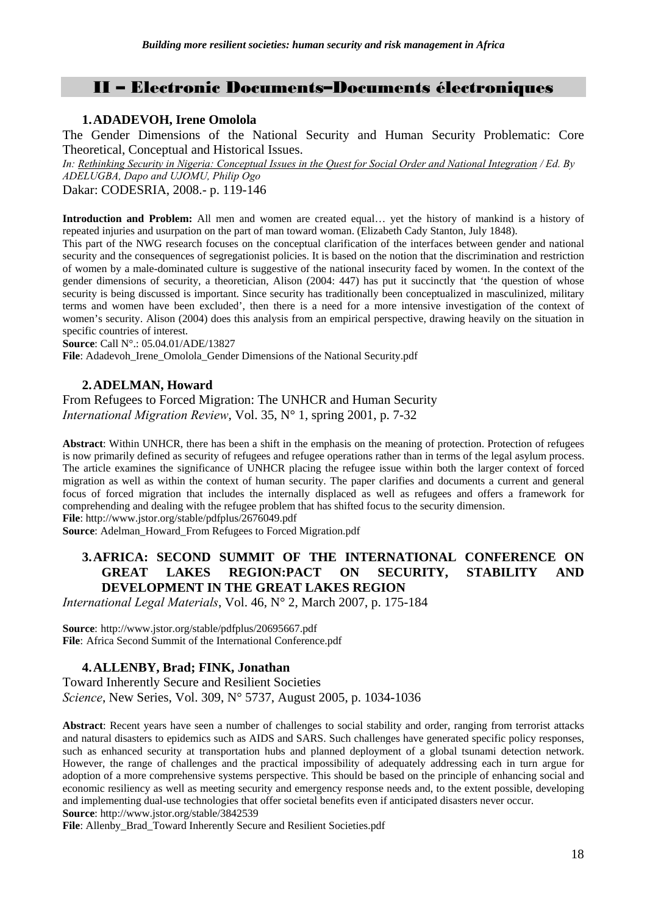## II – Electronic Documents–Documents électroniques

### 1. ADADEVOH, Irene Omolola

The Gender Dimensions of the National Security and Human Security Problematic: Core Theoretical, Conceptual and Historical Issues.

*In: Rethinking Security in Nigeria: Conceptual Issues in the Quest for Social Order and National Integration / Ed. By ADELUGBA, Dapo and UJOMU, Philip Ogo*

Dakar: CODESRIA, 2008.- p. 119-146

**Introduction and Problem:** All men and women are created equal… yet the history of mankind is a history of repeated injuries and usurpation on the part of man toward woman. (Elizabeth Cady Stanton, July 1848).

This part of the NWG research focuses on the conceptual clarification of the interfaces between gender and national security and the consequences of segregationist policies. It is based on the notion that the discrimination and restriction of women by a male-dominated culture is suggestive of the national insecurity faced by women. In the context of the gender dimensions of security, a theoretician, Alison (2004: 447) has put it succinctly that 'the question of whose security is being discussed is important. Since security has traditionally been conceptualized in masculinized, military terms and women have been excluded', then there is a need for a more intensive investigation of the context of women's security. Alison (2004) does this analysis from an empirical perspective, drawing heavily on the situation in specific countries of interest.

**Source**: Call N°.: 05.04.01/ADE/13827

**File**: Adadevoh_Irene_Omolola_Gender Dimensions of the National Security.pdf

### 2. ADELMAN, Howard

From Refugees to Forced Migration: The UNHCR and Human Security

*International Migration Review*, Vol. 35, N° 1, spring 2001, p. 7-32

**Abstract**: Within UNHCR, there has been a shift in the emphasis on the meaning of protection. Protection of refugees is now primarily defined as security of refugees and refugee operations rather than in terms of the legal asylum process. The article examines the significance of UNHCR placing the refugee issue within both the larger context of forced migration as well as within the context of human security. The paper clarifies and documents a current and general focus of forced migration that includes the internally displaced as well as refugees and offers a framework for comprehending and dealing with the refugee problem that has shifted focus to the security dimension.

**File**: http://www.jstor.org/stable/pdfplus/2676049.pdf

**Source**: Adelman_Howard_From Refugees to Forced Migration.pdf

### 3. AFRICA: SECOND SUMMIT OF THE INTERNATIONAL CONFERENCE ON GREAT LAKES REGION:PACT ON SECURITY, STABILITY AND DEVELOPMENT IN THE GREAT LAKES REGION

*International Legal Materials*, Vol. 46, N° 2, March 2007, p. 175-184

**Source**: http://www.jstor.org/stable/pdfplus/20695667.pdf

**File**: Africa Second Summit of the International Conference.pdf

### 4. ALLENBY, Brad; FINK, Jonathan

Toward Inherently Secure and Resilient Societies

*Science*, New Series, Vol. 309, N° 5737, August 2005, p. 1034-1036

**Abstract**: Recent years have seen a number of challenges to social stability and order, ranging from terrorist attacks and natural disasters to epidemics such as AIDS and SARS. Such challenges have generated specific policy responses, such as enhanced security at transportation hubs and planned deployment of a global tsunami detection network. However, the range of challenges and the practical impossibility of adequately addressing each in turn argue for adoption of a more comprehensive systems perspective. This should be based on the principle of enhancing social and economic resiliency as well as meeting security and emergency response needs and, to the extent possible, developing and implementing dual-use technologies that offer societal benefits even if anticipated disasters never occur.

**Source**: http://www.jstor.org/stable/3842539

**File**: Allenby_Brad_Toward Inherently Secure and Resilient Societies.pdf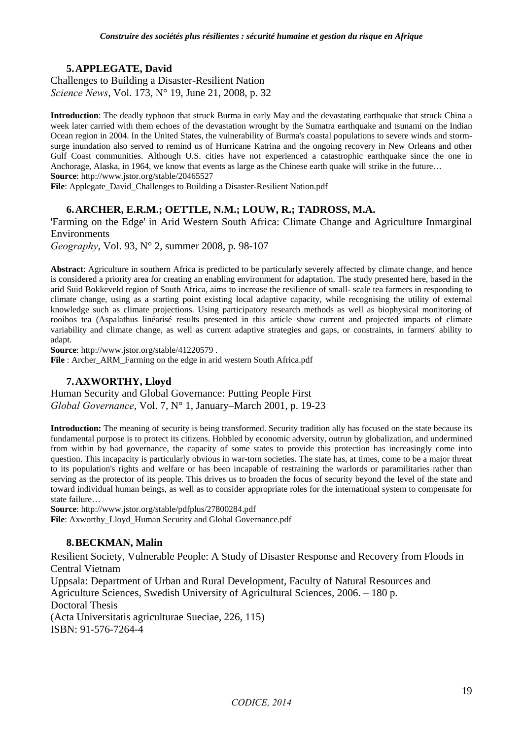### 5. APPLEGATE, David

Challenges to Building a Disaster-Resilient Nation
*Science News*, Vol. 173, N° 19, June 21, 2008, p. 32

**Introduction**: The deadly typhoon that struck Burma in early May and the devastating earthquake that struck China a week later carried with them echoes of the devastation wrought by the Sumatra earthquake and tsunami on the Indian Ocean region in 2004. In the United States, the vulnerability of Burma's coastal populations to severe winds and storm-surge inundation also served to remind us of Hurricane Katrina and the ongoing recovery in New Orleans and other Gulf Coast communities. Although U.S. cities have not experienced a catastrophic earthquake since the one in Anchorage, Alaska, in 1964, we know that events as large as the Chinese earth quake will strike in the future…
**Source**: http://www.jstor.org/stable/20465527
**File**: Applegate_David_Challenges to Building a Disaster-Resilient Nation.pdf

### 6. ARCHER, E.R.M.; OETTLE, N.M.; LOUW, R.; TADROSS, M.A.

'Farming on the Edge' in Arid Western South Africa: Climate Change and Agriculture Inmarginal Environments
*Geography*, Vol. 93, N° 2, summer 2008, p. 98-107

**Abstract**: Agriculture in southern Africa is predicted to be particularly severely affected by climate change, and hence is considered a priority area for creating an enabling environment for adaptation. The study presented here, based in the arid Suid Bokkeveld region of South Africa, aims to increase the resilience of small- scale tea farmers in responding to climate change, using as a starting point existing local adaptive capacity, while recognising the utility of external knowledge such as climate projections. Using participatory research methods as well as biophysical monitoring of rooibos tea (Aspalathus linéarisé results presented in this article show current and projected impacts of climate variability and climate change, as well as current adaptive strategies and gaps, or constraints, in farmers' ability to adapt.
**Source**: http://www.jstor.org/stable/41220579 .
**File** : Archer_ARM_Farming on the edge in arid western South Africa.pdf

### 7. AXWORTHY, Lloyd

Human Security and Global Governance: Putting People First
*Global Governance*, Vol. 7, N° 1, January–March 2001, p. 19-23

**Introduction:** The meaning of security is being transformed. Security tradition ally has focused on the state because its fundamental purpose is to protect its citizens. Hobbled by economic adversity, outrun by globalization, and undermined from within by bad governance, the capacity of some states to provide this protection has increasingly come into question. This incapacity is particularly obvious in war-torn societies. The state has, at times, come to be a major threat to its population's rights and welfare or has been incapable of restraining the warlords or paramilitaries rather than serving as the protector of its people. This drives us to broaden the focus of security beyond the level of the state and toward individual human beings, as well as to consider appropriate roles for the international system to compensate for state failure…
**Source**: http://www.jstor.org/stable/pdfplus/27800284.pdf
**File**: Axworthy_Lloyd_Human Security and Global Governance.pdf

### 8. BECKMAN, Malin

Resilient Society, Vulnerable People: A Study of Disaster Response and Recovery from Floods in Central Vietnam
Uppsala: Department of Urban and Rural Development, Faculty of Natural Resources and Agriculture Sciences, Swedish University of Agricultural Sciences, 2006. – 180 p.
Doctoral Thesis
(Acta Universitatis agriculturae Sueciae, 226, 115)
ISBN: 91-576-7264-4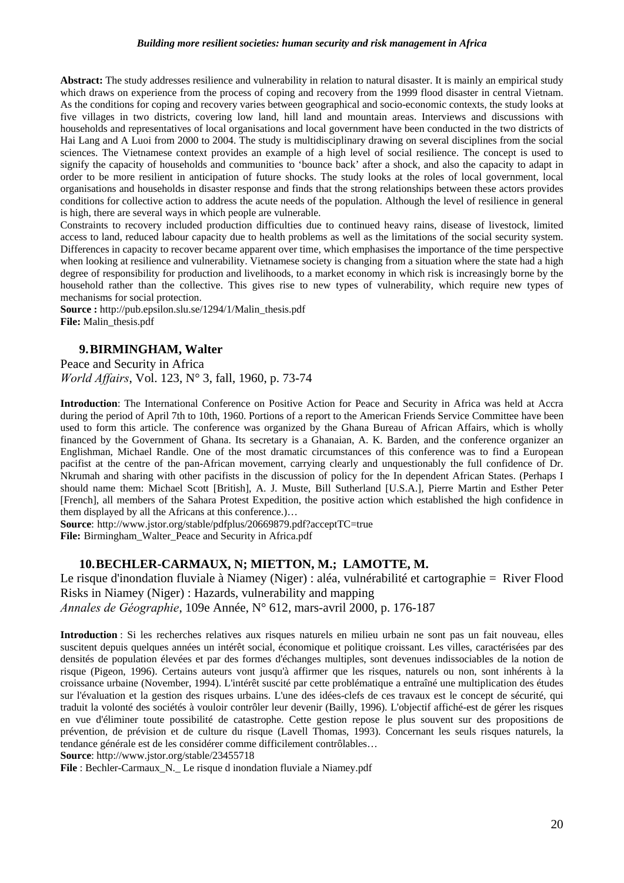**Abstract:** The study addresses resilience and vulnerability in relation to natural disaster. It is mainly an empirical study which draws on experience from the process of coping and recovery from the 1999 flood disaster in central Vietnam. As the conditions for coping and recovery varies between geographical and socio-economic contexts, the study looks at five villages in two districts, covering low land, hill land and mountain areas. Interviews and discussions with households and representatives of local organisations and local government have been conducted in the two districts of Hai Lang and A Luoi from 2000 to 2004. The study is multidisciplinary drawing on several disciplines from the social sciences. The Vietnamese context provides an example of a high level of social resilience. The concept is used to signify the capacity of households and communities to 'bounce back' after a shock, and also the capacity to adapt in order to be more resilient in anticipation of future shocks. The study looks at the roles of local government, local organisations and households in disaster response and finds that the strong relationships between these actors provides conditions for collective action to address the acute needs of the population. Although the level of resilience in general is high, there are several ways in which people are vulnerable.

Constraints to recovery included production difficulties due to continued heavy rains, disease of livestock, limited access to land, reduced labour capacity due to health problems as well as the limitations of the social security system. Differences in capacity to recover became apparent over time, which emphasises the importance of the time perspective when looking at resilience and vulnerability. Vietnamese society is changing from a situation where the state had a high degree of responsibility for production and livelihoods, to a market economy in which risk is increasingly borne by the household rather than the collective. This gives rise to new types of vulnerability, which require new types of mechanisms for social protection.

**Source :** http://pub.epsilon.slu.se/1294/1/Malin_thesis.pdf
**File:** Malin_thesis.pdf

### 9. BIRMINGHAM, Walter

Peace and Security in Africa
*World Affairs*, Vol. 123, N° 3, fall, 1960, p. 73-74

**Introduction**: The International Conference on Positive Action for Peace and Security in Africa was held at Accra during the period of April 7th to 10th, 1960. Portions of a report to the American Friends Service Committee have been used to form this article. The conference was organized by the Ghana Bureau of African Affairs, which is wholly financed by the Government of Ghana. Its secretary is a Ghanaian, A. K. Barden, and the conference organizer an Englishman, Michael Randle. One of the most dramatic circumstances of this conference was to find a European pacifist at the centre of the pan-African movement, carrying clearly and unquestionably the full confidence of Dr. Nkrumah and sharing with other pacifists in the discussion of policy for the In dependent African States. (Perhaps I should name them: Michael Scott [British], A. J. Muste, Bill Sutherland [U.S.A.], Pierre Martin and Esther Peter [French], all members of the Sahara Protest Expedition, the positive action which established the high confidence in them displayed by all the Africans at this conference.)…

**Source**: http://www.jstor.org/stable/pdfplus/20669879.pdf?acceptTC=true
**File:** Birmingham_Walter_Peace and Security in Africa.pdf

### 10. BECHLER-CARMAUX, N; MIETTON, M.; LAMOTTE, M.

Le risque d'inondation fluviale à Niamey (Niger) : aléa, vulnérabilité et cartographie = River Flood Risks in Niamey (Niger) : Hazards, vulnerability and mapping
*Annales de Géographie*, 109e Année, N° 612, mars-avril 2000, p. 176-187

**Introduction** : Si les recherches relatives aux risques naturels en milieu urbain ne sont pas un fait nouveau, elles suscitent depuis quelques années un intérêt social, économique et politique croissant. Les villes, caractérisées par des densités de population élevées et par des formes d'échanges multiples, sont devenues indissociables de la notion de risque (Pigeon, 1996). Certains auteurs vont jusqu'à affirmer que les risques, naturels ou non, sont inhérents à la croissance urbaine (November, 1994). L'intérêt suscité par cette problématique a entraîné une multiplication des études sur l'évaluation et la gestion des risques urbains. L'une des idées-clefs de ces travaux est le concept de sécurité, qui traduit la volonté des sociétés à vouloir contrôler leur devenir (Bailly, 1996). L'objectif affiché-est de gérer les risques en vue d'éliminer toute possibilité de catastrophe. Cette gestion repose le plus souvent sur des propositions de prévention, de prévision et de culture du risque (Lavell Thomas, 1993). Concernant les seuls risques naturels, la tendance générale est de les considérer comme difficilement contrôlables…

**Source**: http://www.jstor.org/stable/23455718
**File** : Bechler-Carmaux_N._ Le risque d inondation fluviale a Niamey.pdf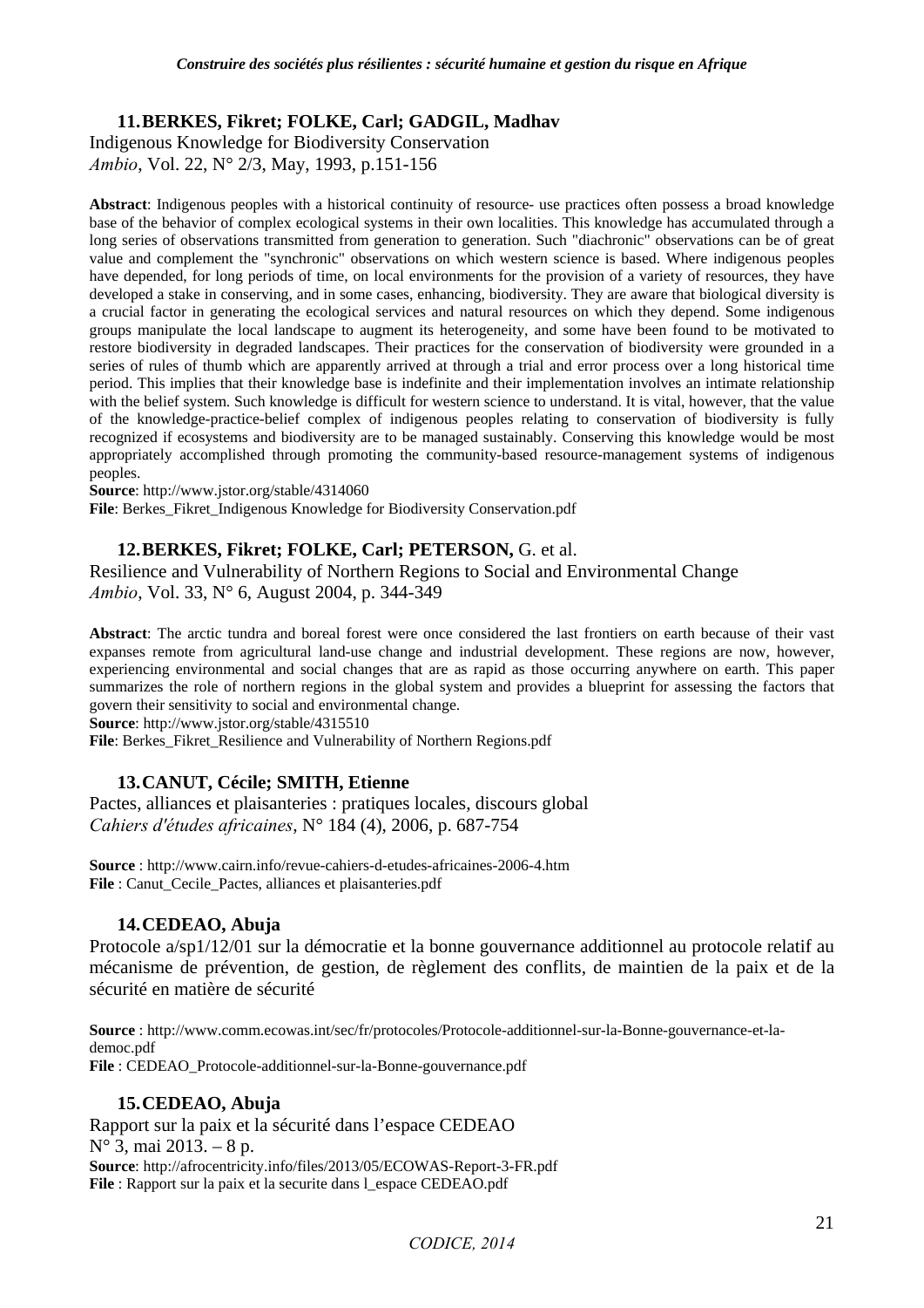### 11. BERKES, Fikret; FOLKE, Carl; GADGIL, Madhav

Indigenous Knowledge for Biodiversity Conservation
*Ambio*, Vol. 22, N° 2/3, May, 1993, p.151-156

**Abstract**: Indigenous peoples with a historical continuity of resource- use practices often possess a broad knowledge base of the behavior of complex ecological systems in their own localities. This knowledge has accumulated through a long series of observations transmitted from generation to generation. Such "diachronic" observations can be of great value and complement the "synchronic" observations on which western science is based. Where indigenous peoples have depended, for long periods of time, on local environments for the provision of a variety of resources, they have developed a stake in conserving, and in some cases, enhancing, biodiversity. They are aware that biological diversity is a crucial factor in generating the ecological services and natural resources on which they depend. Some indigenous groups manipulate the local landscape to augment its heterogeneity, and some have been found to be motivated to restore biodiversity in degraded landscapes. Their practices for the conservation of biodiversity were grounded in a series of rules of thumb which are apparently arrived at through a trial and error process over a long historical time period. This implies that their knowledge base is indefinite and their implementation involves an intimate relationship with the belief system. Such knowledge is difficult for western science to understand. It is vital, however, that the value of the knowledge-practice-belief complex of indigenous peoples relating to conservation of biodiversity is fully recognized if ecosystems and biodiversity are to be managed sustainably. Conserving this knowledge would be most appropriately accomplished through promoting the community-based resource-management systems of indigenous peoples.
**Source**: http://www.jstor.org/stable/4314060
**File**: Berkes_Fikret_Indigenous Knowledge for Biodiversity Conservation.pdf

### 12. BERKES, Fikret; FOLKE, Carl; PETERSON, G. et al.

Resilience and Vulnerability of Northern Regions to Social and Environmental Change
*Ambio*, Vol. 33, N° 6, August 2004, p. 344-349

**Abstract**: The arctic tundra and boreal forest were once considered the last frontiers on earth because of their vast expanses remote from agricultural land-use change and industrial development. These regions are now, however, experiencing environmental and social changes that are as rapid as those occurring anywhere on earth. This paper summarizes the role of northern regions in the global system and provides a blueprint for assessing the factors that govern their sensitivity to social and environmental change.
**Source**: http://www.jstor.org/stable/4315510
**File**: Berkes_Fikret_Resilience and Vulnerability of Northern Regions.pdf

### 13. CANUT, Cécile; SMITH, Etienne

Pactes, alliances et plaisanteries : pratiques locales, discours global
*Cahiers d'études africaines*, N° 184 (4), 2006, p. 687-754

**Source** : http://www.cairn.info/revue-cahiers-d-etudes-africaines-2006-4.htm
**File** : Canut_Cecile_Pactes, alliances et plaisanteries.pdf

### 14. CEDEAO, Abuja

Protocole a/sp1/12/01 sur la démocratie et la bonne gouvernance additionnel au protocole relatif au mécanisme de prévention, de gestion, de règlement des conflits, de maintien de la paix et de la sécurité en matière de sécurité

**Source** : http://www.comm.ecowas.int/sec/fr/protocoles/Protocole-additionnel-sur-la-Bonne-gouvernance-et-la-democ.pdf
**File** : CEDEAO_Protocole-additionnel-sur-la-Bonne-gouvernance.pdf

### 15. CEDEAO, Abuja

Rapport sur la paix et la sécurité dans l'espace CEDEAO
N° 3, mai 2013. – 8 p.
**Source**: http://afrocentricity.info/files/2013/05/ECOWAS-Report-3-FR.pdf
**File** : Rapport sur la paix et la securite dans l_espace CEDEAO.pdf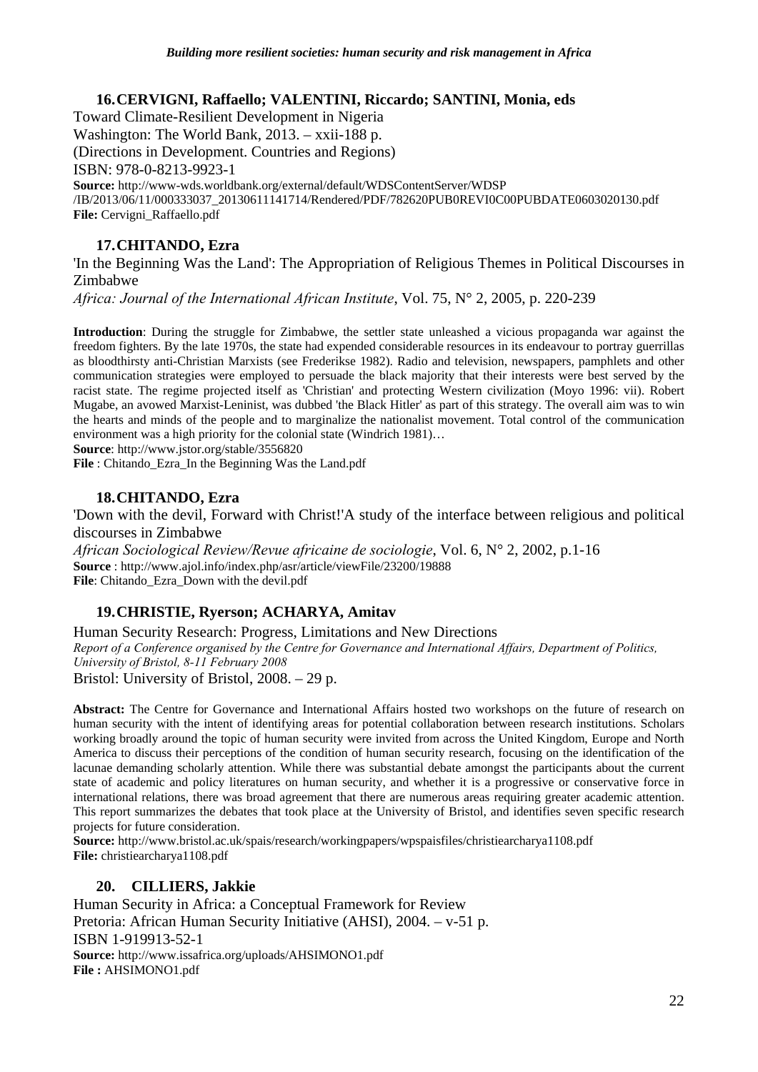### 16. CERVIGNI, Raffaello; VALENTINI, Riccardo; SANTINI, Monia, eds

Toward Climate-Resilient Development in Nigeria
Washington: The World Bank, 2013. – xxii-188 p.
(Directions in Development. Countries and Regions)
ISBN: 978-0-8213-9923-1
**Source:** http://www-wds.worldbank.org/external/default/WDSContentServer/WDSP/IB/2013/06/11/000333037_20130611141714/Rendered/PDF/782620PUB0REVI0C00PUBDATE0603020130.pdf
**File:** Cervigni_Raffaello.pdf

### 17. CHITANDO, Ezra

'In the Beginning Was the Land': The Appropriation of Religious Themes in Political Discourses in Zimbabwe
*Africa: Journal of the International African Institute*, Vol. 75, N° 2, 2005, p. 220-239

**Introduction**: During the struggle for Zimbabwe, the settler state unleashed a vicious propaganda war against the freedom fighters. By the late 1970s, the state had expended considerable resources in its endeavour to portray guerrillas as bloodthirsty anti-Christian Marxists (see Frederikse 1982). Radio and television, newspapers, pamphlets and other communication strategies were employed to persuade the black majority that their interests were best served by the racist state. The regime projected itself as 'Christian' and protecting Western civilization (Moyo 1996: vii). Robert Mugabe, an avowed Marxist-Leninist, was dubbed 'the Black Hitler' as part of this strategy. The overall aim was to win the hearts and minds of the people and to marginalize the nationalist movement. Total control of the communication environment was a high priority for the colonial state (Windrich 1981)…
**Source**: http://www.jstor.org/stable/3556820
**File** : Chitando_Ezra_In the Beginning Was the Land.pdf

### 18. CHITANDO, Ezra

'Down with the devil, Forward with Christ!'A study of the interface between religious and political discourses in Zimbabwe
*African Sociological Review/Revue africaine de sociologie*, Vol. 6, N° 2, 2002, p.1-16
**Source** : http://www.ajol.info/index.php/asr/article/viewFile/23200/19888
**File**: Chitando_Ezra_Down with the devil.pdf

### 19. CHRISTIE, Ryerson; ACHARYA, Amitav

Human Security Research: Progress, Limitations and New Directions
*Report of a Conference organised by the Centre for Governance and International Affairs, Department of Politics, University of Bristol, 8-11 February 2008*
Bristol: University of Bristol, 2008. – 29 p.

**Abstract:** The Centre for Governance and International Affairs hosted two workshops on the future of research on human security with the intent of identifying areas for potential collaboration between research institutions. Scholars working broadly around the topic of human security were invited from across the United Kingdom, Europe and North America to discuss their perceptions of the condition of human security research, focusing on the identification of the lacunae demanding scholarly attention. While there was substantial debate amongst the participants about the current state of academic and policy literatures on human security, and whether it is a progressive or conservative force in international relations, there was broad agreement that there are numerous areas requiring greater academic attention. This report summarizes the debates that took place at the University of Bristol, and identifies seven specific research projects for future consideration.
**Source:** http://www.bristol.ac.uk/spais/research/workingpapers/wpspaisfiles/christiearcharya1108.pdf
**File:** christiearcharya1108.pdf

### 20. CILLIERS, Jakkie

Human Security in Africa: a Conceptual Framework for Review
Pretoria: African Human Security Initiative (AHSI), 2004. – v-51 p.
ISBN 1-919913-52-1
**Source:** http://www.issafrica.org/uploads/AHSIMONO1.pdf
**File :** AHSIMONO1.pdf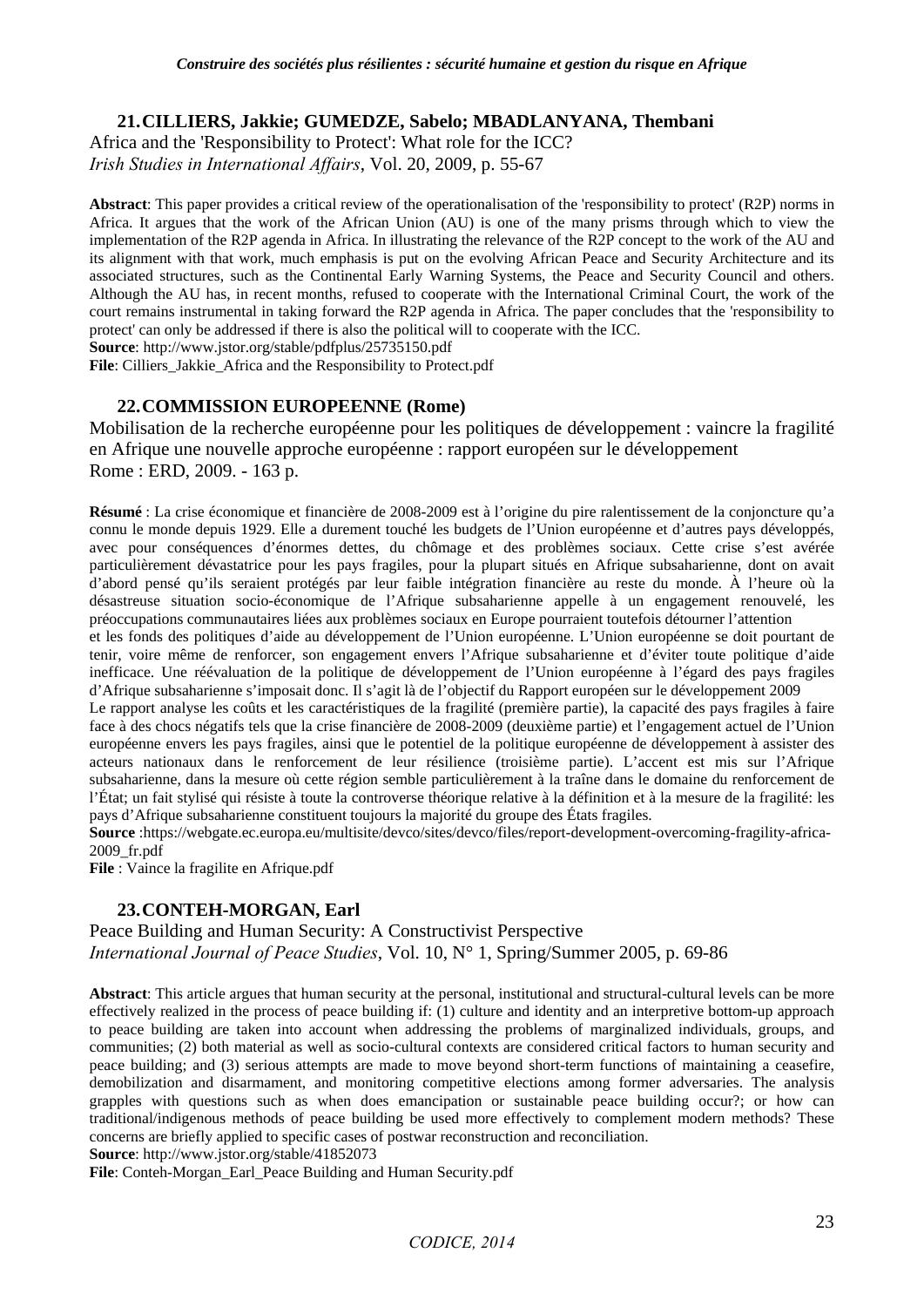### 21. CILLIERS, Jakkie; GUMEDZE, Sabelo; MBADLANYANA, Thembani

Africa and the 'Responsibility to Protect': What role for the ICC?
*Irish Studies in International Affairs*, Vol. 20, 2009, p. 55-67

**Abstract**: This paper provides a critical review of the operationalisation of the 'responsibility to protect' (R2P) norms in Africa. It argues that the work of the African Union (AU) is one of the many prisms through which to view the implementation of the R2P agenda in Africa. In illustrating the relevance of the R2P concept to the work of the AU and its alignment with that work, much emphasis is put on the evolving African Peace and Security Architecture and its associated structures, such as the Continental Early Warning Systems, the Peace and Security Council and others. Although the AU has, in recent months, refused to cooperate with the International Criminal Court, the work of the court remains instrumental in taking forward the R2P agenda in Africa. The paper concludes that the 'responsibility to protect' can only be addressed if there is also the political will to cooperate with the ICC.
**Source**: http://www.jstor.org/stable/pdfplus/25735150.pdf
**File**: Cilliers_Jakkie_Africa and the Responsibility to Protect.pdf

### 22. COMMISSION EUROPEENNE (Rome)

Mobilisation de la recherche européenne pour les politiques de développement : vaincre la fragilité en Afrique une nouvelle approche européenne : rapport européen sur le développement
Rome : ERD, 2009. - 163 p.

**Résumé** : La crise économique et financière de 2008-2009 est à l'origine du pire ralentissement de la conjoncture qu'a connu le monde depuis 1929. Elle a durement touché les budgets de l'Union européenne et d'autres pays développés, avec pour conséquences d'énormes dettes, du chômage et des problèmes sociaux. Cette crise s'est avérée particulièrement dévastatrice pour les pays fragiles, pour la plupart situés en Afrique subsaharienne, dont on avait d'abord pensé qu'ils seraient protégés par leur faible intégration financière au reste du monde. À l'heure où la désastreuse situation socio-économique de l'Afrique subsaharienne appelle à un engagement renouvelé, les préoccupations communautaires liées aux problèmes sociaux en Europe pourraient toutefois détourner l'attention
et les fonds des politiques d'aide au développement de l'Union européenne. L'Union européenne se doit pourtant de tenir, voire même de renforcer, son engagement envers l'Afrique subsaharienne et d'éviter toute politique d'aide inefficace. Une réévaluation de la politique de développement de l'Union européenne à l'égard des pays fragiles d'Afrique subsaharienne s'imposait donc. Il s'agit là de l'objectif du Rapport européen sur le développement 2009
Le rapport analyse les coûts et les caractéristiques de la fragilité (première partie), la capacité des pays fragiles à faire face à des chocs négatifs tels que la crise financière de 2008-2009 (deuxième partie) et l'engagement actuel de l'Union européenne envers les pays fragiles, ainsi que le potentiel de la politique européenne de développement à assister des acteurs nationaux dans le renforcement de leur résilience (troisième partie). L'accent est mis sur l'Afrique subsaharienne, dans la mesure où cette région semble particulièrement à la traîne dans le domaine du renforcement de l'État; un fait stylisé qui résiste à toute la controverse théorique relative à la définition et à la mesure de la fragilité: les pays d'Afrique subsaharienne constituent toujours la majorité du groupe des États fragiles.
**Source** :https://webgate.ec.europa.eu/multisite/devco/sites/devco/files/report-development-overcoming-fragility-africa-2009_fr.pdf
**File** : Vaince la fragilite en Afrique.pdf

### 23. CONTEH-MORGAN, Earl

Peace Building and Human Security: A Constructivist Perspective
*International Journal of Peace Studies*, Vol. 10, N° 1, Spring/Summer 2005, p. 69-86

**Abstract**: This article argues that human security at the personal, institutional and structural-cultural levels can be more effectively realized in the process of peace building if: (1) culture and identity and an interpretive bottom-up approach to peace building are taken into account when addressing the problems of marginalized individuals, groups, and communities; (2) both material as well as socio-cultural contexts are considered critical factors to human security and peace building; and (3) serious attempts are made to move beyond short-term functions of maintaining a ceasefire, demobilization and disarmament, and monitoring competitive elections among former adversaries. The analysis grapples with questions such as when does emancipation or sustainable peace building occur?; or how can traditional/indigenous methods of peace building be used more effectively to complement modern methods? These concerns are briefly applied to specific cases of postwar reconstruction and reconciliation.
**Source**: http://www.jstor.org/stable/41852073
**File**: Conteh-Morgan_Earl_Peace Building and Human Security.pdf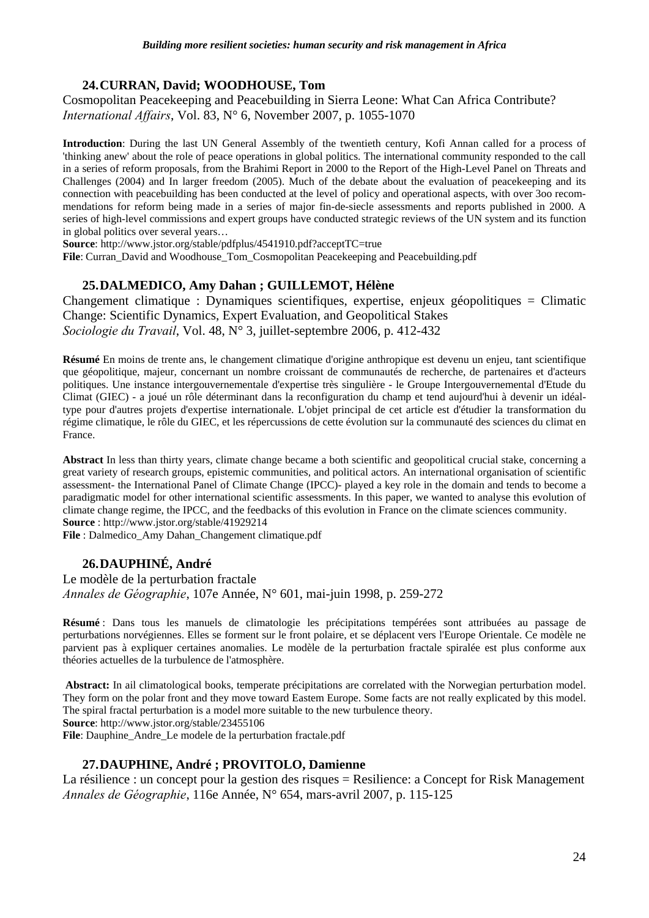### 24. CURRAN, David; WOODHOUSE, Tom

Cosmopolitan Peacekeeping and Peacebuilding in Sierra Leone: What Can Africa Contribute?
*International Affairs*, Vol. 83, N° 6, November 2007, p. 1055-1070

**Introduction**: During the last UN General Assembly of the twentieth century, Kofi Annan called for a process of 'thinking anew' about the role of peace operations in global politics. The international community responded to the call in a series of reform proposals, from the Brahimi Report in 2000 to the Report of the High-Level Panel on Threats and Challenges (2004) and In larger freedom (2005). Much of the debate about the evaluation of peacekeeping and its connection with peacebuilding has been conducted at the level of policy and operational aspects, with over 3oo recommendations for reform being made in a series of major fin-de-siecle assessments and reports published in 2000. A series of high-level commissions and expert groups have conducted strategic reviews of the UN system and its function in global politics over several years…
**Source**: http://www.jstor.org/stable/pdfplus/4541910.pdf?acceptTC=true
**File**: Curran_David and Woodhouse_Tom_Cosmopolitan Peacekeeping and Peacebuilding.pdf

### 25. DALMEDICO, Amy Dahan ; GUILLEMOT, Hélène

Changement climatique : Dynamiques scientifiques, expertise, enjeux géopolitiques = Climatic Change: Scientific Dynamics, Expert Evaluation, and Geopolitical Stakes
*Sociologie du Travail*, Vol. 48, N° 3, juillet-septembre 2006, p. 412-432

**Résumé** En moins de trente ans, le changement climatique d'origine anthropique est devenu un enjeu, tant scientifique que géopolitique, majeur, concernant un nombre croissant de communautés de recherche, de partenaires et d'acteurs politiques. Une instance intergouvernementale d'expertise très singulière - le Groupe Intergouvernemental d'Etude du Climat (GIEC) - a joué un rôle déterminant dans la reconfiguration du champ et tend aujourd'hui à devenir un idéal-type pour d'autres projets d'expertise internationale. L'objet principal de cet article est d'étudier la transformation du régime climatique, le rôle du GIEC, et les répercussions de cette évolution sur la communauté des sciences du climat en France.

**Abstract** In less than thirty years, climate change became a both scientific and geopolitical crucial stake, concerning a great variety of research groups, epistemic communities, and political actors. An international organisation of scientific assessment- the International Panel of Climate Change (IPCC)- played a key role in the domain and tends to become a paradigmatic model for other international scientific assessments. In this paper, we wanted to analyse this evolution of climate change regime, the IPCC, and the feedbacks of this evolution in France on the climate sciences community.
**Source** : http://www.jstor.org/stable/41929214
**File** : Dalmedico_Amy Dahan_Changement climatique.pdf

### 26. DAUPHINÉ, André

Le modèle de la perturbation fractale
*Annales de Géographie*, 107e Année, N° 601, mai-juin 1998, p. 259-272

**Résumé** : Dans tous les manuels de climatologie les précipitations tempérées sont attribuées au passage de perturbations norvégiennes. Elles se forment sur le front polaire, et se déplacent vers l'Europe Orientale. Ce modèle ne parvient pas à expliquer certaines anomalies. Le modèle de la perturbation fractale spiralée est plus conforme aux théories actuelles de la turbulence de l'atmosphère.

**Abstract:** In ail climatological books, temperate précipitations are correlated with the Norwegian perturbation model. They form on the polar front and they move toward Eastem Europe. Some facts are not really explicated by this model. The spiral fractal perturbation is a model more suitable to the new turbulence theory.
**Source**: http://www.jstor.org/stable/23455106
**File**: Dauphine_Andre_Le modele de la perturbation fractale.pdf

### 27. DAUPHINE, André ; PROVITOLO, Damienne

La résilience : un concept pour la gestion des risques = Resilience: a Concept for Risk Management
*Annales de Géographie*, 116e Année, N° 654, mars-avril 2007, p. 115-125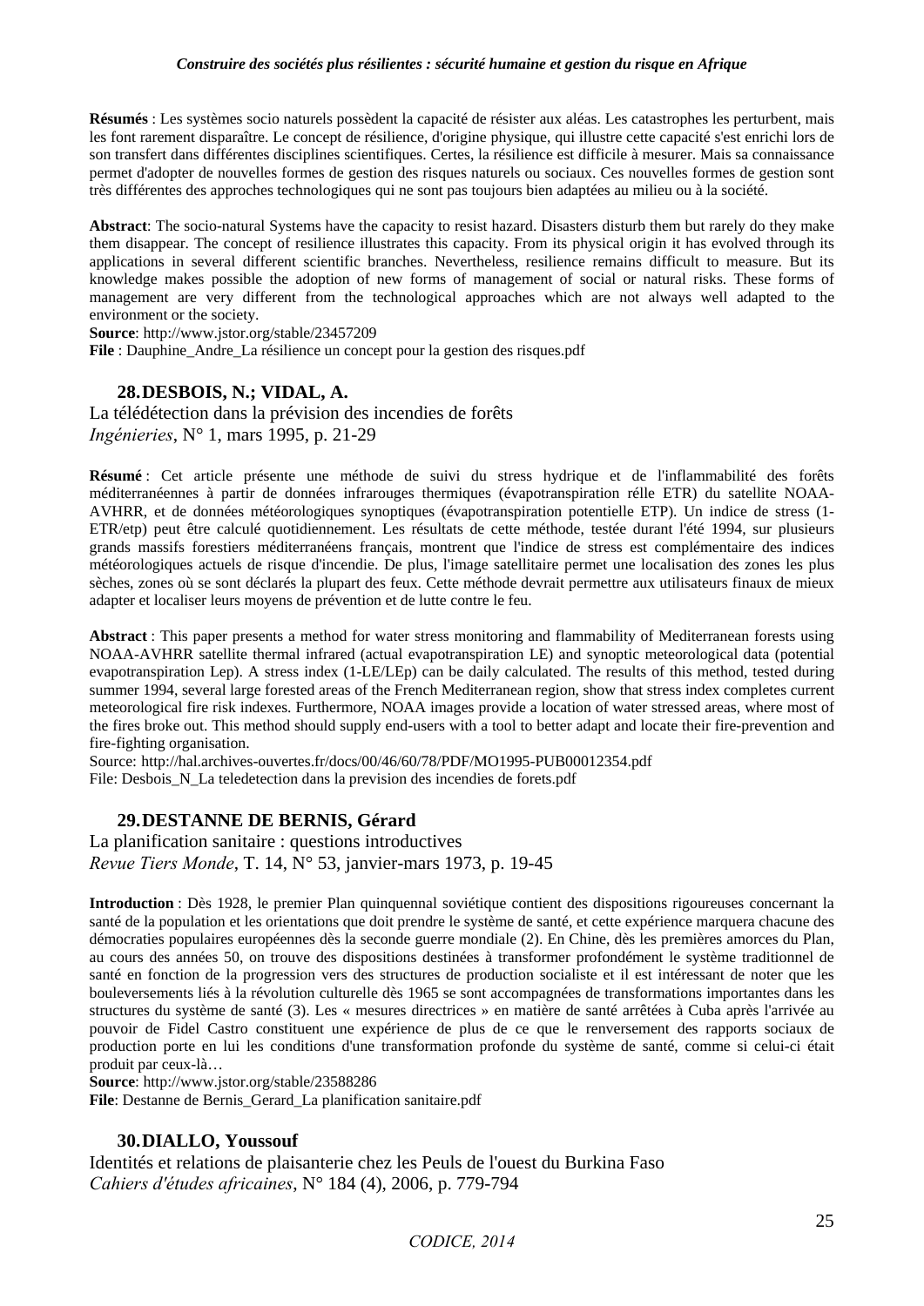**Résumés** : Les systèmes socio naturels possèdent la capacité de résister aux aléas. Les catastrophes les perturbent, mais les font rarement disparaître. Le concept de résilience, d'origine physique, qui illustre cette capacité s'est enrichi lors de son transfert dans différentes disciplines scientifiques. Certes, la résilience est difficile à mesurer. Mais sa connaissance permet d'adopter de nouvelles formes de gestion des risques naturels ou sociaux. Ces nouvelles formes de gestion sont très différentes des approches technologiques qui ne sont pas toujours bien adaptées au milieu ou à la société.

**Abstract**: The socio-natural Systems have the capacity to resist hazard. Disasters disturb them but rarely do they make them disappear. The concept of resilience illustrates this capacity. From its physical origin it has evolved through its applications in several different scientific branches. Nevertheless, resilience remains difficult to measure. But its knowledge makes possible the adoption of new forms of management of social or natural risks. These forms of management are very different from the technological approaches which are not always well adapted to the environment or the society.
**Source**: http://www.jstor.org/stable/23457209
**File** : Dauphine_Andre_La résilience un concept pour la gestion des risques.pdf

### 28. DESBOIS, N.; VIDAL, A.

La télédétection dans la prévision des incendies de forêts
*Ingénieries*, N° 1, mars 1995, p. 21-29

**Résumé** : Cet article présente une méthode de suivi du stress hydrique et de l'inflammabilité des forêts méditerranéennes à partir de données infrarouges thermiques (évapotranspiration rélle ETR) du satellite NOAA-AVHRR, et de données météorologiques synoptiques (évapotranspiration potentielle ETP). Un indice de stress (1-ETR/etp) peut être calculé quotidiennement. Les résultats de cette méthode, testée durant l'été 1994, sur plusieurs grands massifs forestiers méditerranéens français, montrent que l'indice de stress est complémentaire des indices météorologiques actuels de risque d'incendie. De plus, l'image satellitaire permet une localisation des zones les plus sèches, zones où se sont déclarés la plupart des feux. Cette méthode devrait permettre aux utilisateurs finaux de mieux adapter et localiser leurs moyens de prévention et de lutte contre le feu.

**Abstract** : This paper presents a method for water stress monitoring and flammability of Mediterranean forests using NOAA-AVHRR satellite thermal infrared (actual evapotranspiration LE) and synoptic meteorological data (potential evapotranspiration Lep). A stress index (1-LE/LEp) can be daily calculated. The results of this method, tested during summer 1994, several large forested areas of the French Mediterranean region, show that stress index completes current meteorological fire risk indexes. Furthermore, NOAA images provide a location of water stressed areas, where most of the fires broke out. This method should supply end-users with a tool to better adapt and locate their fire-prevention and fire-fighting organisation.
Source: http://hal.archives-ouvertes.fr/docs/00/46/60/78/PDF/MO1995-PUB00012354.pdf
File: Desbois_N_La teledetection dans la prevision des incendies de forets.pdf

### 29. DESTANNE DE BERNIS, Gérard

La planification sanitaire : questions introductives
*Revue Tiers Monde*, T. 14, N° 53, janvier-mars 1973, p. 19-45

**Introduction** : Dès 1928, le premier Plan quinquennal soviétique contient des dispositions rigoureuses concernant la santé de la population et les orientations que doit prendre le système de santé, et cette expérience marquera chacune des démocraties populaires européennes dès la seconde guerre mondiale (2). En Chine, dès les premières amorces du Plan, au cours des années 50, on trouve des dispositions destinées à transformer profondément le système traditionnel de santé en fonction de la progression vers des structures de production socialiste et il est intéressant de noter que les bouleversements liés à la révolution culturelle dès 1965 se sont accompagnées de transformations importantes dans les structures du système de santé (3). Les « mesures directrices » en matière de santé arrêtées à Cuba après l'arrivée au pouvoir de Fidel Castro constituent une expérience de plus de ce que le renversement des rapports sociaux de production porte en lui les conditions d'une transformation profonde du système de santé, comme si celui-ci était produit par ceux-là…
**Source**: http://www.jstor.org/stable/23588286
**File**: Destanne de Bernis_Gerard_La planification sanitaire.pdf

### 30. DIALLO, Youssouf

Identités et relations de plaisanterie chez les Peuls de l'ouest du Burkina Faso
*Cahiers d'études africaines*, N° 184 (4), 2006, p. 779-794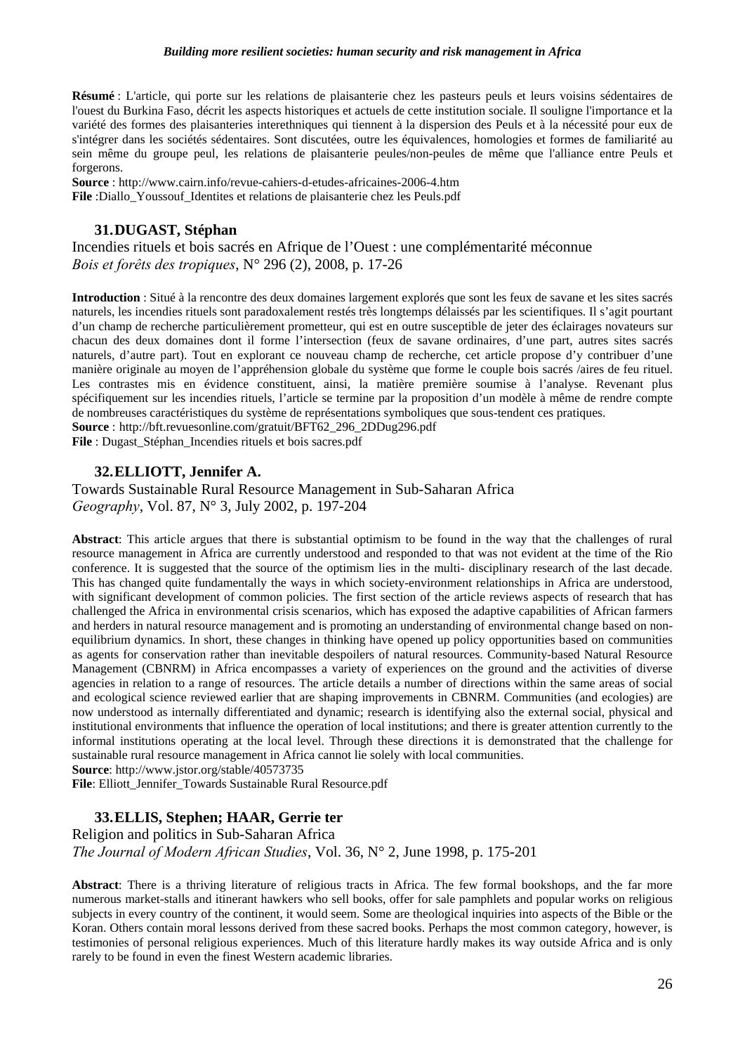**Résumé** : L'article, qui porte sur les relations de plaisanterie chez les pasteurs peuls et leurs voisins sédentaires de l'ouest du Burkina Faso, décrit les aspects historiques et actuels de cette institution sociale. Il souligne l'importance et la variété des formes des plaisanteries interethniques qui tiennent à la dispersion des Peuls et à la nécessité pour eux de s'intégrer dans les sociétés sédentaires. Sont discutées, outre les équivalences, homologies et formes de familiarité au sein même du groupe peul, les relations de plaisanterie peules/non-peules de même que l'alliance entre Peuls et forgerons.

**Source** : http://www.cairn.info/revue-cahiers-d-etudes-africaines-2006-4.htm

**File** :Diallo_Youssouf_Identites et relations de plaisanterie chez les Peuls.pdf

### 31. DUGAST, Stéphan

Incendies rituels et bois sacrés en Afrique de l'Ouest : une complémentarité méconnue
*Bois et forêts des tropiques*, N° 296 (2), 2008, p. 17-26

**Introduction** : Situé à la rencontre des deux domaines largement explorés que sont les feux de savane et les sites sacrés naturels, les incendies rituels sont paradoxalement restés très longtemps délaissés par les scientifiques. Il s'agit pourtant d'un champ de recherche particulièrement prometteur, qui est en outre susceptible de jeter des éclairages novateurs sur chacun des deux domaines dont il forme l'intersection (feux de savane ordinaires, d'une part, autres sites sacrés naturels, d'autre part). Tout en explorant ce nouveau champ de recherche, cet article propose d'y contribuer d'une manière originale au moyen de l'appréhension globale du système que forme le couple bois sacrés /aires de feu rituel. Les contrastes mis en évidence constituent, ainsi, la matière première soumise à l'analyse. Revenant plus spécifiquement sur les incendies rituels, l'article se termine par la proposition d'un modèle à même de rendre compte de nombreuses caractéristiques du système de représentations symboliques que sous-tendent ces pratiques.

**Source** : http://bft.revuesonline.com/gratuit/BFT62_296_2DDug296.pdf

**File** : Dugast_Stéphan_Incendies rituels et bois sacres.pdf

### 32. ELLIOTT, Jennifer A.

Towards Sustainable Rural Resource Management in Sub-Saharan Africa
*Geography*, Vol. 87, N° 3, July 2002, p. 197-204

**Abstract**: This article argues that there is substantial optimism to be found in the way that the challenges of rural resource management in Africa are currently understood and responded to that was not evident at the time of the Rio conference. It is suggested that the source of the optimism lies in the multi- disciplinary research of the last decade. This has changed quite fundamentally the ways in which society-environment relationships in Africa are understood, with significant development of common policies. The first section of the article reviews aspects of research that has challenged the Africa in environmental crisis scenarios, which has exposed the adaptive capabilities of African farmers and herders in natural resource management and is promoting an understanding of environmental change based on non-equilibrium dynamics. In short, these changes in thinking have opened up policy opportunities based on communities as agents for conservation rather than inevitable despoilers of natural resources. Community-based Natural Resource Management (CBNRM) in Africa encompasses a variety of experiences on the ground and the activities of diverse agencies in relation to a range of resources. The article details a number of directions within the same areas of social and ecological science reviewed earlier that are shaping improvements in CBNRM. Communities (and ecologies) are now understood as internally differentiated and dynamic; research is identifying also the external social, physical and institutional environments that influence the operation of local institutions; and there is greater attention currently to the informal institutions operating at the local level. Through these directions it is demonstrated that the challenge for sustainable rural resource management in Africa cannot lie solely with local communities.

**Source**: http://www.jstor.org/stable/40573735

**File**: Elliott_Jennifer_Towards Sustainable Rural Resource.pdf

### 33. ELLIS, Stephen; HAAR, Gerrie ter

Religion and politics in Sub-Saharan Africa
*The Journal of Modern African Studies*, Vol. 36, N° 2, June 1998, p. 175-201

**Abstract**: There is a thriving literature of religious tracts in Africa. The few formal bookshops, and the far more numerous market-stalls and itinerant hawkers who sell books, offer for sale pamphlets and popular works on religious subjects in every country of the continent, it would seem. Some are theological inquiries into aspects of the Bible or the Koran. Others contain moral lessons derived from these sacred books. Perhaps the most common category, however, is testimonies of personal religious experiences. Much of this literature hardly makes its way outside Africa and is only rarely to be found in even the finest Western academic libraries.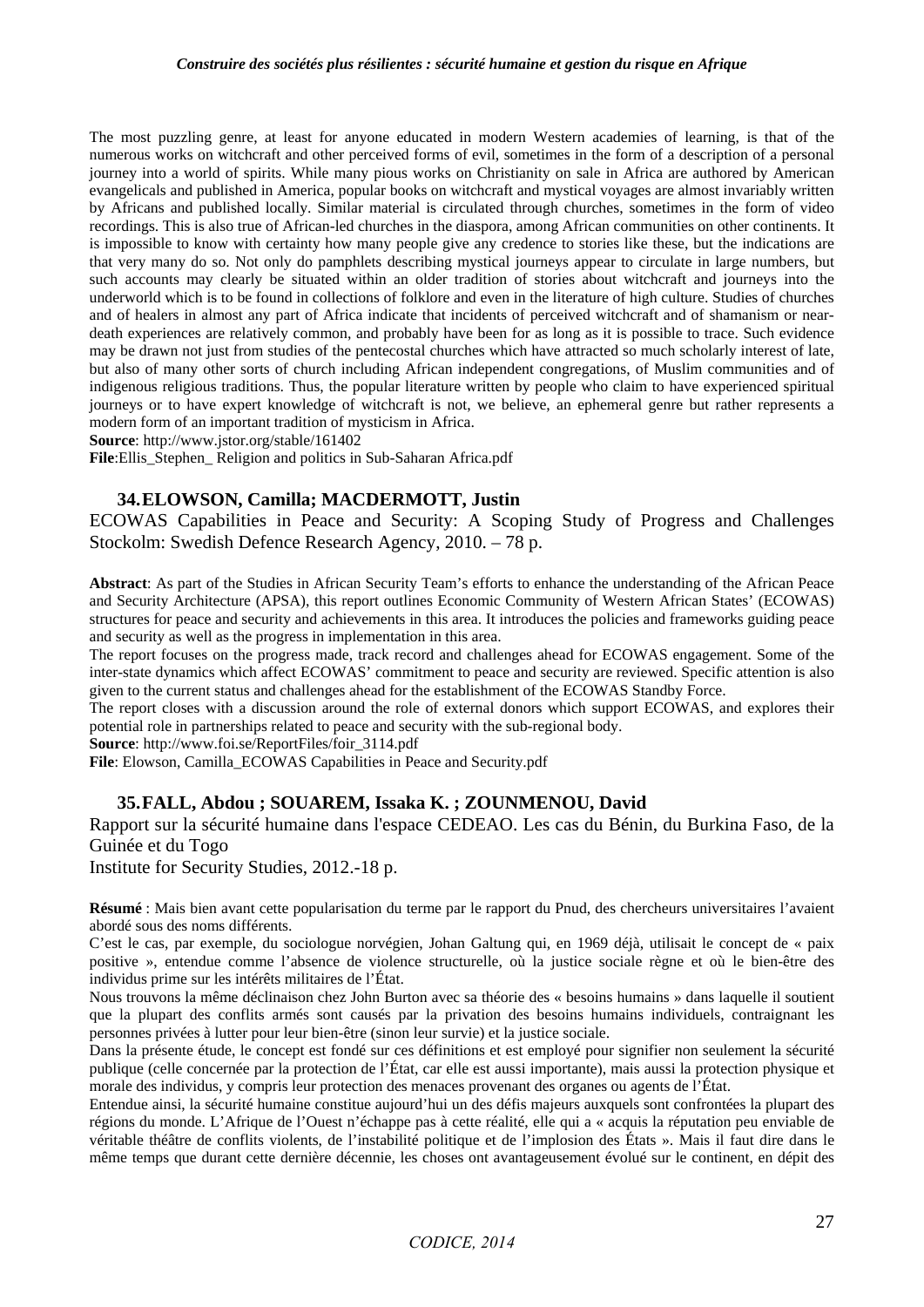The most puzzling genre, at least for anyone educated in modern Western academies of learning, is that of the numerous works on witchcraft and other perceived forms of evil, sometimes in the form of a description of a personal journey into a world of spirits. While many pious works on Christianity on sale in Africa are authored by American evangelicals and published in America, popular books on witchcraft and mystical voyages are almost invariably written by Africans and published locally. Similar material is circulated through churches, sometimes in the form of video recordings. This is also true of African-led churches in the diaspora, among African communities on other continents. It is impossible to know with certainty how many people give any credence to stories like these, but the indications are that very many do so. Not only do pamphlets describing mystical journeys appear to circulate in large numbers, but such accounts may clearly be situated within an older tradition of stories about witchcraft and journeys into the underworld which is to be found in collections of folklore and even in the literature of high culture. Studies of churches and of healers in almost any part of Africa indicate that incidents of perceived witchcraft and of shamanism or near-death experiences are relatively common, and probably have been for as long as it is possible to trace. Such evidence may be drawn not just from studies of the pentecostal churches which have attracted so much scholarly interest of late, but also of many other sorts of church including African independent congregations, of Muslim communities and of indigenous religious traditions. Thus, the popular literature written by people who claim to have experienced spiritual journeys or to have expert knowledge of witchcraft is not, we believe, an ephemeral genre but rather represents a modern form of an important tradition of mysticism in Africa.

**Source**: http://www.jstor.org/stable/161402

**File**:Ellis_Stephen_ Religion and politics in Sub-Saharan Africa.pdf

### 34. ELOWSON, Camilla; MACDERMOTT, Justin

ECOWAS Capabilities in Peace and Security: A Scoping Study of Progress and Challenges Stockolm: Swedish Defence Research Agency, 2010. – 78 p.

**Abstract**: As part of the Studies in African Security Team's efforts to enhance the understanding of the African Peace and Security Architecture (APSA), this report outlines Economic Community of Western African States' (ECOWAS) structures for peace and security and achievements in this area. It introduces the policies and frameworks guiding peace and security as well as the progress in implementation in this area.

The report focuses on the progress made, track record and challenges ahead for ECOWAS engagement. Some of the inter-state dynamics which affect ECOWAS' commitment to peace and security are reviewed. Specific attention is also given to the current status and challenges ahead for the establishment of the ECOWAS Standby Force.

The report closes with a discussion around the role of external donors which support ECOWAS, and explores their potential role in partnerships related to peace and security with the sub-regional body.

**Source**: http://www.foi.se/ReportFiles/foir_3114.pdf

**File**: Elowson, Camilla_ECOWAS Capabilities in Peace and Security.pdf

### 35. FALL, Abdou ; SOUAREM, Issaka K. ; ZOUNMENOU, David

Rapport sur la sécurité humaine dans l'espace CEDEAO. Les cas du Bénin, du Burkina Faso, de la Guinée et du Togo

Institute for Security Studies, 2012.-18 p.

**Résumé** : Mais bien avant cette popularisation du terme par le rapport du Pnud, des chercheurs universitaires l'avaient abordé sous des noms différents.

C'est le cas, par exemple, du sociologue norvégien, Johan Galtung qui, en 1969 déjà, utilisait le concept de « paix positive », entendue comme l'absence de violence structurelle, où la justice sociale règne et où le bien-être des individus prime sur les intérêts militaires de l'État.

Nous trouvons la même déclinaison chez John Burton avec sa théorie des « besoins humains » dans laquelle il soutient que la plupart des conflits armés sont causés par la privation des besoins humains individuels, contraignant les personnes privées à lutter pour leur bien-être (sinon leur survie) et la justice sociale.

Dans la présente étude, le concept est fondé sur ces définitions et est employé pour signifier non seulement la sécurité publique (celle concernée par la protection de l'État, car elle est aussi importante), mais aussi la protection physique et morale des individus, y compris leur protection des menaces provenant des organes ou agents de l'État.

Entendue ainsi, la sécurité humaine constitue aujourd'hui un des défis majeurs auxquels sont confrontées la plupart des régions du monde. L'Afrique de l'Ouest n'échappe pas à cette réalité, elle qui a « acquis la réputation peu enviable de véritable théâtre de conflits violents, de l'instabilité politique et de l'implosion des États ». Mais il faut dire dans le même temps que durant cette dernière décennie, les choses ont avantageusement évolué sur le continent, en dépit des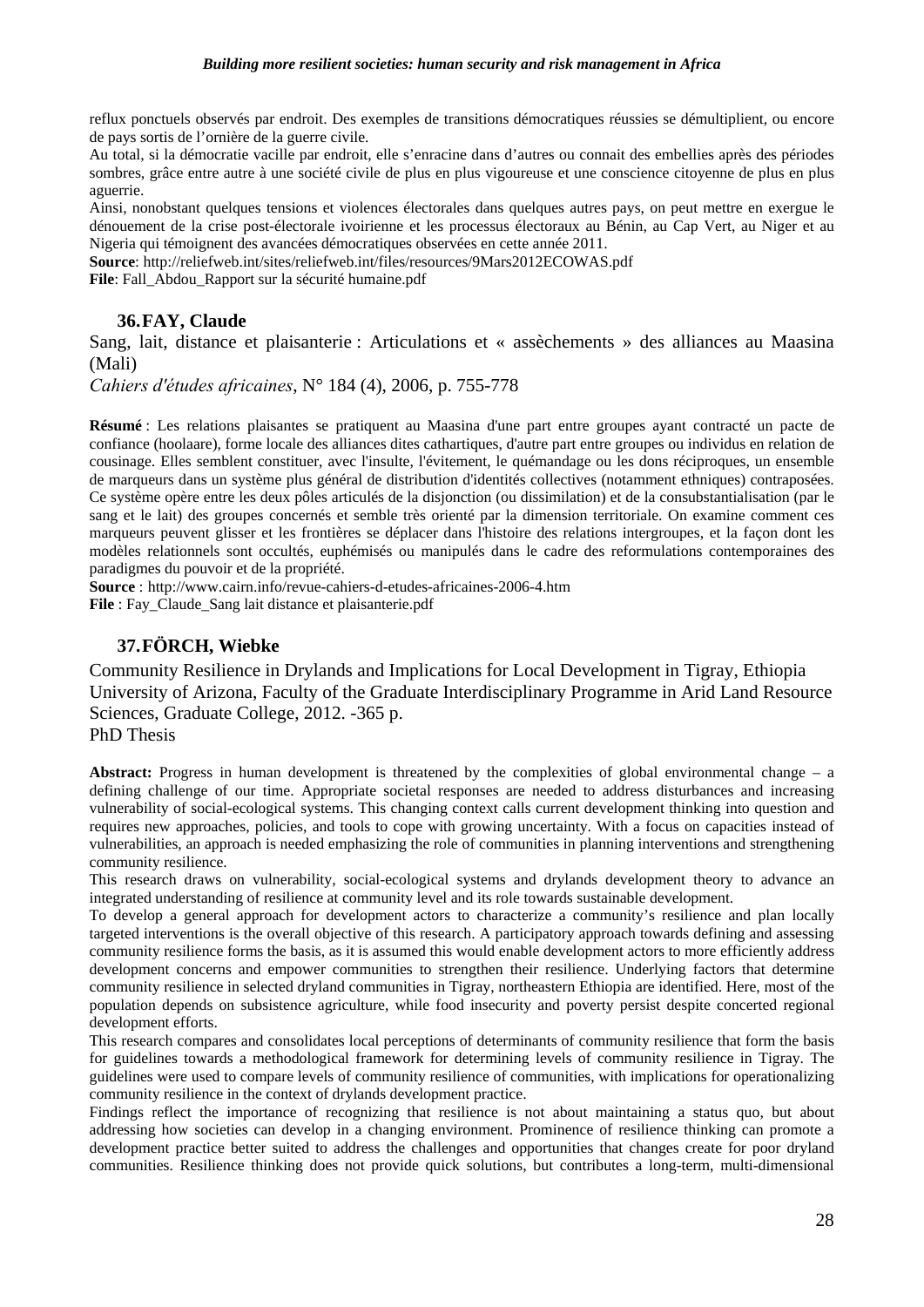reflux ponctuels observés par endroit. Des exemples de transitions démocratiques réussies se démultiplient, ou encore de pays sortis de l'ornière de la guerre civile.

Au total, si la démocratie vacille par endroit, elle s'enracine dans d'autres ou connait des embellies après des périodes sombres, grâce entre autre à une société civile de plus en plus vigoureuse et une conscience citoyenne de plus en plus aguerrie.

Ainsi, nonobstant quelques tensions et violences électorales dans quelques autres pays, on peut mettre en exergue le dénouement de la crise post-électorale ivoirienne et les processus électoraux au Bénin, au Cap Vert, au Niger et au Nigeria qui témoignent des avancées démocratiques observées en cette année 2011.

**Source**: http://reliefweb.int/sites/reliefweb.int/files/resources/9Mars2012ECOWAS.pdf

**File**: Fall_Abdou_Rapport sur la sécurité humaine.pdf

### 36. FAY, Claude

Sang, lait, distance et plaisanterie : Articulations et « assèchements » des alliances au Maasina (Mali)

*Cahiers d'études africaines*, N° 184 (4), 2006, p. 755-778

**Résumé** : Les relations plaisantes se pratiquent au Maasina d'une part entre groupes ayant contracté un pacte de confiance (hoolaare), forme locale des alliances dites cathartiques, d'autre part entre groupes ou individus en relation de cousinage. Elles semblent constituer, avec l'insulte, l'évitement, le quémandage ou les dons réciproques, un ensemble de marqueurs dans un système plus général de distribution d'identités collectives (notamment ethniques) contraposées. Ce système opère entre les deux pôles articulés de la disjonction (ou dissimilation) et de la consubstantialisation (par le sang et le lait) des groupes concernés et semble très orienté par la dimension territoriale. On examine comment ces marqueurs peuvent glisser et les frontières se déplacer dans l'histoire des relations intergroupes, et la façon dont les modèles relationnels sont occultés, euphémisés ou manipulés dans le cadre des reformulations contemporaines des paradigmes du pouvoir et de la propriété.

**Source** : http://www.cairn.info/revue-cahiers-d-etudes-africaines-2006-4.htm

**File** : Fay_Claude_Sang lait distance et plaisanterie.pdf

### 37. FÖRCH, Wiebke

Community Resilience in Drylands and Implications for Local Development in Tigray, Ethiopia
University of Arizona, Faculty of the Graduate Interdisciplinary Programme in Arid Land Resource Sciences, Graduate College, 2012. -365 p.
PhD Thesis

**Abstract:** Progress in human development is threatened by the complexities of global environmental change – a defining challenge of our time. Appropriate societal responses are needed to address disturbances and increasing vulnerability of social-ecological systems. This changing context calls current development thinking into question and requires new approaches, policies, and tools to cope with growing uncertainty. With a focus on capacities instead of vulnerabilities, an approach is needed emphasizing the role of communities in planning interventions and strengthening community resilience.

This research draws on vulnerability, social-ecological systems and drylands development theory to advance an integrated understanding of resilience at community level and its role towards sustainable development.

To develop a general approach for development actors to characterize a community's resilience and plan locally targeted interventions is the overall objective of this research. A participatory approach towards defining and assessing community resilience forms the basis, as it is assumed this would enable development actors to more efficiently address development concerns and empower communities to strengthen their resilience. Underlying factors that determine community resilience in selected dryland communities in Tigray, northeastern Ethiopia are identified. Here, most of the population depends on subsistence agriculture, while food insecurity and poverty persist despite concerted regional development efforts.

This research compares and consolidates local perceptions of determinants of community resilience that form the basis for guidelines towards a methodological framework for determining levels of community resilience in Tigray. The guidelines were used to compare levels of community resilience of communities, with implications for operationalizing community resilience in the context of drylands development practice.

Findings reflect the importance of recognizing that resilience is not about maintaining a status quo, but about addressing how societies can develop in a changing environment. Prominence of resilience thinking can promote a development practice better suited to address the challenges and opportunities that changes create for poor dryland communities. Resilience thinking does not provide quick solutions, but contributes a long-term, multi-dimensional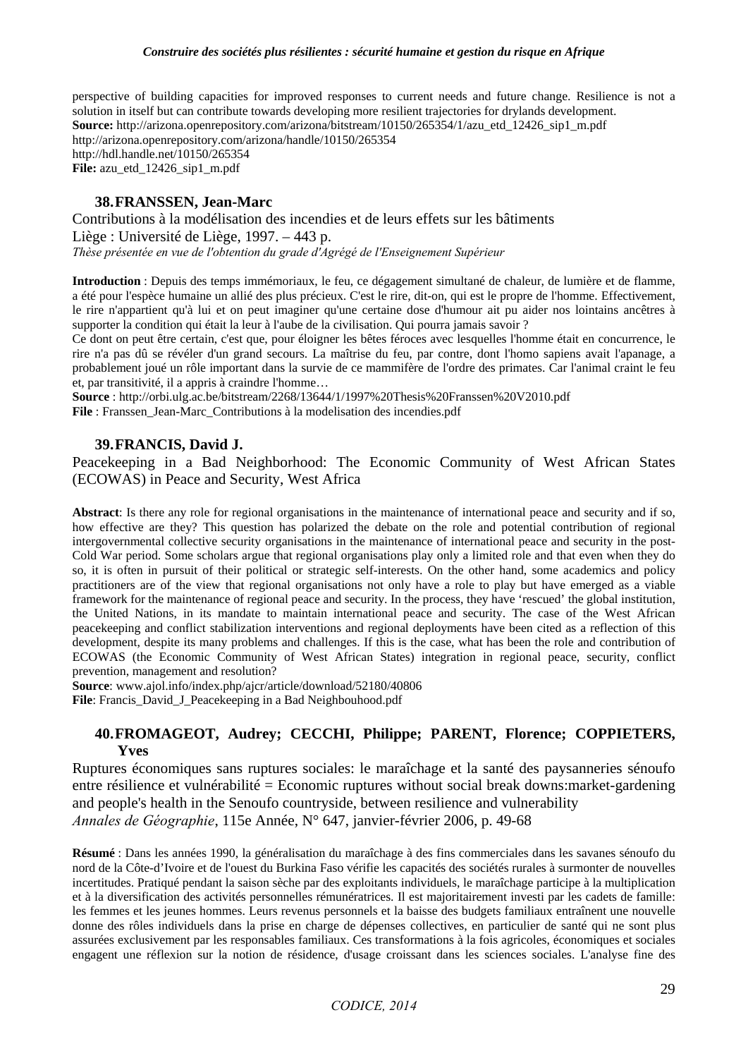perspective of building capacities for improved responses to current needs and future change. Resilience is not a solution in itself but can contribute towards developing more resilient trajectories for drylands development.
**Source:** http://arizona.openrepository.com/arizona/bitstream/10150/265354/1/azu_etd_12426_sip1_m.pdf
http://arizona.openrepository.com/arizona/handle/10150/265354
http://hdl.handle.net/10150/265354
**File:** azu_etd_12426_sip1_m.pdf

### 38. FRANSSEN, Jean-Marc

Contributions à la modélisation des incendies et de leurs effets sur les bâtiments
Liège : Université de Liège, 1997. – 443 p.
*Thèse présentée en vue de l'obtention du grade d'Agrégé de l'Enseignement Supérieur*

**Introduction** : Depuis des temps immémoriaux, le feu, ce dégagement simultané de chaleur, de lumière et de flamme, a été pour l'espèce humaine un allié des plus précieux. C'est le rire, dit-on, qui est le propre de l'homme. Effectivement, le rire n'appartient qu'à lui et on peut imaginer qu'une certaine dose d'humour ait pu aider nos lointains ancêtres à supporter la condition qui était la leur à l'aube de la civilisation. Qui pourra jamais savoir ?
Ce dont on peut être certain, c'est que, pour éloigner les bêtes féroces avec lesquelles l'homme était en concurrence, le rire n'a pas dû se révéler d'un grand secours. La maîtrise du feu, par contre, dont l'homo sapiens avait l'apanage, a probablement joué un rôle important dans la survie de ce mammifère de l'ordre des primates. Car l'animal craint le feu et, par transitivité, il a appris à craindre l'homme…
**Source** : http://orbi.ulg.ac.be/bitstream/2268/13644/1/1997%20Thesis%20Franssen%20V2010.pdf
**File** : Franssen_Jean-Marc_Contributions à la modelisation des incendies.pdf

### 39. FRANCIS, David J.

Peacekeeping in a Bad Neighborhood: The Economic Community of West African States (ECOWAS) in Peace and Security, West Africa

**Abstract**: Is there any role for regional organisations in the maintenance of international peace and security and if so, how effective are they? This question has polarized the debate on the role and potential contribution of regional intergovernmental collective security organisations in the maintenance of international peace and security in the post-Cold War period. Some scholars argue that regional organisations play only a limited role and that even when they do so, it is often in pursuit of their political or strategic self-interests. On the other hand, some academics and policy practitioners are of the view that regional organisations not only have a role to play but have emerged as a viable framework for the maintenance of regional peace and security. In the process, they have 'rescued' the global institution, the United Nations, in its mandate to maintain international peace and security. The case of the West African peacekeeping and conflict stabilization interventions and regional deployments have been cited as a reflection of this development, despite its many problems and challenges. If this is the case, what has been the role and contribution of ECOWAS (the Economic Community of West African States) integration in regional peace, security, conflict prevention, management and resolution?
**Source**: www.ajol.info/index.php/ajcr/article/download/52180/40806
**File**: Francis_David_J_Peacekeeping in a Bad Neighbouhood.pdf

### 40. FROMAGEOT, Audrey; CECCHI, Philippe; PARENT, Florence; COPPIETERS, Yves

Ruptures économiques sans ruptures sociales: le maraîchage et la santé des paysanneries sénoufo entre résilience et vulnérabilité = Economic ruptures without social break downs:market-gardening and people's health in the Senoufo countryside, between resilience and vulnerability
*Annales de Géographie*, 115e Année, N° 647, janvier-février 2006, p. 49-68

**Résumé** : Dans les années 1990, la généralisation du maraîchage à des fins commerciales dans les savanes sénoufo du nord de la Côte-d'Ivoire et de l'ouest du Burkina Faso vérifie les capacités des sociétés rurales à surmonter de nouvelles incertitudes. Pratiqué pendant la saison sèche par des exploitants individuels, le maraîchage participe à la multiplication et à la diversification des activités personnelles rémunératrices. Il est majoritairement investi par les cadets de famille: les femmes et les jeunes hommes. Leurs revenus personnels et la baisse des budgets familiaux entraînent une nouvelle donne des rôles individuels dans la prise en charge de dépenses collectives, en particulier de santé qui ne sont plus assurées exclusivement par les responsables familiaux. Ces transformations à la fois agricoles, économiques et sociales engagent une réflexion sur la notion de résidence, d'usage croissant dans les sciences sociales. L'analyse fine des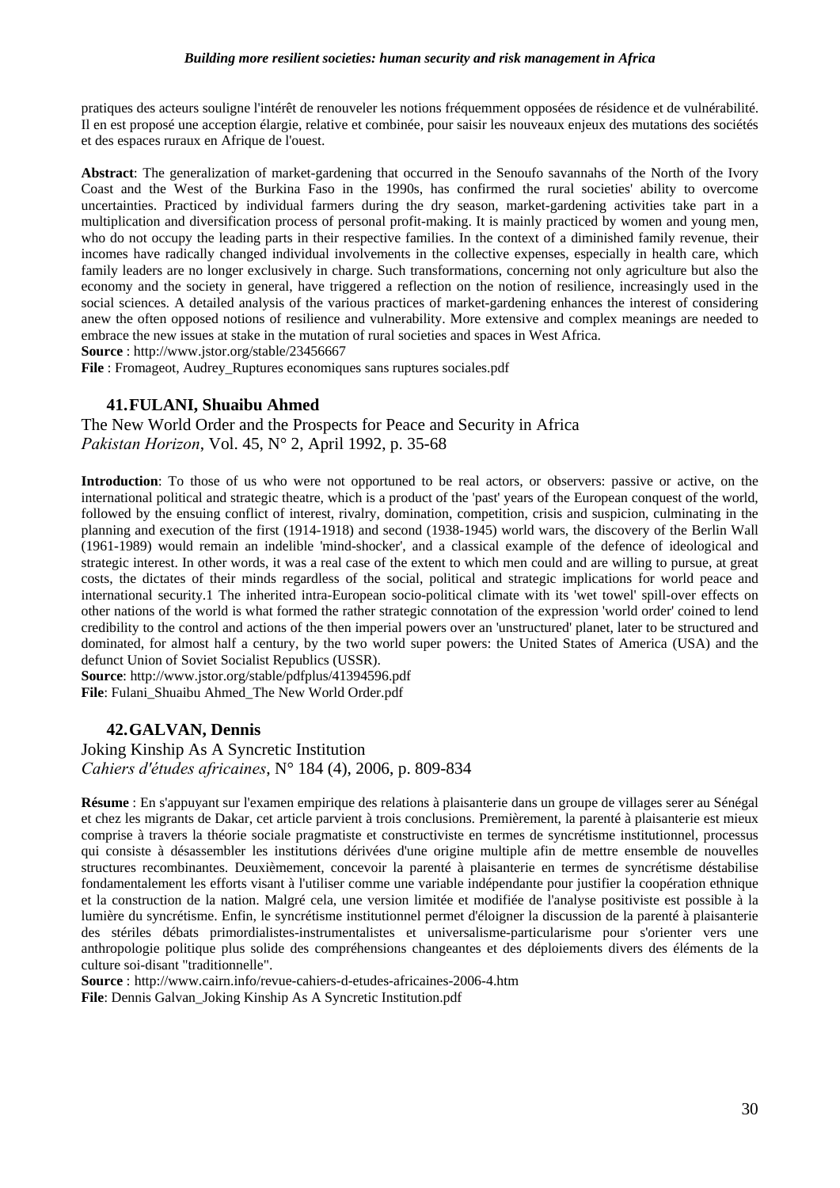pratiques des acteurs souligne l'intérêt de renouveler les notions fréquemment opposées de résidence et de vulnérabilité. Il en est proposé une acception élargie, relative et combinée, pour saisir les nouveaux enjeux des mutations des sociétés et des espaces ruraux en Afrique de l'ouest.

**Abstract**: The generalization of market-gardening that occurred in the Senoufo savannahs of the North of the Ivory Coast and the West of the Burkina Faso in the 1990s, has confirmed the rural societies' ability to overcome uncertainties. Practiced by individual farmers during the dry season, market-gardening activities take part in a multiplication and diversification process of personal profit-making. It is mainly practiced by women and young men, who do not occupy the leading parts in their respective families. In the context of a diminished family revenue, their incomes have radically changed individual involvements in the collective expenses, especially in health care, which family leaders are no longer exclusively in charge. Such transformations, concerning not only agriculture but also the economy and the society in general, have triggered a reflection on the notion of resilience, increasingly used in the social sciences. A detailed analysis of the various practices of market-gardening enhances the interest of considering anew the often opposed notions of resilience and vulnerability. More extensive and complex meanings are needed to embrace the new issues at stake in the mutation of rural societies and spaces in West Africa.
**Source** : http://www.jstor.org/stable/23456667
**File** : Fromageot, Audrey_Ruptures economiques sans ruptures sociales.pdf

### 41. FULANI, Shuaibu Ahmed

The New World Order and the Prospects for Peace and Security in Africa
*Pakistan Horizon*, Vol. 45, N° 2, April 1992, p. 35-68

**Introduction**: To those of us who were not opportuned to be real actors, or observers: passive or active, on the international political and strategic theatre, which is a product of the 'past' years of the European conquest of the world, followed by the ensuing conflict of interest, rivalry, domination, competition, crisis and suspicion, culminating in the planning and execution of the first (1914-1918) and second (1938-1945) world wars, the discovery of the Berlin Wall (1961-1989) would remain an indelible 'mind-shocker', and a classical example of the defence of ideological and strategic interest. In other words, it was a real case of the extent to which men could and are willing to pursue, at great costs, the dictates of their minds regardless of the social, political and strategic implications for world peace and international security.1 The inherited intra-European socio-political climate with its 'wet towel' spill-over effects on other nations of the world is what formed the rather strategic connotation of the expression 'world order' coined to lend credibility to the control and actions of the then imperial powers over an 'unstructured' planet, later to be structured and dominated, for almost half a century, by the two world super powers: the United States of America (USA) and the defunct Union of Soviet Socialist Republics (USSR).
**Source**: http://www.jstor.org/stable/pdfplus/41394596.pdf
**File**: Fulani_Shuaibu Ahmed_The New World Order.pdf

### 42. GALVAN, Dennis

Joking Kinship As A Syncretic Institution
*Cahiers d'études africaines*, N° 184 (4), 2006, p. 809-834

**Résume** : En s'appuyant sur l'examen empirique des relations à plaisanterie dans un groupe de villages serer au Sénégal et chez les migrants de Dakar, cet article parvient à trois conclusions. Premièrement, la parenté à plaisanterie est mieux comprise à travers la théorie sociale pragmatiste et constructiviste en termes de syncrétisme institutionnel, processus qui consiste à désassembler les institutions dérivées d'une origine multiple afin de mettre ensemble de nouvelles structures recombinantes. Deuxièmement, concevoir la parenté à plaisanterie en termes de syncrétisme déstabilise fondamentalement les efforts visant à l'utiliser comme une variable indépendante pour justifier la coopération ethnique et la construction de la nation. Malgré cela, une version limitée et modifiée de l'analyse positiviste est possible à la lumière du syncrétisme. Enfin, le syncrétisme institutionnel permet d'éloigner la discussion de la parenté à plaisanterie des stériles débats primordialistes-instrumentalistes et universalisme-particularisme pour s'orienter vers une anthropologie politique plus solide des compréhensions changeantes et des déploiements divers des éléments de la culture soi-disant "traditionnelle".
**Source** : http://www.cairn.info/revue-cahiers-d-etudes-africaines-2006-4.htm
**File**: Dennis Galvan_Joking Kinship As A Syncretic Institution.pdf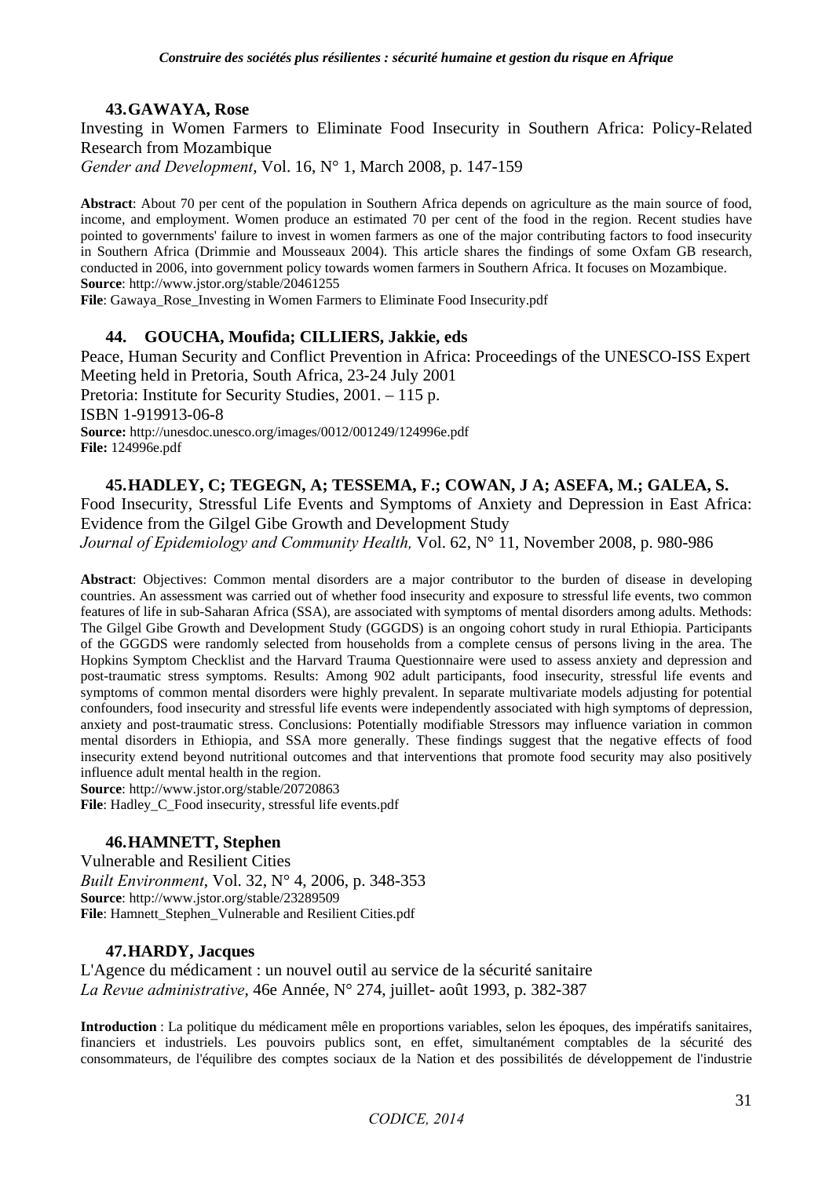**43. GAWAYA, Rose**

Investing in Women Farmers to Eliminate Food Insecurity in Southern Africa: Policy-Related Research from Mozambique
*Gender and Development*, Vol. 16, N° 1, March 2008, p. 147-159

**Abstract**: About 70 per cent of the population in Southern Africa depends on agriculture as the main source of food, income, and employment. Women produce an estimated 70 per cent of the food in the region. Recent studies have pointed to governments' failure to invest in women farmers as one of the major contributing factors to food insecurity in Southern Africa (Drimmie and Mousseaux 2004). This article shares the findings of some Oxfam GB research, conducted in 2006, into government policy towards women farmers in Southern Africa. It focuses on Mozambique.
**Source**: http://www.jstor.org/stable/20461255
**File**: Gawaya_Rose_Investing in Women Farmers to Eliminate Food Insecurity.pdf

**44. GOUCHA, Moufida; CILLIERS, Jakkie, eds**

Peace, Human Security and Conflict Prevention in Africa: Proceedings of the UNESCO-ISS Expert Meeting held in Pretoria, South Africa, 23-24 July 2001
Pretoria: Institute for Security Studies, 2001. – 115 p.
ISBN 1-919913-06-8
**Source:** http://unesdoc.unesco.org/images/0012/001249/124996e.pdf
**File:** 124996e.pdf

**45. HADLEY, C; TEGEGN, A; TESSEMA, F.; COWAN, J A; ASEFA, M.; GALEA, S.**

Food Insecurity, Stressful Life Events and Symptoms of Anxiety and Depression in East Africa: Evidence from the Gilgel Gibe Growth and Development Study
*Journal of Epidemiology and Community Health,* Vol. 62, N° 11, November 2008, p. 980-986

**Abstract**: Objectives: Common mental disorders are a major contributor to the burden of disease in developing countries. An assessment was carried out of whether food insecurity and exposure to stressful life events, two common features of life in sub-Saharan Africa (SSA), are associated with symptoms of mental disorders among adults. Methods: The Gilgel Gibe Growth and Development Study (GGGDS) is an ongoing cohort study in rural Ethiopia. Participants of the GGGDS were randomly selected from households from a complete census of persons living in the area. The Hopkins Symptom Checklist and the Harvard Trauma Questionnaire were used to assess anxiety and depression and post-traumatic stress symptoms. Results: Among 902 adult participants, food insecurity, stressful life events and symptoms of common mental disorders were highly prevalent. In separate multivariate models adjusting for potential confounders, food insecurity and stressful life events were independently associated with high symptoms of depression, anxiety and post-traumatic stress. Conclusions: Potentially modifiable Stressors may influence variation in common mental disorders in Ethiopia, and SSA more generally. These findings suggest that the negative effects of food insecurity extend beyond nutritional outcomes and that interventions that promote food security may also positively influence adult mental health in the region.
**Source**: http://www.jstor.org/stable/20720863
**File**: Hadley_C_Food insecurity, stressful life events.pdf

**46. HAMNETT, Stephen**

Vulnerable and Resilient Cities
*Built Environment*, Vol. 32, N° 4, 2006, p. 348-353
**Source**: http://www.jstor.org/stable/23289509
**File**: Hamnett_Stephen_Vulnerable and Resilient Cities.pdf

**47. HARDY, Jacques**

L'Agence du médicament : un nouvel outil au service de la sécurité sanitaire
*La Revue administrative*, 46e Année, N° 274, juillet- août 1993, p. 382-387

**Introduction** : La politique du médicament mêle en proportions variables, selon les époques, des impératifs sanitaires, financiers et industriels. Les pouvoirs publics sont, en effet, simultanément comptables de la sécurité des consommateurs, de l'équilibre des comptes sociaux de la Nation et des possibilités de développement de l'industrie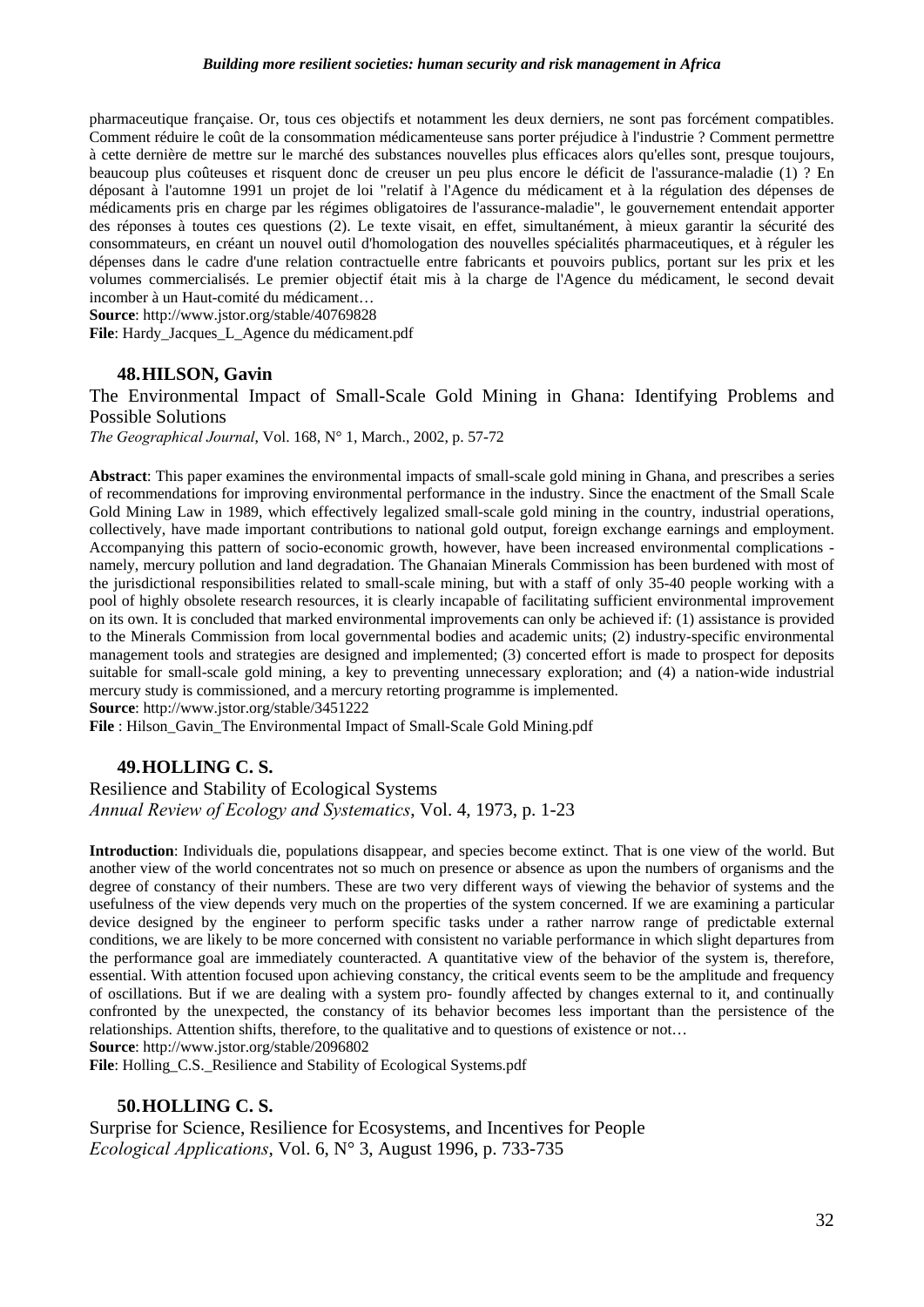pharmaceutique française. Or, tous ces objectifs et notamment les deux derniers, ne sont pas forcément compatibles. Comment réduire le coût de la consommation médicamenteuse sans porter préjudice à l'industrie ? Comment permettre à cette dernière de mettre sur le marché des substances nouvelles plus efficaces alors qu'elles sont, presque toujours, beaucoup plus coûteuses et risquent donc de creuser un peu plus encore le déficit de l'assurance-maladie (1) ? En déposant à l'automne 1991 un projet de loi "relatif à l'Agence du médicament et à la régulation des dépenses de médicaments pris en charge par les régimes obligatoires de l'assurance-maladie", le gouvernement entendait apporter des réponses à toutes ces questions (2). Le texte visait, en effet, simultanément, à mieux garantir la sécurité des consommateurs, en créant un nouvel outil d'homologation des nouvelles spécialités pharmaceutiques, et à réguler les dépenses dans le cadre d'une relation contractuelle entre fabricants et pouvoirs publics, portant sur les prix et les volumes commercialisés. Le premier objectif était mis à la charge de l'Agence du médicament, le second devait incomber à un Haut-comité du médicament…

**Source**: http://www.jstor.org/stable/40769828

**File**: Hardy_Jacques_L_Agence du médicament.pdf

### 48. HILSON, Gavin

The Environmental Impact of Small-Scale Gold Mining in Ghana: Identifying Problems and Possible Solutions

*The Geographical Journal*, Vol. 168, N° 1, March., 2002, p. 57-72

**Abstract**: This paper examines the environmental impacts of small-scale gold mining in Ghana, and prescribes a series of recommendations for improving environmental performance in the industry. Since the enactment of the Small Scale Gold Mining Law in 1989, which effectively legalized small-scale gold mining in the country, industrial operations, collectively, have made important contributions to national gold output, foreign exchange earnings and employment. Accompanying this pattern of socio-economic growth, however, have been increased environmental complications - namely, mercury pollution and land degradation. The Ghanaian Minerals Commission has been burdened with most of the jurisdictional responsibilities related to small-scale mining, but with a staff of only 35-40 people working with a pool of highly obsolete research resources, it is clearly incapable of facilitating sufficient environmental improvement on its own. It is concluded that marked environmental improvements can only be achieved if: (1) assistance is provided to the Minerals Commission from local governmental bodies and academic units; (2) industry-specific environmental management tools and strategies are designed and implemented; (3) concerted effort is made to prospect for deposits suitable for small-scale gold mining, a key to preventing unnecessary exploration; and (4) a nation-wide industrial mercury study is commissioned, and a mercury retorting programme is implemented.

**Source**: http://www.jstor.org/stable/3451222

**File** : Hilson_Gavin_The Environmental Impact of Small-Scale Gold Mining.pdf

### 49. HOLLING C. S.

Resilience and Stability of Ecological Systems

*Annual Review of Ecology and Systematics*, Vol. 4, 1973, p. 1-23

**Introduction**: Individuals die, populations disappear, and species become extinct. That is one view of the world. But another view of the world concentrates not so much on presence or absence as upon the numbers of organisms and the degree of constancy of their numbers. These are two very different ways of viewing the behavior of systems and the usefulness of the view depends very much on the properties of the system concerned. If we are examining a particular device designed by the engineer to perform specific tasks under a rather narrow range of predictable external conditions, we are likely to be more concerned with consistent no variable performance in which slight departures from the performance goal are immediately counteracted. A quantitative view of the behavior of the system is, therefore, essential. With attention focused upon achieving constancy, the critical events seem to be the amplitude and frequency of oscillations. But if we are dealing with a system pro- foundly affected by changes external to it, and continually confronted by the unexpected, the constancy of its behavior becomes less important than the persistence of the relationships. Attention shifts, therefore, to the qualitative and to questions of existence or not…

**Source**: http://www.jstor.org/stable/2096802

**File**: Holling_C.S._Resilience and Stability of Ecological Systems.pdf

### 50. HOLLING C. S.

Surprise for Science, Resilience for Ecosystems, and Incentives for People

*Ecological Applications*, Vol. 6, N° 3, August 1996, p. 733-735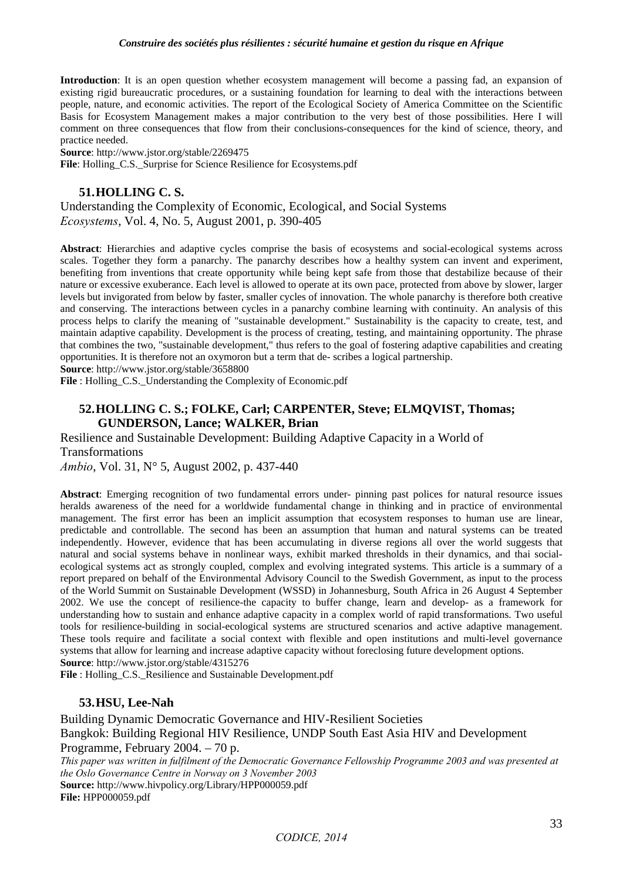**Introduction**: It is an open question whether ecosystem management will become a passing fad, an expansion of existing rigid bureaucratic procedures, or a sustaining foundation for learning to deal with the interactions between people, nature, and economic activities. The report of the Ecological Society of America Committee on the Scientific Basis for Ecosystem Management makes a major contribution to the very best of those possibilities. Here I will comment on three consequences that flow from their conclusions-consequences for the kind of science, theory, and practice needed.
**Source**: http://www.jstor.org/stable/2269475
**File**: Holling_C.S._Surprise for Science Resilience for Ecosystems.pdf

### 51. HOLLING C. S.

Understanding the Complexity of Economic, Ecological, and Social Systems
*Ecosystems*, Vol. 4, No. 5, August 2001, p. 390-405

**Abstract**: Hierarchies and adaptive cycles comprise the basis of ecosystems and social-ecological systems across scales. Together they form a panarchy. The panarchy describes how a healthy system can invent and experiment, benefiting from inventions that create opportunity while being kept safe from those that destabilize because of their nature or excessive exuberance. Each level is allowed to operate at its own pace, protected from above by slower, larger levels but invigorated from below by faster, smaller cycles of innovation. The whole panarchy is therefore both creative and conserving. The interactions between cycles in a panarchy combine learning with continuity. An analysis of this process helps to clarify the meaning of "sustainable development." Sustainability is the capacity to create, test, and maintain adaptive capability. Development is the process of creating, testing, and maintaining opportunity. The phrase that combines the two, "sustainable development," thus refers to the goal of fostering adaptive capabilities and creating opportunities. It is therefore not an oxymoron but a term that de- scribes a logical partnership.
**Source**: http://www.jstor.org/stable/3658800
**File** : Holling_C.S._Understanding the Complexity of Economic.pdf

### 52. HOLLING C. S.; FOLKE, Carl; CARPENTER, Steve; ELMQVIST, Thomas; GUNDERSON, Lance; WALKER, Brian

Resilience and Sustainable Development: Building Adaptive Capacity in a World of Transformations
*Ambio*, Vol. 31, N° 5, August 2002, p. 437-440

**Abstract**: Emerging recognition of two fundamental errors under- pinning past polices for natural resource issues heralds awareness of the need for a worldwide fundamental change in thinking and in practice of environmental management. The first error has been an implicit assumption that ecosystem responses to human use are linear, predictable and controllable. The second has been an assumption that human and natural systems can be treated independently. However, evidence that has been accumulating in diverse regions all over the world suggests that natural and social systems behave in nonlinear ways, exhibit marked thresholds in their dynamics, and thai social-ecological systems act as strongly coupled, complex and evolving integrated systems. This article is a summary of a report prepared on behalf of the Environmental Advisory Council to the Swedish Government, as input to the process of the World Summit on Sustainable Development (WSSD) in Johannesburg, South Africa in 26 August 4 September 2002. We use the concept of resilience-the capacity to buffer change, learn and develop- as a framework for understanding how to sustain and enhance adaptive capacity in a complex world of rapid transformations. Two useful tools for resilience-building in social-ecological systems are structured scenarios and active adaptive management. These tools require and facilitate a social context with flexible and open institutions and multi-level governance systems that allow for learning and increase adaptive capacity without foreclosing future development options.
**Source**: http://www.jstor.org/stable/4315276
**File** : Holling_C.S._Resilience and Sustainable Development.pdf

### 53. HSU, Lee-Nah

Building Dynamic Democratic Governance and HIV-Resilient Societies
Bangkok: Building Regional HIV Resilience, UNDP South East Asia HIV and Development Programme, February 2004. – 70 p.
*This paper was written in fulfilment of the Democratic Governance Fellowship Programme 2003 and was presented at the Oslo Governance Centre in Norway on 3 November 2003*
**Source:** http://www.hivpolicy.org/Library/HPP000059.pdf
**File:** HPP000059.pdf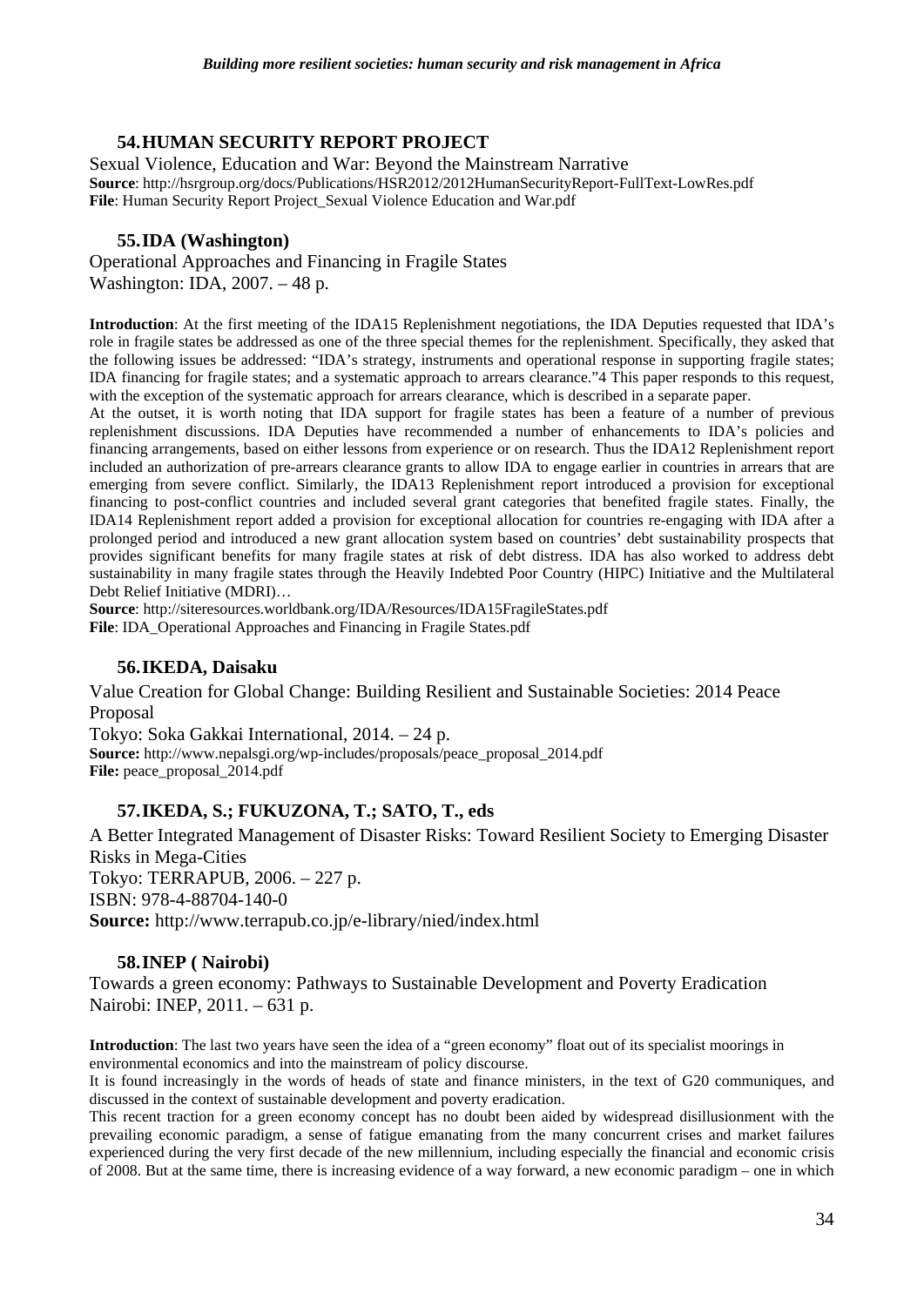### 54. HUMAN SECURITY REPORT PROJECT

Sexual Violence, Education and War: Beyond the Mainstream Narrative

**Source**: http://hsrgroup.org/docs/Publications/HSR2012/2012HumanSecurityReport-FullText-LowRes.pdf
**File**: Human Security Report Project_Sexual Violence Education and War.pdf

### 55. IDA (Washington)

Operational Approaches and Financing in Fragile States
Washington: IDA, 2007. – 48 p.

**Introduction**: At the first meeting of the IDA15 Replenishment negotiations, the IDA Deputies requested that IDA's role in fragile states be addressed as one of the three special themes for the replenishment. Specifically, they asked that the following issues be addressed: "IDA's strategy, instruments and operational response in supporting fragile states; IDA financing for fragile states; and a systematic approach to arrears clearance."4 This paper responds to this request, with the exception of the systematic approach for arrears clearance, which is described in a separate paper.

At the outset, it is worth noting that IDA support for fragile states has been a feature of a number of previous replenishment discussions. IDA Deputies have recommended a number of enhancements to IDA's policies and financing arrangements, based on either lessons from experience or on research. Thus the IDA12 Replenishment report included an authorization of pre-arrears clearance grants to allow IDA to engage earlier in countries in arrears that are emerging from severe conflict. Similarly, the IDA13 Replenishment report introduced a provision for exceptional financing to post-conflict countries and included several grant categories that benefited fragile states. Finally, the IDA14 Replenishment report added a provision for exceptional allocation for countries re-engaging with IDA after a prolonged period and introduced a new grant allocation system based on countries' debt sustainability prospects that provides significant benefits for many fragile states at risk of debt distress. IDA has also worked to address debt sustainability in many fragile states through the Heavily Indebted Poor Country (HIPC) Initiative and the Multilateral Debt Relief Initiative (MDRI)…

**Source**: http://siteresources.worldbank.org/IDA/Resources/IDA15FragileStates.pdf
**File**: IDA_Operational Approaches and Financing in Fragile States.pdf

### 56. IKEDA, Daisaku

Value Creation for Global Change: Building Resilient and Sustainable Societies: 2014 Peace Proposal
Tokyo: Soka Gakkai International, 2014. – 24 p.

**Source:** http://www.nepalsgi.org/wp-includes/proposals/peace_proposal_2014.pdf
**File:** peace_proposal_2014.pdf

### 57. IKEDA, S.; FUKUZONA, T.; SATO, T., eds

A Better Integrated Management of Disaster Risks: Toward Resilient Society to Emerging Disaster Risks in Mega-Cities
Tokyo: TERRAPUB, 2006. – 227 p.
ISBN: 978-4-88704-140-0
**Source:** http://www.terrapub.co.jp/e-library/nied/index.html

### 58. INEP ( Nairobi)

Towards a green economy: Pathways to Sustainable Development and Poverty Eradication
Nairobi: INEP, 2011. – 631 p.

**Introduction**: The last two years have seen the idea of a "green economy" float out of its specialist moorings in environmental economics and into the mainstream of policy discourse.

It is found increasingly in the words of heads of state and finance ministers, in the text of G20 communiques, and discussed in the context of sustainable development and poverty eradication.

This recent traction for a green economy concept has no doubt been aided by widespread disillusionment with the prevailing economic paradigm, a sense of fatigue emanating from the many concurrent crises and market failures experienced during the very first decade of the new millennium, including especially the financial and economic crisis of 2008. But at the same time, there is increasing evidence of a way forward, a new economic paradigm – one in which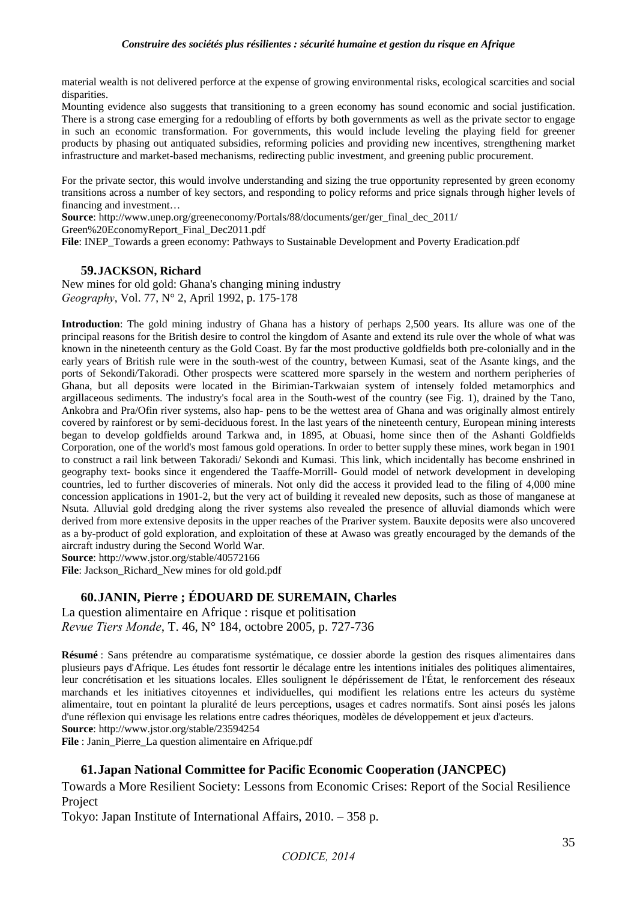material wealth is not delivered perforce at the expense of growing environmental risks, ecological scarcities and social disparities.

Mounting evidence also suggests that transitioning to a green economy has sound economic and social justification. There is a strong case emerging for a redoubling of efforts by both governments as well as the private sector to engage in such an economic transformation. For governments, this would include leveling the playing field for greener products by phasing out antiquated subsidies, reforming policies and providing new incentives, strengthening market infrastructure and market-based mechanisms, redirecting public investment, and greening public procurement.

For the private sector, this would involve understanding and sizing the true opportunity represented by green economy transitions across a number of key sectors, and responding to policy reforms and price signals through higher levels of financing and investment…

**Source**: http://www.unep.org/greeneconomy/Portals/88/documents/ger/ger_final_dec_2011/Green%20EconomyReport_Final_Dec2011.pdf

**File**: INEP_Towards a green economy: Pathways to Sustainable Development and Poverty Eradication.pdf

### 59. JACKSON, Richard

New mines for old gold: Ghana's changing mining industry
*Geography*, Vol. 77, N° 2, April 1992, p. 175-178

**Introduction**: The gold mining industry of Ghana has a history of perhaps 2,500 years. Its allure was one of the principal reasons for the British desire to control the kingdom of Asante and extend its rule over the whole of what was known in the nineteenth century as the Gold Coast. By far the most productive goldfields both pre-colonially and in the early years of British rule were in the south-west of the country, between Kumasi, seat of the Asante kings, and the ports of Sekondi/Takoradi. Other prospects were scattered more sparsely in the western and northern peripheries of Ghana, but all deposits were located in the Birimian-Tarkwaian system of intensely folded metamorphics and argillaceous sediments. The industry's focal area in the South-west of the country (see Fig. 1), drained by the Tano, Ankobra and Pra/Ofin river systems, also hap- pens to be the wettest area of Ghana and was originally almost entirely covered by rainforest or by semi-deciduous forest. In the last years of the nineteenth century, European mining interests began to develop goldfields around Tarkwa and, in 1895, at Obuasi, home since then of the Ashanti Goldfields Corporation, one of the world's most famous gold operations. In order to better supply these mines, work began in 1901 to construct a rail link between Takoradi/ Sekondi and Kumasi. This link, which incidentally has become enshrined in geography text- books since it engendered the Taaffe-Morrill- Gould model of network development in developing countries, led to further discoveries of minerals. Not only did the access it provided lead to the filing of 4,000 mine concession applications in 1901-2, but the very act of building it revealed new deposits, such as those of manganese at Nsuta. Alluvial gold dredging along the river systems also revealed the presence of alluvial diamonds which were derived from more extensive deposits in the upper reaches of the Prariver system. Bauxite deposits were also uncovered as a by-product of gold exploration, and exploitation of these at Awaso was greatly encouraged by the demands of the aircraft industry during the Second World War.

**Source**: http://www.jstor.org/stable/40572166

**File**: Jackson_Richard_New mines for old gold.pdf

### 60. JANIN, Pierre ; ÉDOUARD DE SUREMAIN, Charles

La question alimentaire en Afrique : risque et politisation
*Revue Tiers Monde*, T. 46, N° 184, octobre 2005, p. 727-736

**Résumé** : Sans prétendre au comparatisme systématique, ce dossier aborde la gestion des risques alimentaires dans plusieurs pays d'Afrique. Les études font ressortir le décalage entre les intentions initiales des politiques alimentaires, leur concrétisation et les situations locales. Elles soulignent le dépérissement de l'État, le renforcement des réseaux marchands et les initiatives citoyennes et individuelles, qui modifient les relations entre les acteurs du système alimentaire, tout en pointant la pluralité de leurs perceptions, usages et cadres normatifs. Sont ainsi posés les jalons d'une réflexion qui envisage les relations entre cadres théoriques, modèles de développement et jeux d'acteurs.

**Source**: http://www.jstor.org/stable/23594254

**File** : Janin_Pierre_La question alimentaire en Afrique.pdf

### 61. Japan National Committee for Pacific Economic Cooperation (JANCPEC)

Towards a More Resilient Society: Lessons from Economic Crises: Report of the Social Resilience Project
Tokyo: Japan Institute of International Affairs, 2010. – 358 p.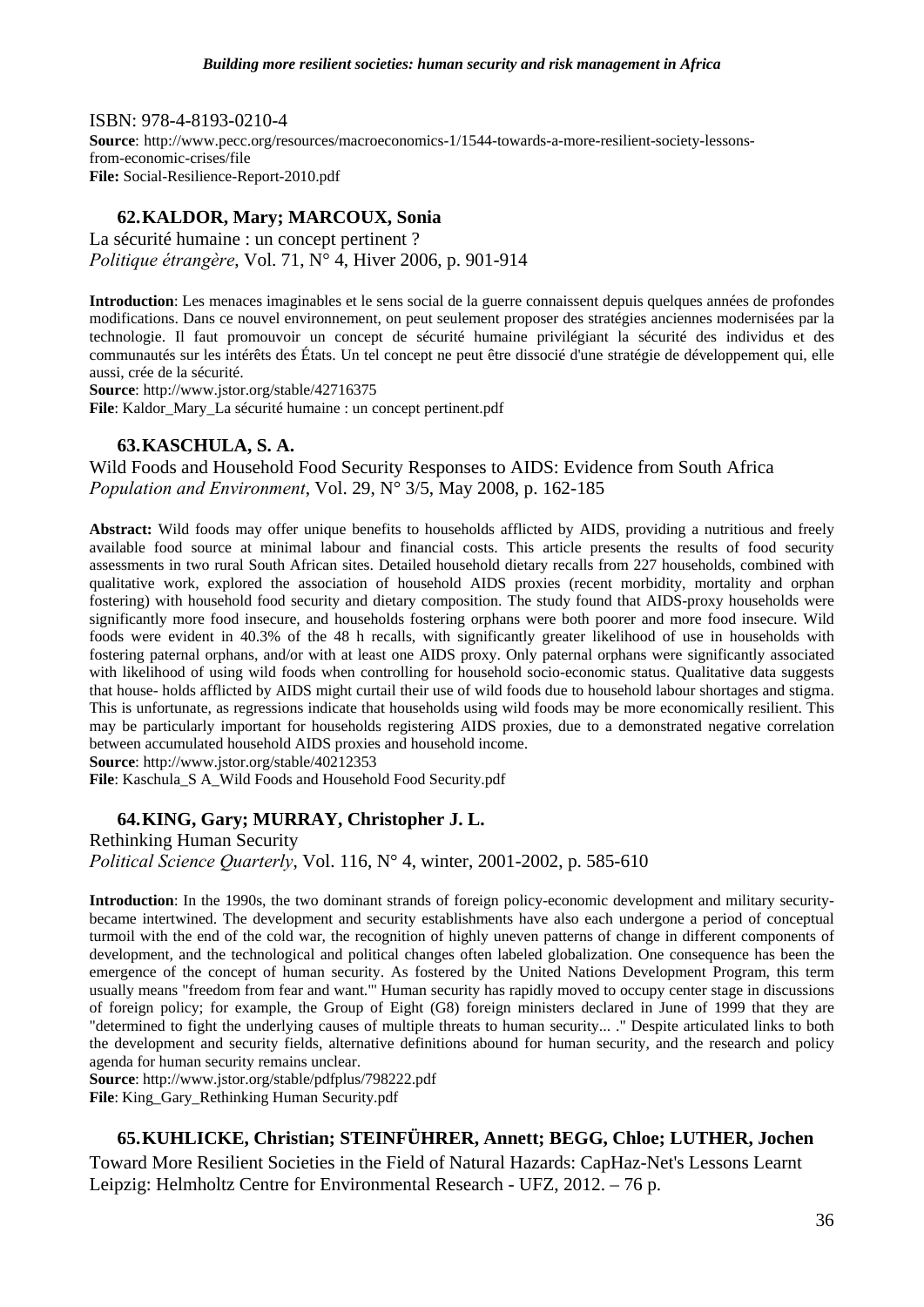ISBN: 978-4-8193-0210-4
**Source**: http://www.pecc.org/resources/macroeconomics-1/1544-towards-a-more-resilient-society-lessons-from-economic-crises/file
**File:** Social-Resilience-Report-2010.pdf

### 62. KALDOR, Mary; MARCOUX, Sonia

La sécurité humaine : un concept pertinent ?
*Politique étrangère*, Vol. 71, N° 4, Hiver 2006, p. 901-914

**Introduction**: Les menaces imaginables et le sens social de la guerre connaissent depuis quelques années de profondes modifications. Dans ce nouvel environnement, on peut seulement proposer des stratégies anciennes modernisées par la technologie. Il faut promouvoir un concept de sécurité humaine privilégiant la sécurité des individus et des communautés sur les intérêts des États. Un tel concept ne peut être dissocié d'une stratégie de développement qui, elle aussi, crée de la sécurité.
**Source**: http://www.jstor.org/stable/42716375
**File**: Kaldor_Mary_La sécurité humaine : un concept pertinent.pdf

### 63. KASCHULA, S. A.

Wild Foods and Household Food Security Responses to AIDS: Evidence from South Africa
*Population and Environment*, Vol. 29, N° 3/5, May 2008, p. 162-185

**Abstract:** Wild foods may offer unique benefits to households afflicted by AIDS, providing a nutritious and freely available food source at minimal labour and financial costs. This article presents the results of food security assessments in two rural South African sites. Detailed household dietary recalls from 227 households, combined with qualitative work, explored the association of household AIDS proxies (recent morbidity, mortality and orphan fostering) with household food security and dietary composition. The study found that AIDS-proxy households were significantly more food insecure, and households fostering orphans were both poorer and more food insecure. Wild foods were evident in 40.3% of the 48 h recalls, with significantly greater likelihood of use in households with fostering paternal orphans, and/or with at least one AIDS proxy. Only paternal orphans were significantly associated with likelihood of using wild foods when controlling for household socio-economic status. Qualitative data suggests that house- holds afflicted by AIDS might curtail their use of wild foods due to household labour shortages and stigma. This is unfortunate, as regressions indicate that households using wild foods may be more economically resilient. This may be particularly important for households registering AIDS proxies, due to a demonstrated negative correlation between accumulated household AIDS proxies and household income.
**Source**: http://www.jstor.org/stable/40212353
**File**: Kaschula_S A_Wild Foods and Household Food Security.pdf

### 64. KING, Gary; MURRAY, Christopher J. L.

Rethinking Human Security
*Political Science Quarterly*, Vol. 116, N° 4, winter, 2001-2002, p. 585-610

**Introduction**: In the 1990s, the two dominant strands of foreign policy-economic development and military security-became intertwined. The development and security establishments have also each undergone a period of conceptual turmoil with the end of the cold war, the recognition of highly uneven patterns of change in different components of development, and the technological and political changes often labeled globalization. One consequence has been the emergence of the concept of human security. As fostered by the United Nations Development Program, this term usually means "freedom from fear and want."' Human security has rapidly moved to occupy center stage in discussions of foreign policy; for example, the Group of Eight (G8) foreign ministers declared in June of 1999 that they are "determined to fight the underlying causes of multiple threats to human security... ." Despite articulated links to both the development and security fields, alternative definitions abound for human security, and the research and policy agenda for human security remains unclear.
**Source**: http://www.jstor.org/stable/pdfplus/798222.pdf
**File**: King_Gary_Rethinking Human Security.pdf

### 65. KUHLICKE, Christian; STEINFÜHRER, Annett; BEGG, Chloe; LUTHER, Jochen

Toward More Resilient Societies in the Field of Natural Hazards: CapHaz-Net's Lessons Learnt
Leipzig: Helmholtz Centre for Environmental Research - UFZ, 2012. – 76 p.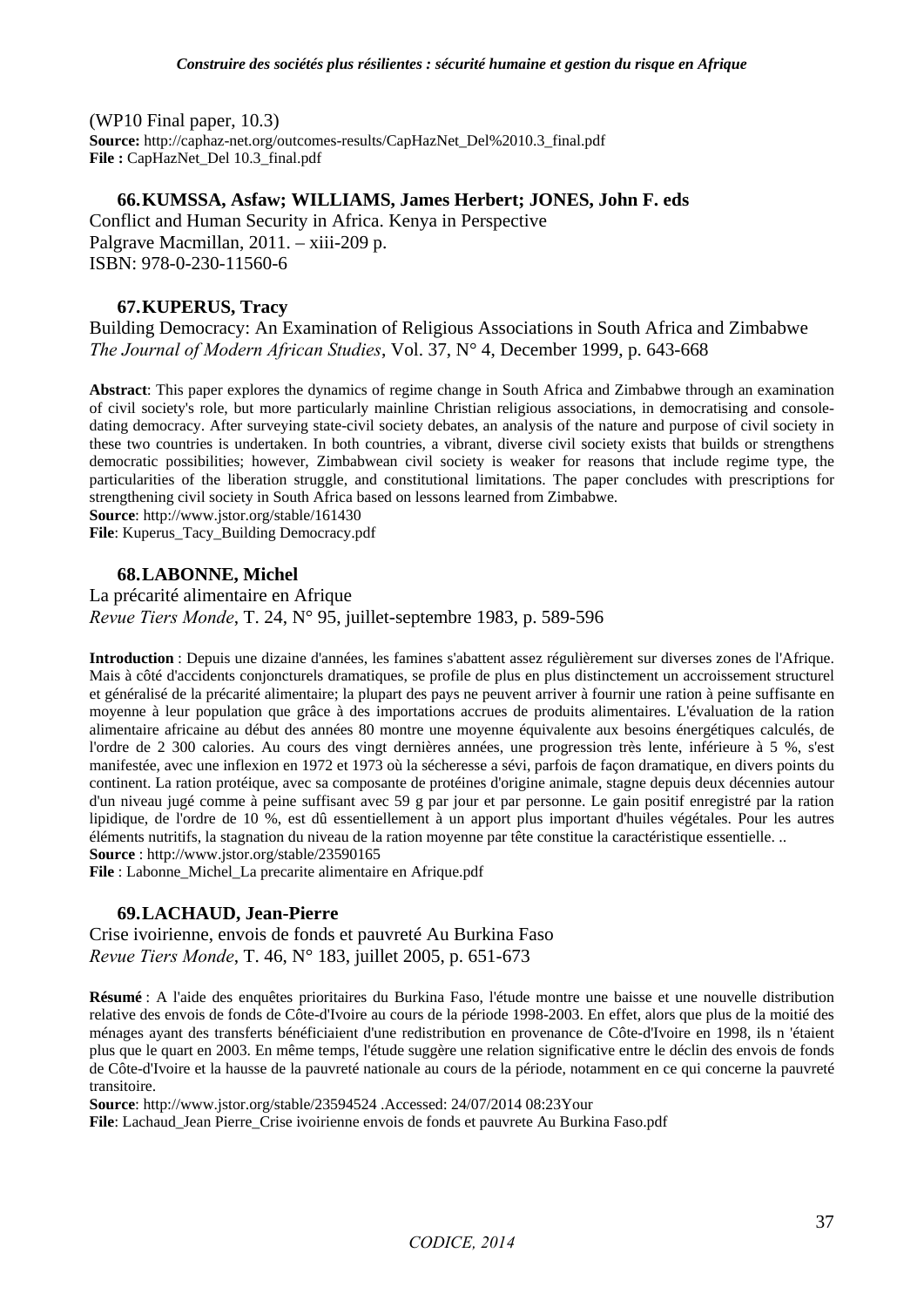(WP10 Final paper, 10.3)
**Source:** http://caphaz-net.org/outcomes-results/CapHazNet_Del%2010.3_final.pdf
**File :** CapHazNet_Del 10.3_final.pdf

### 66. KUMSSA, Asfaw; WILLIAMS, James Herbert; JONES, John F. eds

Conflict and Human Security in Africa. Kenya in Perspective
Palgrave Macmillan, 2011. – xiii-209 p.
ISBN: 978-0-230-11560-6

### 67. KUPERUS, Tracy

Building Democracy: An Examination of Religious Associations in South Africa and Zimbabwe
*The Journal of Modern African Studies*, Vol. 37, N° 4, December 1999, p. 643-668

**Abstract**: This paper explores the dynamics of regime change in South Africa and Zimbabwe through an examination of civil society's role, but more particularly mainline Christian religious associations, in democratising and console-dating democracy. After surveying state-civil society debates, an analysis of the nature and purpose of civil society in these two countries is undertaken. In both countries, a vibrant, diverse civil society exists that builds or strengthens democratic possibilities; however, Zimbabwean civil society is weaker for reasons that include regime type, the particularities of the liberation struggle, and constitutional limitations. The paper concludes with prescriptions for strengthening civil society in South Africa based on lessons learned from Zimbabwe.
**Source**: http://www.jstor.org/stable/161430
**File**: Kuperus_Tacy_Building Democracy.pdf

### 68. LABONNE, Michel

La précarité alimentaire en Afrique
*Revue Tiers Monde*, T. 24, N° 95, juillet-septembre 1983, p. 589-596

**Introduction** : Depuis une dizaine d'années, les famines s'abattent assez régulièrement sur diverses zones de l'Afrique. Mais à côté d'accidents conjoncturels dramatiques, se profile de plus en plus distinctement un accroissement structurel et généralisé de la précarité alimentaire; la plupart des pays ne peuvent arriver à fournir une ration à peine suffisante en moyenne à leur population que grâce à des importations accrues de produits alimentaires. L'évaluation de la ration alimentaire africaine au début des années 80 montre une moyenne équivalente aux besoins énergétiques calculés, de l'ordre de 2 300 calories. Au cours des vingt dernières années, une progression très lente, inférieure à 5 %, s'est manifestée, avec une inflexion en 1972 et 1973 où la sécheresse a sévi, parfois de façon dramatique, en divers points du continent. La ration protéique, avec sa composante de protéines d'origine animale, stagne depuis deux décennies autour d'un niveau jugé comme à peine suffisant avec 59 g par jour et par personne. Le gain positif enregistré par la ration lipidique, de l'ordre de 10 %, est dû essentiellement à un apport plus important d'huiles végétales. Pour les autres éléments nutritifs, la stagnation du niveau de la ration moyenne par tête constitue la caractéristique essentielle. ..
**Source** : http://www.jstor.org/stable/23590165
**File** : Labonne_Michel_La precarite alimentaire en Afrique.pdf

### 69. LACHAUD, Jean-Pierre

Crise ivoirienne, envois de fonds et pauvreté Au Burkina Faso
*Revue Tiers Monde*, T. 46, N° 183, juillet 2005, p. 651-673

**Résumé** : A l'aide des enquêtes prioritaires du Burkina Faso, l'étude montre une baisse et une nouvelle distribution relative des envois de fonds de Côte-d'Ivoire au cours de la période 1998-2003. En effet, alors que plus de la moitié des ménages ayant des transferts bénéficiaient d'une redistribution en provenance de Côte-d'Ivoire en 1998, ils n 'étaient plus que le quart en 2003. En même temps, l'étude suggère une relation significative entre le déclin des envois de fonds de Côte-d'Ivoire et la hausse de la pauvreté nationale au cours de la période, notamment en ce qui concerne la pauvreté transitoire.
**Source**: http://www.jstor.org/stable/23594524 .Accessed: 24/07/2014 08:23Your
**File**: Lachaud_Jean Pierre_Crise ivoirienne envois de fonds et pauvrete Au Burkina Faso.pdf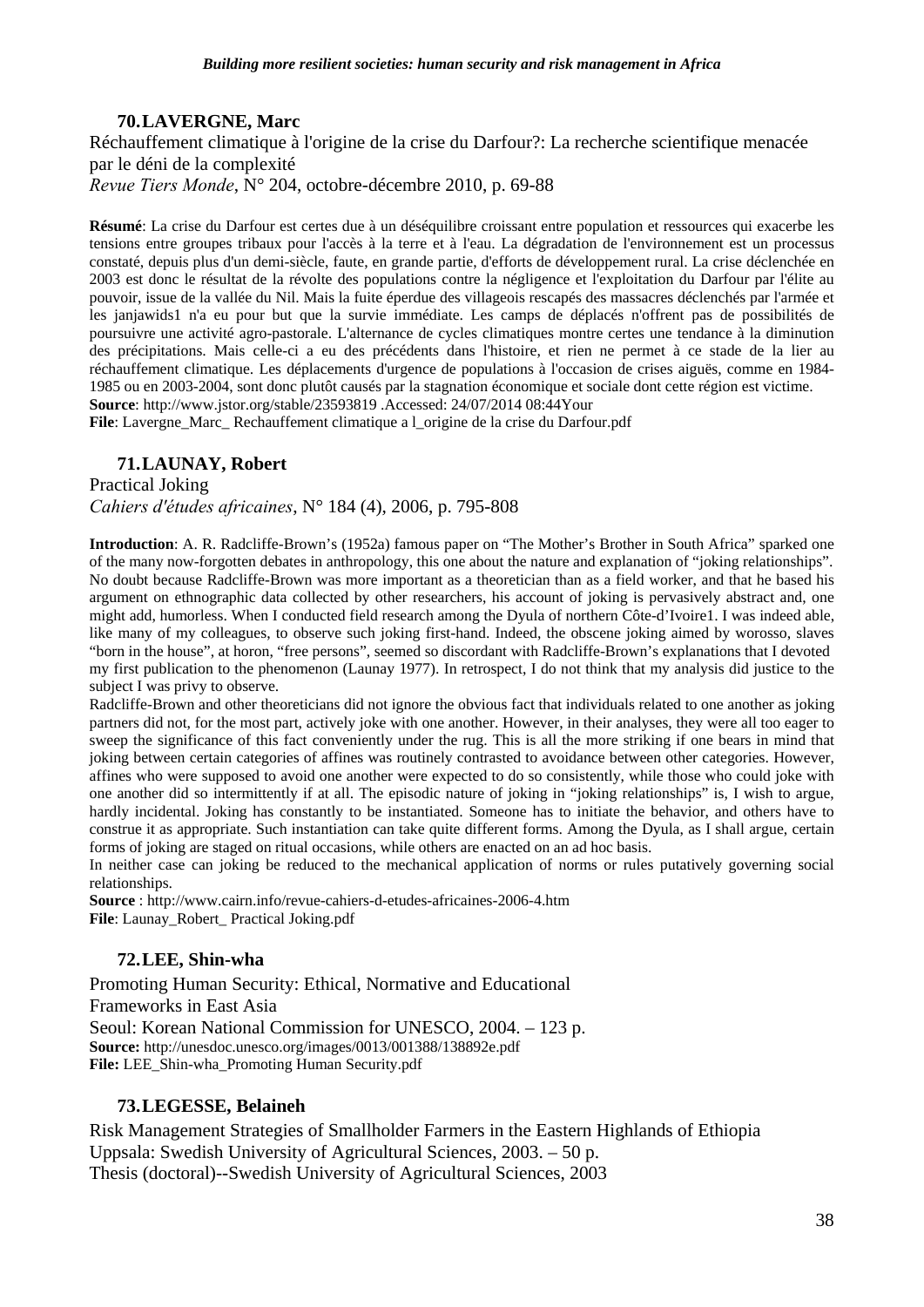### 70. LAVERGNE, Marc

Réchauffement climatique à l'origine de la crise du Darfour?: La recherche scientifique menacée par le déni de la complexité
*Revue Tiers Monde*, N° 204, octobre-décembre 2010, p. 69-88

**Résumé**: La crise du Darfour est certes due à un déséquilibre croissant entre population et ressources qui exacerbe les tensions entre groupes tribaux pour l'accès à la terre et à l'eau. La dégradation de l'environnement est un processus constaté, depuis plus d'un demi-siècle, faute, en grande partie, d'efforts de développement rural. La crise déclenchée en 2003 est donc le résultat de la révolte des populations contre la négligence et l'exploitation du Darfour par l'élite au pouvoir, issue de la vallée du Nil. Mais la fuite éperdue des villageois rescapés des massacres déclenchés par l'armée et les janjawids1 n'a eu pour but que la survie immédiate. Les camps de déplacés n'offrent pas de possibilités de poursuivre une activité agro-pastorale. L'alternance de cycles climatiques montre certes une tendance à la diminution des précipitations. Mais celle-ci a eu des précédents dans l'histoire, et rien ne permet à ce stade de la lier au réchauffement climatique. Les déplacements d'urgence de populations à l'occasion de crises aiguës, comme en 1984-1985 ou en 2003-2004, sont donc plutôt causés par la stagnation économique et sociale dont cette région est victime.
**Source**: http://www.jstor.org/stable/23593819 .Accessed: 24/07/2014 08:44Your
**File**: Lavergne_Marc_ Rechauffement climatique a l_origine de la crise du Darfour.pdf

### 71. LAUNAY, Robert

Practical Joking
*Cahiers d'études africaines*, N° 184 (4), 2006, p. 795-808

**Introduction**: A. R. Radcliffe-Brown's (1952a) famous paper on "The Mother's Brother in South Africa" sparked one of the many now-forgotten debates in anthropology, this one about the nature and explanation of "joking relationships". No doubt because Radcliffe-Brown was more important as a theoretician than as a field worker, and that he based his argument on ethnographic data collected by other researchers, his account of joking is pervasively abstract and, one might add, humorless. When I conducted field research among the Dyula of northern Côte-d'Ivoire1. I was indeed able, like many of my colleagues, to observe such joking first-hand. Indeed, the obscene joking aimed by worosso, slaves "born in the house", at horon, "free persons", seemed so discordant with Radcliffe-Brown's explanations that I devoted my first publication to the phenomenon (Launay 1977). In retrospect, I do not think that my analysis did justice to the subject I was privy to observe.
Radcliffe-Brown and other theoreticians did not ignore the obvious fact that individuals related to one another as joking partners did not, for the most part, actively joke with one another. However, in their analyses, they were all too eager to sweep the significance of this fact conveniently under the rug. This is all the more striking if one bears in mind that joking between certain categories of affines was routinely contrasted to avoidance between other categories. However, affines who were supposed to avoid one another were expected to do so consistently, while those who could joke with one another did so intermittently if at all. The episodic nature of joking in "joking relationships" is, I wish to argue, hardly incidental. Joking has constantly to be instantiated. Someone has to initiate the behavior, and others have to construe it as appropriate. Such instantiation can take quite different forms. Among the Dyula, as I shall argue, certain forms of joking are staged on ritual occasions, while others are enacted on an ad hoc basis.
In neither case can joking be reduced to the mechanical application of norms or rules putatively governing social relationships.
**Source** : http://www.cairn.info/revue-cahiers-d-etudes-africaines-2006-4.htm
**File**: Launay_Robert_ Practical Joking.pdf

### 72. LEE, Shin-wha

Promoting Human Security: Ethical, Normative and Educational Frameworks in East Asia
Seoul: Korean National Commission for UNESCO, 2004. – 123 p.
**Source:** http://unesdoc.unesco.org/images/0013/001388/138892e.pdf
**File:** LEE_Shin-wha_Promoting Human Security.pdf

### 73. LEGESSE, Belaineh

Risk Management Strategies of Smallholder Farmers in the Eastern Highlands of Ethiopia
Uppsala: Swedish University of Agricultural Sciences, 2003. – 50 p.
Thesis (doctoral)--Swedish University of Agricultural Sciences, 2003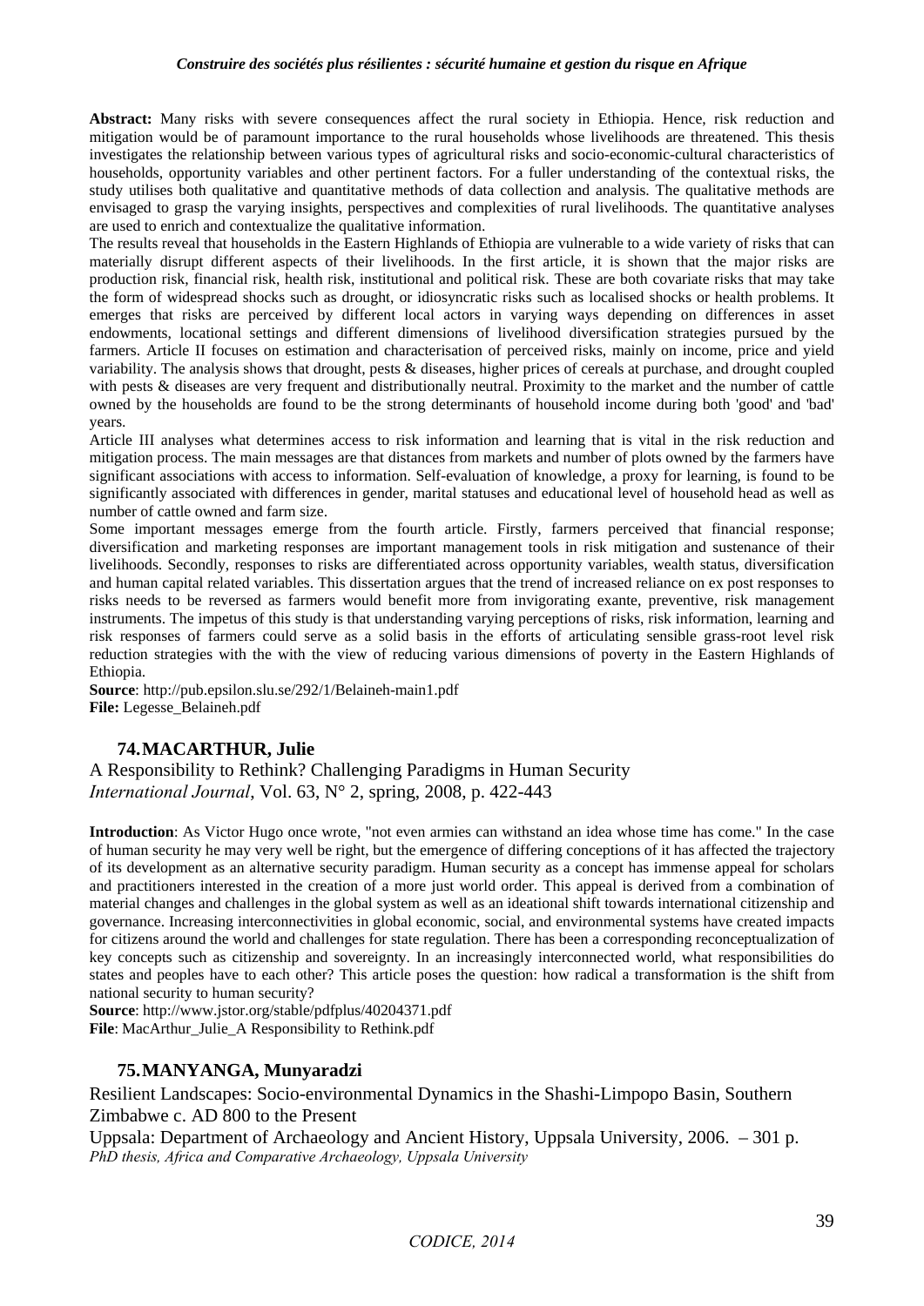**Abstract:** Many risks with severe consequences affect the rural society in Ethiopia. Hence, risk reduction and mitigation would be of paramount importance to the rural households whose livelihoods are threatened. This thesis investigates the relationship between various types of agricultural risks and socio-economic-cultural characteristics of households, opportunity variables and other pertinent factors. For a fuller understanding of the contextual risks, the study utilises both qualitative and quantitative methods of data collection and analysis. The qualitative methods are envisaged to grasp the varying insights, perspectives and complexities of rural livelihoods. The quantitative analyses are used to enrich and contextualize the qualitative information.

The results reveal that households in the Eastern Highlands of Ethiopia are vulnerable to a wide variety of risks that can materially disrupt different aspects of their livelihoods. In the first article, it is shown that the major risks are production risk, financial risk, health risk, institutional and political risk. These are both covariate risks that may take the form of widespread shocks such as drought, or idiosyncratic risks such as localised shocks or health problems. It emerges that risks are perceived by different local actors in varying ways depending on differences in asset endowments, locational settings and different dimensions of livelihood diversification strategies pursued by the farmers. Article II focuses on estimation and characterisation of perceived risks, mainly on income, price and yield variability. The analysis shows that drought, pests & diseases, higher prices of cereals at purchase, and drought coupled with pests & diseases are very frequent and distributionally neutral. Proximity to the market and the number of cattle owned by the households are found to be the strong determinants of household income during both 'good' and 'bad' years.

Article III analyses what determines access to risk information and learning that is vital in the risk reduction and mitigation process. The main messages are that distances from markets and number of plots owned by the farmers have significant associations with access to information. Self-evaluation of knowledge, a proxy for learning, is found to be significantly associated with differences in gender, marital statuses and educational level of household head as well as number of cattle owned and farm size.

Some important messages emerge from the fourth article. Firstly, farmers perceived that financial response; diversification and marketing responses are important management tools in risk mitigation and sustenance of their livelihoods. Secondly, responses to risks are differentiated across opportunity variables, wealth status, diversification and human capital related variables. This dissertation argues that the trend of increased reliance on ex post responses to risks needs to be reversed as farmers would benefit more from invigorating exante, preventive, risk management instruments. The impetus of this study is that understanding varying perceptions of risks, risk information, learning and risk responses of farmers could serve as a solid basis in the efforts of articulating sensible grass-root level risk reduction strategies with the with the view of reducing various dimensions of poverty in the Eastern Highlands of Ethiopia.

**Source**: http://pub.epsilon.slu.se/292/1/Belaineh-main1.pdf
**File:** Legesse_Belaineh.pdf

### 74. MACARTHUR, Julie

A Responsibility to Rethink? Challenging Paradigms in Human Security
*International Journal*, Vol. 63, N° 2, spring, 2008, p. 422-443

**Introduction**: As Victor Hugo once wrote, "not even armies can withstand an idea whose time has come." In the case of human security he may very well be right, but the emergence of differing conceptions of it has affected the trajectory of its development as an alternative security paradigm. Human security as a concept has immense appeal for scholars and practitioners interested in the creation of a more just world order. This appeal is derived from a combination of material changes and challenges in the global system as well as an ideational shift towards international citizenship and governance. Increasing interconnectivities in global economic, social, and environmental systems have created impacts for citizens around the world and challenges for state regulation. There has been a corresponding reconceptualization of key concepts such as citizenship and sovereignty. In an increasingly interconnected world, what responsibilities do states and peoples have to each other? This article poses the question: how radical a transformation is the shift from national security to human security?

**Source**: http://www.jstor.org/stable/pdfplus/40204371.pdf
**File**: MacArthur_Julie_A Responsibility to Rethink.pdf

### 75. MANYANGA, Munyaradzi

Resilient Landscapes: Socio-environmental Dynamics in the Shashi-Limpopo Basin, Southern Zimbabwe c. AD 800 to the Present

Uppsala: Department of Archaeology and Ancient History, Uppsala University, 2006. – 301 p.
*PhD thesis, Africa and Comparative Archaeology, Uppsala University*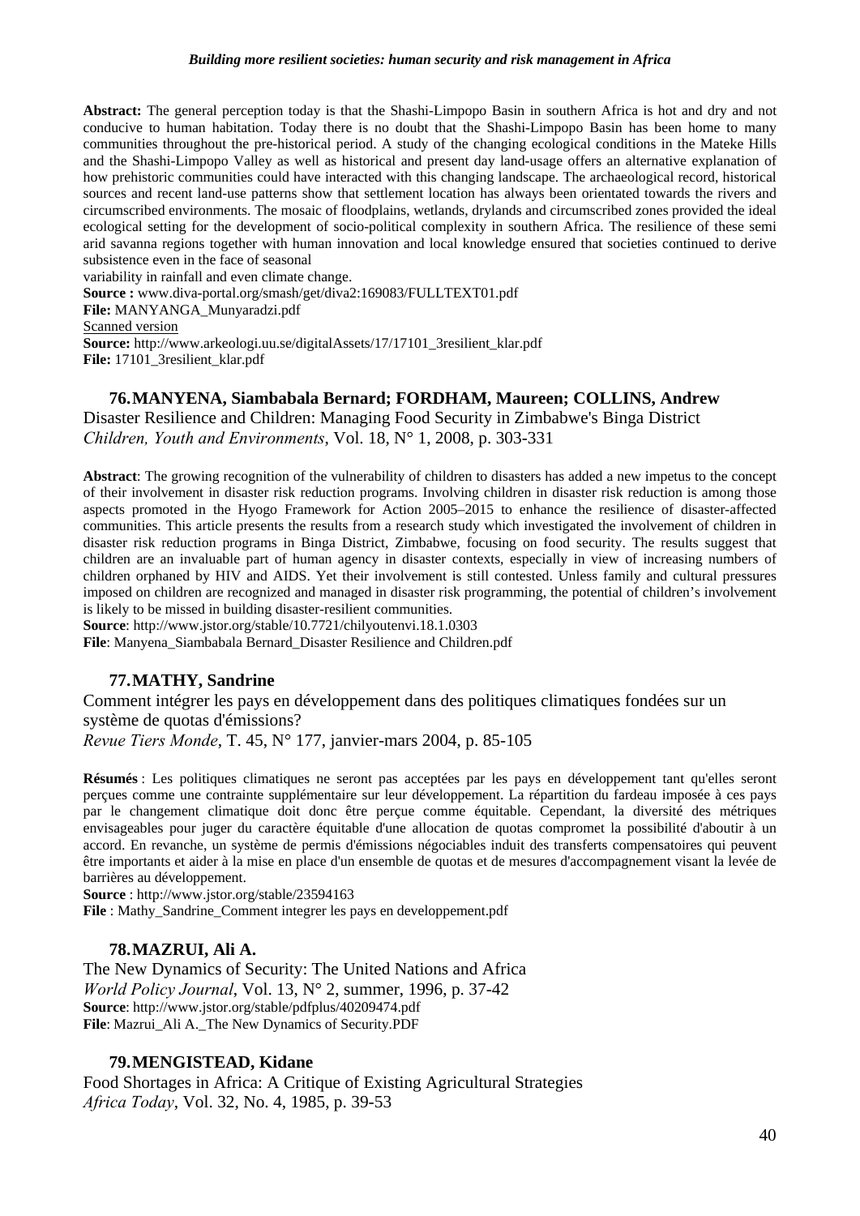**Abstract:** The general perception today is that the Shashi-Limpopo Basin in southern Africa is hot and dry and not conducive to human habitation. Today there is no doubt that the Shashi-Limpopo Basin has been home to many communities throughout the pre-historical period. A study of the changing ecological conditions in the Mateke Hills and the Shashi-Limpopo Valley as well as historical and present day land-usage offers an alternative explanation of how prehistoric communities could have interacted with this changing landscape. The archaeological record, historical sources and recent land-use patterns show that settlement location has always been orientated towards the rivers and circumscribed environments. The mosaic of floodplains, wetlands, drylands and circumscribed zones provided the ideal ecological setting for the development of socio-political complexity in southern Africa. The resilience of these semi arid savanna regions together with human innovation and local knowledge ensured that societies continued to derive subsistence even in the face of seasonal
variability in rainfall and even climate change.
**Source :** www.diva-portal.org/smash/get/diva2:169083/FULLTEXT01.pdf
**File:** MANYANGA_Munyaradzi.pdf
Scanned version
**Source:** http://www.arkeologi.uu.se/digitalAssets/17/17101_3resilient_klar.pdf
**File:** 17101_3resilient_klar.pdf

### 76. MANYENA, Siambabala Bernard; FORDHAM, Maureen; COLLINS, Andrew

Disaster Resilience and Children: Managing Food Security in Zimbabwe's Binga District
*Children, Youth and Environments*, Vol. 18, N° 1, 2008, p. 303-331

**Abstract**: The growing recognition of the vulnerability of children to disasters has added a new impetus to the concept of their involvement in disaster risk reduction programs. Involving children in disaster risk reduction is among those aspects promoted in the Hyogo Framework for Action 2005–2015 to enhance the resilience of disaster-affected communities. This article presents the results from a research study which investigated the involvement of children in disaster risk reduction programs in Binga District, Zimbabwe, focusing on food security. The results suggest that children are an invaluable part of human agency in disaster contexts, especially in view of increasing numbers of children orphaned by HIV and AIDS. Yet their involvement is still contested. Unless family and cultural pressures imposed on children are recognized and managed in disaster risk programming, the potential of children's involvement is likely to be missed in building disaster-resilient communities.
**Source**: http://www.jstor.org/stable/10.7721/chilyoutenvi.18.1.0303
**File**: Manyena_Siambabala Bernard_Disaster Resilience and Children.pdf

### 77. MATHY, Sandrine

Comment intégrer les pays en développement dans des politiques climatiques fondées sur un système de quotas d'émissions?
*Revue Tiers Monde*, T. 45, N° 177, janvier-mars 2004, p. 85-105

**Résumés** : Les politiques climatiques ne seront pas acceptées par les pays en développement tant qu'elles seront perçues comme une contrainte supplémentaire sur leur développement. La répartition du fardeau imposée à ces pays par le changement climatique doit donc être perçue comme équitable. Cependant, la diversité des métriques envisageables pour juger du caractère équitable d'une allocation de quotas compromet la possibilité d'aboutir à un accord. En revanche, un système de permis d'émissions négociables induit des transferts compensatoires qui peuvent être importants et aider à la mise en place d'un ensemble de quotas et de mesures d'accompagnement visant la levée de barrières au développement.
**Source** : http://www.jstor.org/stable/23594163
**File** : Mathy_Sandrine_Comment integrer les pays en developpement.pdf

### 78. MAZRUI, Ali A.

The New Dynamics of Security: The United Nations and Africa
*World Policy Journal*, Vol. 13, N° 2, summer, 1996, p. 37-42
**Source**: http://www.jstor.org/stable/pdfplus/40209474.pdf
**File**: Mazrui_Ali A._The New Dynamics of Security.PDF

### 79. MENGISTEAD, Kidane

Food Shortages in Africa: A Critique of Existing Agricultural Strategies
*Africa Today*, Vol. 32, No. 4, 1985, p. 39-53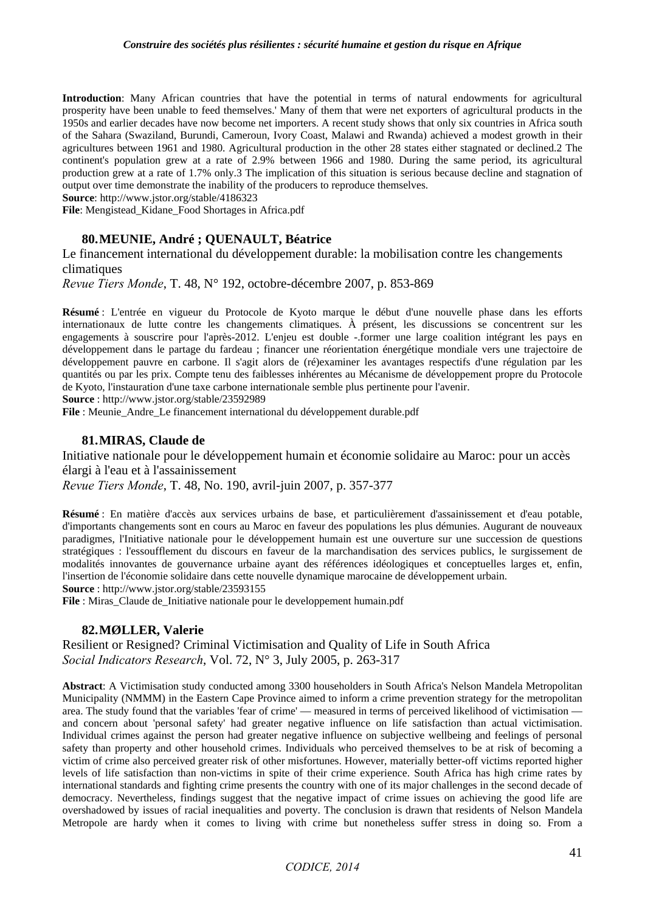**Introduction**: Many African countries that have the potential in terms of natural endowments for agricultural prosperity have been unable to feed themselves.' Many of them that were net exporters of agricultural products in the 1950s and earlier decades have now become net importers. A recent study shows that only six countries in Africa south of the Sahara (Swaziland, Burundi, Cameroun, Ivory Coast, Malawi and Rwanda) achieved a modest growth in their agricultures between 1961 and 1980. Agricultural production in the other 28 states either stagnated or declined.2 The continent's population grew at a rate of 2.9% between 1966 and 1980. During the same period, its agricultural production grew at a rate of 1.7% only.3 The implication of this situation is serious because decline and stagnation of output over time demonstrate the inability of the producers to reproduce themselves.
**Source**: http://www.jstor.org/stable/4186323
**File**: Mengistead_Kidane_Food Shortages in Africa.pdf

### 80. MEUNIE, André ; QUENAULT, Béatrice

Le financement international du développement durable: la mobilisation contre les changements climatiques
*Revue Tiers Monde*, T. 48, N° 192, octobre-décembre 2007, p. 853-869

**Résumé** : L'entrée en vigueur du Protocole de Kyoto marque le début d'une nouvelle phase dans les efforts internationaux de lutte contre les changements climatiques. À présent, les discussions se concentrent sur les engagements à souscrire pour l'après-2012. L'enjeu est double -.former une large coalition intégrant les pays en développement dans le partage du fardeau ; financer une réorientation énergétique mondiale vers une trajectoire de développement pauvre en carbone. Il s'agit alors de (ré)examiner les avantages respectifs d'une régulation par les quantités ou par les prix. Compte tenu des faiblesses inhérentes au Mécanisme de développement propre du Protocole de Kyoto, l'instauration d'une taxe carbone internationale semble plus pertinente pour l'avenir.
**Source** : http://www.jstor.org/stable/23592989
**File** : Meunie_Andre_Le financement international du développement durable.pdf

### 81. MIRAS, Claude de

Initiative nationale pour le développement humain et économie solidaire au Maroc: pour un accès élargi à l'eau et à l'assainissement
*Revue Tiers Monde*, T. 48, No. 190, avril-juin 2007, p. 357-377

**Résumé** : En matière d'accès aux services urbains de base, et particulièrement d'assainissement et d'eau potable, d'importants changements sont en cours au Maroc en faveur des populations les plus démunies. Augurant de nouveaux paradigmes, l'Initiative nationale pour le développement humain est une ouverture sur une succession de questions stratégiques : l'essoufflement du discours en faveur de la marchandisation des services publics, le surgissement de modalités innovantes de gouvernance urbaine ayant des références idéologiques et conceptuelles larges et, enfin, l'insertion de l'économie solidaire dans cette nouvelle dynamique marocaine de développement urbain.
**Source** : http://www.jstor.org/stable/23593155
**File** : Miras_Claude de_Initiative nationale pour le developpement humain.pdf

### 82. MØLLER, Valerie

Resilient or Resigned? Criminal Victimisation and Quality of Life in South Africa
*Social Indicators Research*, Vol. 72, N° 3, July 2005, p. 263-317

**Abstract**: A Victimisation study conducted among 3300 householders in South Africa's Nelson Mandela Metropolitan Municipality (NMMM) in the Eastern Cape Province aimed to inform a crime prevention strategy for the metropolitan area. The study found that the variables 'fear of crime' — measured in terms of perceived likelihood of victimisation — and concern about 'personal safety' had greater negative influence on life satisfaction than actual victimisation. Individual crimes against the person had greater negative influence on subjective wellbeing and feelings of personal safety than property and other household crimes. Individuals who perceived themselves to be at risk of becoming a victim of crime also perceived greater risk of other misfortunes. However, materially better-off victims reported higher levels of life satisfaction than non-victims in spite of their crime experience. South Africa has high crime rates by international standards and fighting crime presents the country with one of its major challenges in the second decade of democracy. Nevertheless, findings suggest that the negative impact of crime issues on achieving the good life are overshadowed by issues of racial inequalities and poverty. The conclusion is drawn that residents of Nelson Mandela Metropole are hardy when it comes to living with crime but nonetheless suffer stress in doing so. From a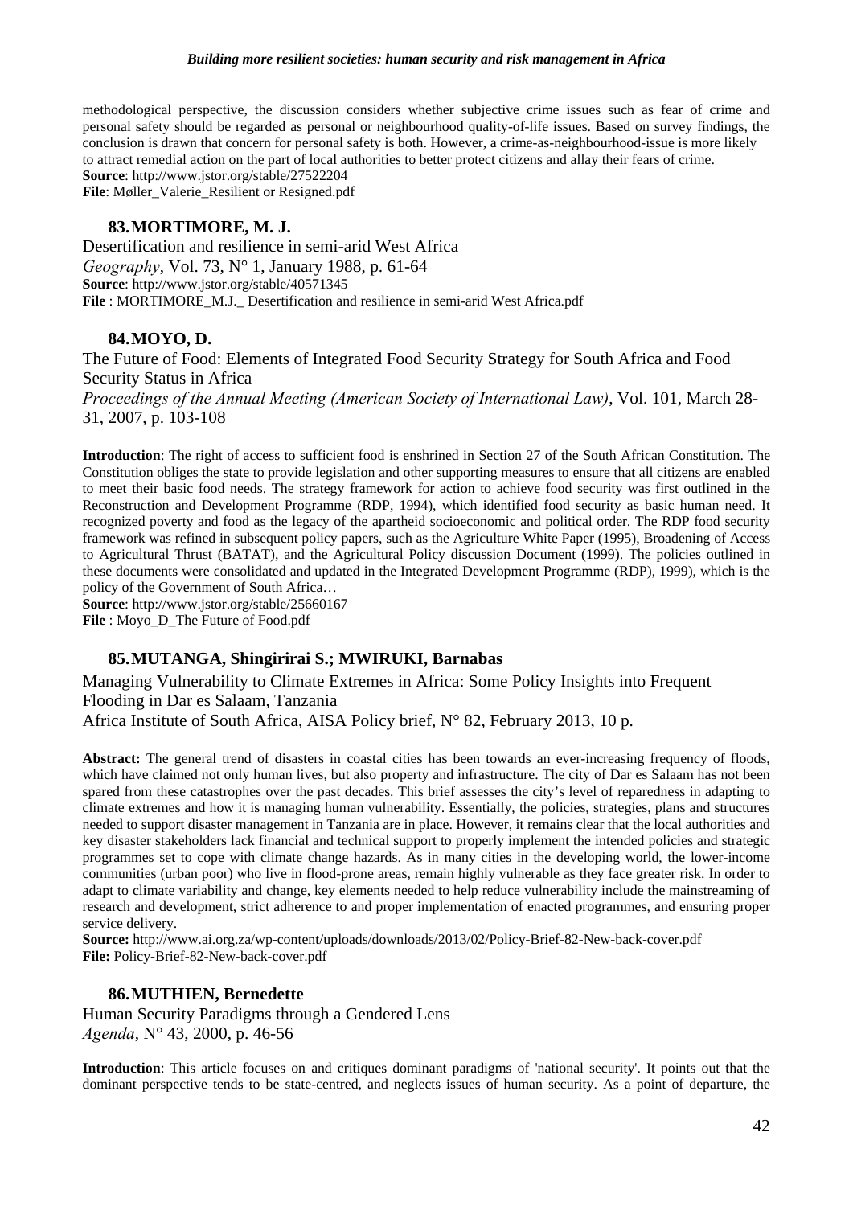methodological perspective, the discussion considers whether subjective crime issues such as fear of crime and personal safety should be regarded as personal or neighbourhood quality-of-life issues. Based on survey findings, the conclusion is drawn that concern for personal safety is both. However, a crime-as-neighbourhood-issue is more likely to attract remedial action on the part of local authorities to better protect citizens and allay their fears of crime.
**Source**: http://www.jstor.org/stable/27522204
**File**: Møller_Valerie_Resilient or Resigned.pdf

### 83. MORTIMORE, M. J.

Desertification and resilience in semi-arid West Africa
*Geography*, Vol. 73, N° 1, January 1988, p. 61-64
**Source**: http://www.jstor.org/stable/40571345
**File** : MORTIMORE_M.J._ Desertification and resilience in semi-arid West Africa.pdf

### 84. MOYO, D.

The Future of Food: Elements of Integrated Food Security Strategy for South Africa and Food Security Status in Africa
*Proceedings of the Annual Meeting (American Society of International Law)*, Vol. 101, March 28-31, 2007, p. 103-108

**Introduction**: The right of access to sufficient food is enshrined in Section 27 of the South African Constitution. The Constitution obliges the state to provide legislation and other supporting measures to ensure that all citizens are enabled to meet their basic food needs. The strategy framework for action to achieve food security was first outlined in the Reconstruction and Development Programme (RDP, 1994), which identified food security as basic human need. It recognized poverty and food as the legacy of the apartheid socioeconomic and political order. The RDP food security framework was refined in subsequent policy papers, such as the Agriculture White Paper (1995), Broadening of Access to Agricultural Thrust (BATAT), and the Agricultural Policy discussion Document (1999). The policies outlined in these documents were consolidated and updated in the Integrated Development Programme (RDP), 1999), which is the policy of the Government of South Africa…
**Source**: http://www.jstor.org/stable/25660167
**File** : Moyo_D_The Future of Food.pdf

### 85. MUTANGA, Shingirirai S.; MWIRUKI, Barnabas

Managing Vulnerability to Climate Extremes in Africa: Some Policy Insights into Frequent Flooding in Dar es Salaam, Tanzania
Africa Institute of South Africa, AISA Policy brief, N° 82, February 2013, 10 p.

**Abstract:** The general trend of disasters in coastal cities has been towards an ever-increasing frequency of floods, which have claimed not only human lives, but also property and infrastructure. The city of Dar es Salaam has not been spared from these catastrophes over the past decades. This brief assesses the city's level of reparedness in adapting to climate extremes and how it is managing human vulnerability. Essentially, the policies, strategies, plans and structures needed to support disaster management in Tanzania are in place. However, it remains clear that the local authorities and key disaster stakeholders lack financial and technical support to properly implement the intended policies and strategic programmes set to cope with climate change hazards. As in many cities in the developing world, the lower-income communities (urban poor) who live in flood-prone areas, remain highly vulnerable as they face greater risk. In order to adapt to climate variability and change, key elements needed to help reduce vulnerability include the mainstreaming of research and development, strict adherence to and proper implementation of enacted programmes, and ensuring proper service delivery.
**Source:** http://www.ai.org.za/wp-content/uploads/downloads/2013/02/Policy-Brief-82-New-back-cover.pdf
**File:** Policy-Brief-82-New-back-cover.pdf

### 86. MUTHIEN, Bernedette

Human Security Paradigms through a Gendered Lens
*Agenda*, N° 43, 2000, p. 46-56

**Introduction**: This article focuses on and critiques dominant paradigms of 'national security'. It points out that the dominant perspective tends to be state-centred, and neglects issues of human security. As a point of departure, the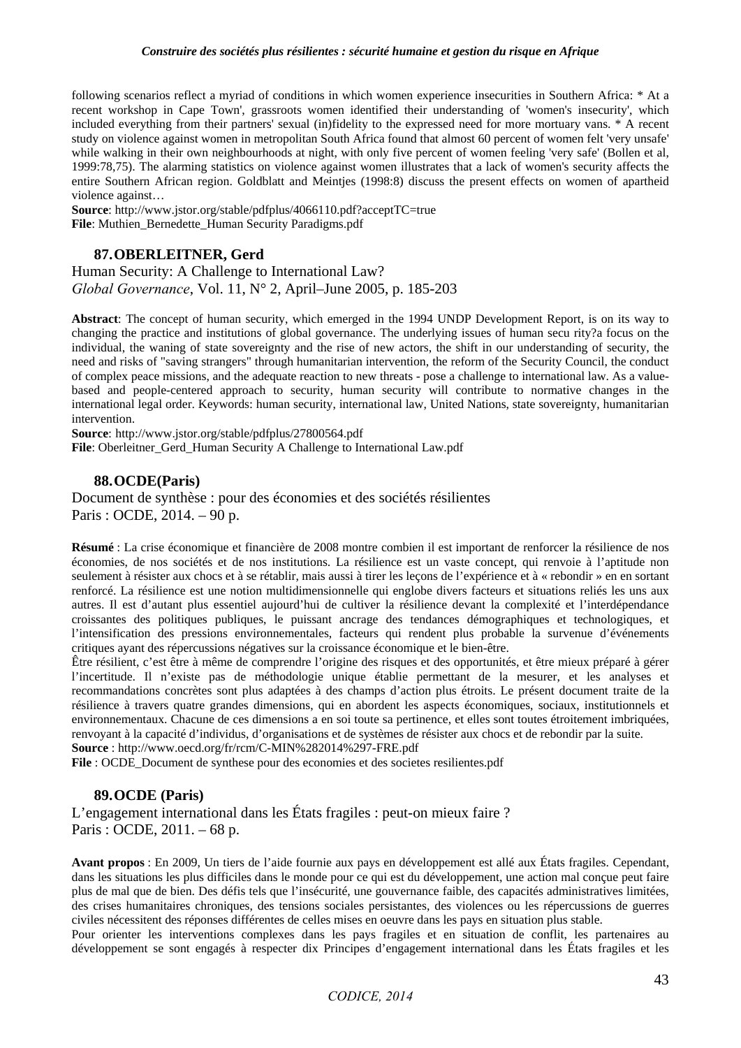following scenarios reflect a myriad of conditions in which women experience insecurities in Southern Africa: * At a recent workshop in Cape Town', grassroots women identified their understanding of 'women's insecurity', which included everything from their partners' sexual (in)fidelity to the expressed need for more mortuary vans. * A recent study on violence against women in metropolitan South Africa found that almost 60 percent of women felt 'very unsafe' while walking in their own neighbourhoods at night, with only five percent of women feeling 'very safe' (Bollen et al, 1999:78,75). The alarming statistics on violence against women illustrates that a lack of women's security affects the entire Southern African region. Goldblatt and Meintjes (1998:8) discuss the present effects on women of apartheid violence against…

**Source**: http://www.jstor.org/stable/pdfplus/4066110.pdf?acceptTC=true
**File**: Muthien_Bernedette_Human Security Paradigms.pdf

### 87. OBERLEITNER, Gerd

Human Security: A Challenge to International Law?
*Global Governance*, Vol. 11, N° 2, April–June 2005, p. 185-203

**Abstract**: The concept of human security, which emerged in the 1994 UNDP Development Report, is on its way to changing the practice and institutions of global governance. The underlying issues of human secu rity?a focus on the individual, the waning of state sovereignty and the rise of new actors, the shift in our understanding of security, the need and risks of "saving strangers" through humanitarian intervention, the reform of the Security Council, the conduct of complex peace missions, and the adequate reaction to new threats - pose a challenge to international law. As a value-based and people-centered approach to security, human security will contribute to normative changes in the international legal order. Keywords: human security, international law, United Nations, state sovereignty, humanitarian intervention.

**Source**: http://www.jstor.org/stable/pdfplus/27800564.pdf
**File**: Oberleitner_Gerd_Human Security A Challenge to International Law.pdf

### 88. OCDE(Paris)

Document de synthèse : pour des économies et des sociétés résilientes
Paris : OCDE, 2014. – 90 p.

**Résumé** : La crise économique et financière de 2008 montre combien il est important de renforcer la résilience de nos économies, de nos sociétés et de nos institutions. La résilience est un vaste concept, qui renvoie à l'aptitude non seulement à résister aux chocs et à se rétablir, mais aussi à tirer les leçons de l'expérience et à « rebondir » en en sortant renforcé. La résilience est une notion multidimensionnelle qui englobe divers facteurs et situations reliés les uns aux autres. Il est d'autant plus essentiel aujourd'hui de cultiver la résilience devant la complexité et l'interdépendance croissantes des politiques publiques, le puissant ancrage des tendances démographiques et technologiques, et l'intensification des pressions environnementales, facteurs qui rendent plus probable la survenue d'événements critiques ayant des répercussions négatives sur la croissance économique et le bien-être.

Être résilient, c'est être à même de comprendre l'origine des risques et des opportunités, et être mieux préparé à gérer l'incertitude. Il n'existe pas de méthodologie unique établie permettant de la mesurer, et les analyses et recommandations concrètes sont plus adaptées à des champs d'action plus étroits. Le présent document traite de la résilience à travers quatre grandes dimensions, qui en abordent les aspects économiques, sociaux, institutionnels et environnementaux. Chacune de ces dimensions a en soi toute sa pertinence, et elles sont toutes étroitement imbriquées, renvoyant à la capacité d'individus, d'organisations et de systèmes de résister aux chocs et de rebondir par la suite.

**Source** : http://www.oecd.org/fr/rcm/C-MIN%282014%297-FRE.pdf
**File** : OCDE_Document de synthese pour des economies et des societes resilientes.pdf

### 89. OCDE (Paris)

L'engagement international dans les États fragiles : peut-on mieux faire ?
Paris : OCDE, 2011. – 68 p.

**Avant propos** : En 2009, Un tiers de l'aide fournie aux pays en développement est allé aux États fragiles. Cependant, dans les situations les plus difficiles dans le monde pour ce qui est du développement, une action mal conçue peut faire plus de mal que de bien. Des défis tels que l'insécurité, une gouvernance faible, des capacités administratives limitées, des crises humanitaires chroniques, des tensions sociales persistantes, des violences ou les répercussions de guerres civiles nécessitent des réponses différentes de celles mises en oeuvre dans les pays en situation plus stable.

Pour orienter les interventions complexes dans les pays fragiles et en situation de conflit, les partenaires au développement se sont engagés à respecter dix Principes d'engagement international dans les États fragiles et les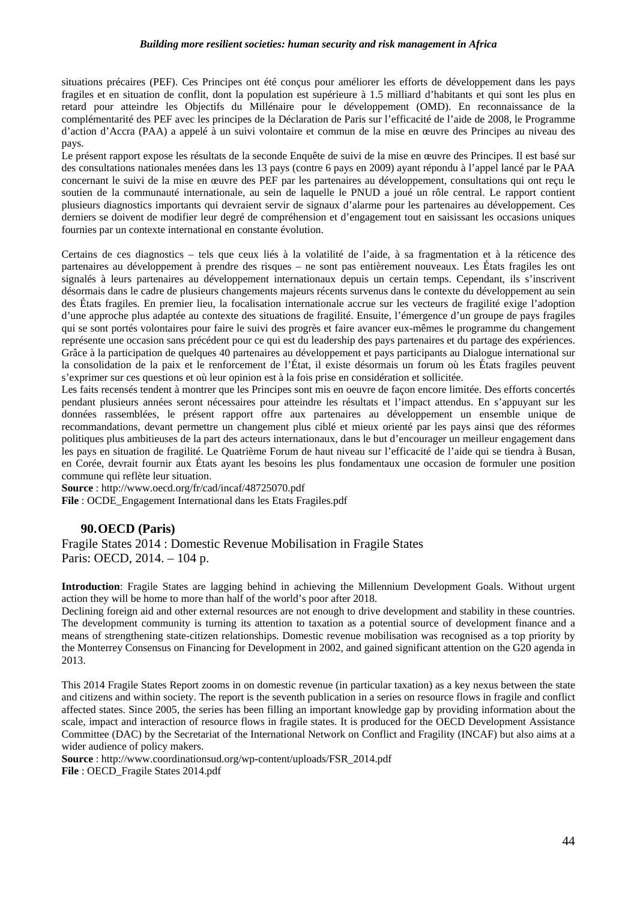situations précaires (PEF). Ces Principes ont été conçus pour améliorer les efforts de développement dans les pays fragiles et en situation de conflit, dont la population est supérieure à 1.5 milliard d'habitants et qui sont les plus en retard pour atteindre les Objectifs du Millénaire pour le développement (OMD). En reconnaissance de la complémentarité des PEF avec les principes de la Déclaration de Paris sur l'efficacité de l'aide de 2008, le Programme d'action d'Accra (PAA) a appelé à un suivi volontaire et commun de la mise en œuvre des Principes au niveau des pays.

Le présent rapport expose les résultats de la seconde Enquête de suivi de la mise en œuvre des Principes. Il est basé sur des consultations nationales menées dans les 13 pays (contre 6 pays en 2009) ayant répondu à l'appel lancé par le PAA concernant le suivi de la mise en œuvre des PEF par les partenaires au développement, consultations qui ont reçu le soutien de la communauté internationale, au sein de laquelle le PNUD a joué un rôle central. Le rapport contient plusieurs diagnostics importants qui devraient servir de signaux d'alarme pour les partenaires au développement. Ces derniers se doivent de modifier leur degré de compréhension et d'engagement tout en saisissant les occasions uniques fournies par un contexte international en constante évolution.

Certains de ces diagnostics – tels que ceux liés à la volatilité de l'aide, à sa fragmentation et à la réticence des partenaires au développement à prendre des risques – ne sont pas entièrement nouveaux. Les États fragiles les ont signalés à leurs partenaires au développement internationaux depuis un certain temps. Cependant, ils s'inscrivent désormais dans le cadre de plusieurs changements majeurs récents survenus dans le contexte du développement au sein des États fragiles. En premier lieu, la focalisation internationale accrue sur les vecteurs de fragilité exige l'adoption d'une approche plus adaptée au contexte des situations de fragilité. Ensuite, l'émergence d'un groupe de pays fragiles qui se sont portés volontaires pour faire le suivi des progrès et faire avancer eux-mêmes le programme du changement représente une occasion sans précédent pour ce qui est du leadership des pays partenaires et du partage des expériences. Grâce à la participation de quelques 40 partenaires au développement et pays participants au Dialogue international sur la consolidation de la paix et le renforcement de l'État, il existe désormais un forum où les États fragiles peuvent s'exprimer sur ces questions et où leur opinion est à la fois prise en considération et sollicitée.

Les faits recensés tendent à montrer que les Principes sont mis en oeuvre de façon encore limitée. Des efforts concertés pendant plusieurs années seront nécessaires pour atteindre les résultats et l'impact attendus. En s'appuyant sur les données rassemblées, le présent rapport offre aux partenaires au développement un ensemble unique de recommandations, devant permettre un changement plus ciblé et mieux orienté par les pays ainsi que des réformes politiques plus ambitieuses de la part des acteurs internationaux, dans le but d'encourager un meilleur engagement dans les pays en situation de fragilité. Le Quatrième Forum de haut niveau sur l'efficacité de l'aide qui se tiendra à Busan, en Corée, devrait fournir aux États ayant les besoins les plus fondamentaux une occasion de formuler une position commune qui reflète leur situation.

**Source** : http://www.oecd.org/fr/cad/incaf/48725070.pdf
**File** : OCDE_Engagement International dans les Etats Fragiles.pdf

### 90. OECD (Paris)

Fragile States 2014 : Domestic Revenue Mobilisation in Fragile States
Paris: OECD, 2014. – 104 p.

**Introduction**: Fragile States are lagging behind in achieving the Millennium Development Goals. Without urgent action they will be home to more than half of the world's poor after 2018.

Declining foreign aid and other external resources are not enough to drive development and stability in these countries. The development community is turning its attention to taxation as a potential source of development finance and a means of strengthening state-citizen relationships. Domestic revenue mobilisation was recognised as a top priority by the Monterrey Consensus on Financing for Development in 2002, and gained significant attention on the G20 agenda in 2013.

This 2014 Fragile States Report zooms in on domestic revenue (in particular taxation) as a key nexus between the state and citizens and within society. The report is the seventh publication in a series on resource flows in fragile and conflict affected states. Since 2005, the series has been filling an important knowledge gap by providing information about the scale, impact and interaction of resource flows in fragile states. It is produced for the OECD Development Assistance Committee (DAC) by the Secretariat of the International Network on Conflict and Fragility (INCAF) but also aims at a wider audience of policy makers.

**Source** : http://www.coordinationsud.org/wp-content/uploads/FSR_2014.pdf
**File** : OECD_Fragile States 2014.pdf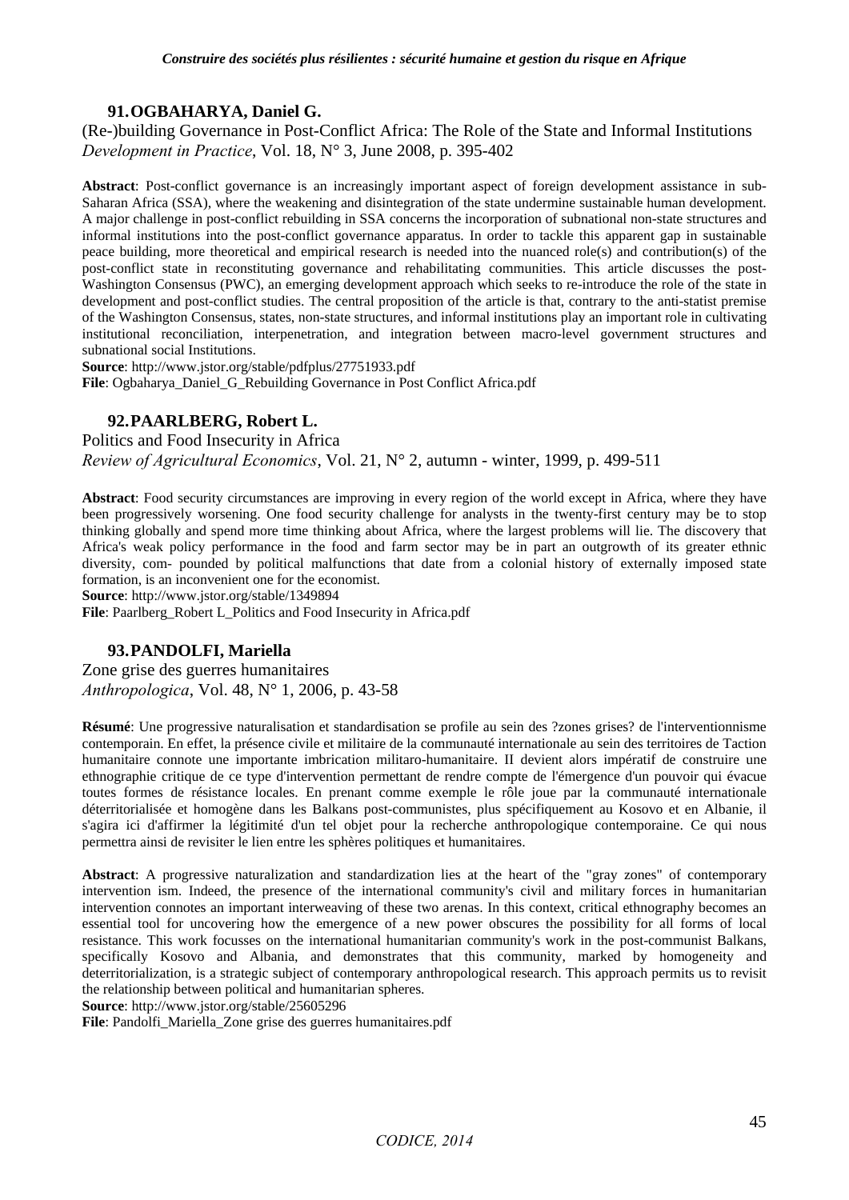### 91. OGBAHARYA, Daniel G.

(Re-)building Governance in Post-Conflict Africa: The Role of the State and Informal Institutions
*Development in Practice*, Vol. 18, N° 3, June 2008, p. 395-402

**Abstract**: Post-conflict governance is an increasingly important aspect of foreign development assistance in sub-Saharan Africa (SSA), where the weakening and disintegration of the state undermine sustainable human development. A major challenge in post-conflict rebuilding in SSA concerns the incorporation of subnational non-state structures and informal institutions into the post-conflict governance apparatus. In order to tackle this apparent gap in sustainable peace building, more theoretical and empirical research is needed into the nuanced role(s) and contribution(s) of the post-conflict state in reconstituting governance and rehabilitating communities. This article discusses the post-Washington Consensus (PWC), an emerging development approach which seeks to re-introduce the role of the state in development and post-conflict studies. The central proposition of the article is that, contrary to the anti-statist premise of the Washington Consensus, states, non-state structures, and informal institutions play an important role in cultivating institutional reconciliation, interpenetration, and integration between macro-level government structures and subnational social Institutions.
**Source**: http://www.jstor.org/stable/pdfplus/27751933.pdf
**File**: Ogbaharya_Daniel_G_Rebuilding Governance in Post Conflict Africa.pdf

### 92. PAARLBERG, Robert L.

Politics and Food Insecurity in Africa
*Review of Agricultural Economics*, Vol. 21, N° 2, autumn - winter, 1999, p. 499-511

**Abstract**: Food security circumstances are improving in every region of the world except in Africa, where they have been progressively worsening. One food security challenge for analysts in the twenty-first century may be to stop thinking globally and spend more time thinking about Africa, where the largest problems will lie. The discovery that Africa's weak policy performance in the food and farm sector may be in part an outgrowth of its greater ethnic diversity, com- pounded by political malfunctions that date from a colonial history of externally imposed state formation, is an inconvenient one for the economist.
**Source**: http://www.jstor.org/stable/1349894
**File**: Paarlberg_Robert L_Politics and Food Insecurity in Africa.pdf

### 93. PANDOLFI, Mariella

Zone grise des guerres humanitaires
*Anthropologica*, Vol. 48, N° 1, 2006, p. 43-58

**Résumé**: Une progressive naturalisation et standardisation se profile au sein des ?zones grises? de l'interventionnisme contemporain. En effet, la présence civile et militaire de la communauté internationale au sein des territoires de Taction humanitaire connote une importante imbrication militaro-humanitaire. II devient alors impératif de construire une ethnographie critique de ce type d'intervention permettant de rendre compte de l'émergence d'un pouvoir qui évacue toutes formes de résistance locales. En prenant comme exemple le rôle joue par la communauté internationale déterritorialisée et homogène dans les Balkans post-communistes, plus spécifiquement au Kosovo et en Albanie, il s'agira ici d'affirmer la légitimité d'un tel objet pour la recherche anthropologique contemporaine. Ce qui nous permettra ainsi de revisiter le lien entre les sphères politiques et humanitaires.

**Abstract**: A progressive naturalization and standardization lies at the heart of the "gray zones" of contemporary intervention ism. Indeed, the presence of the international community's civil and military forces in humanitarian intervention connotes an important interweaving of these two arenas. In this context, critical ethnography becomes an essential tool for uncovering how the emergence of a new power obscures the possibility for all forms of local resistance. This work focusses on the international humanitarian community's work in the post-communist Balkans, specifically Kosovo and Albania, and demonstrates that this community, marked by homogeneity and deterritorialization, is a strategic subject of contemporary anthropological research. This approach permits us to revisit the relationship between political and humanitarian spheres.
**Source**: http://www.jstor.org/stable/25605296
**File**: Pandolfi_Mariella_Zone grise des guerres humanitaires.pdf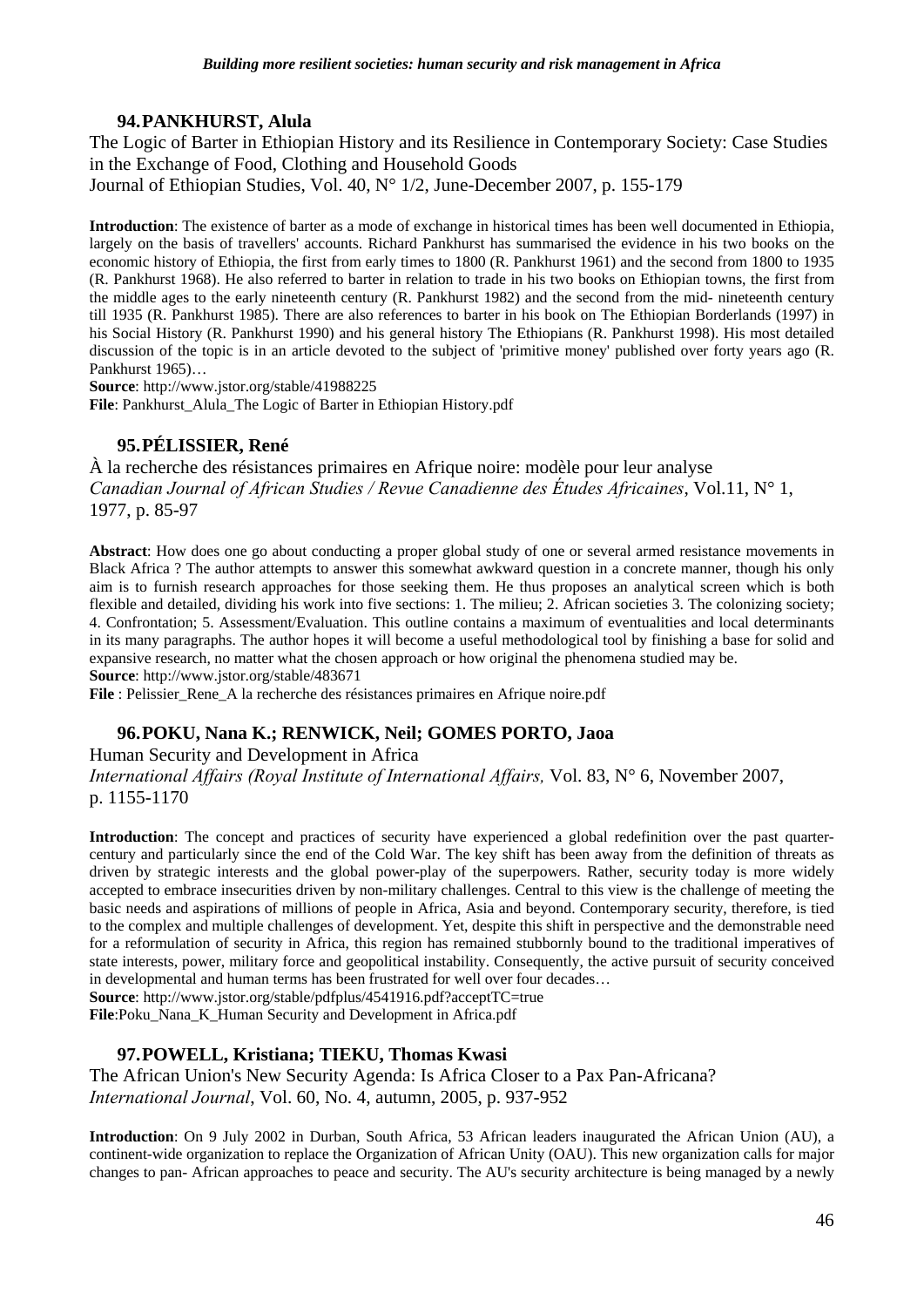### 94. PANKHURST, Alula

The Logic of Barter in Ethiopian History and its Resilience in Contemporary Society: Case Studies in the Exchange of Food, Clothing and Household Goods
Journal of Ethiopian Studies, Vol. 40, N° 1/2, June-December 2007, p. 155-179

**Introduction**: The existence of barter as a mode of exchange in historical times has been well documented in Ethiopia, largely on the basis of travellers' accounts. Richard Pankhurst has summarised the evidence in his two books on the economic history of Ethiopia, the first from early times to 1800 (R. Pankhurst 1961) and the second from 1800 to 1935 (R. Pankhurst 1968). He also referred to barter in relation to trade in his two books on Ethiopian towns, the first from the middle ages to the early nineteenth century (R. Pankhurst 1982) and the second from the mid- nineteenth century till 1935 (R. Pankhurst 1985). There are also references to barter in his book on The Ethiopian Borderlands (1997) in his Social History (R. Pankhurst 1990) and his general history The Ethiopians (R. Pankhurst 1998). His most detailed discussion of the topic is in an article devoted to the subject of 'primitive money' published over forty years ago (R. Pankhurst 1965)…
**Source**: http://www.jstor.org/stable/41988225
**File**: Pankhurst_Alula_The Logic of Barter in Ethiopian History.pdf

### 95. PÉLISSIER, René

À la recherche des résistances primaires en Afrique noire: modèle pour leur analyse
*Canadian Journal of African Studies / Revue Canadienne des Études Africaines*, Vol.11, N° 1, 1977, p. 85-97

**Abstract**: How does one go about conducting a proper global study of one or several armed resistance movements in Black Africa ? The author attempts to answer this somewhat awkward question in a concrete manner, though his only aim is to furnish research approaches for those seeking them. He thus proposes an analytical screen which is both flexible and detailed, dividing his work into five sections: 1. The milieu; 2. African societies 3. The colonizing society; 4. Confrontation; 5. Assessment/Evaluation. This outline contains a maximum of eventualities and local determinants in its many paragraphs. The author hopes it will become a useful methodological tool by finishing a base for solid and expansive research, no matter what the chosen approach or how original the phenomena studied may be.
**Source**: http://www.jstor.org/stable/483671
**File** : Pelissier_Rene_A la recherche des résistances primaires en Afrique noire.pdf

### 96. POKU, Nana K.; RENWICK, Neil; GOMES PORTO, Jaoa

Human Security and Development in Africa
*International Affairs (Royal Institute of International Affairs,* Vol. 83, N° 6, November 2007, p. 1155-1170

**Introduction**: The concept and practices of security have experienced a global redefinition over the past quarter-century and particularly since the end of the Cold War. The key shift has been away from the definition of threats as driven by strategic interests and the global power-play of the superpowers. Rather, security today is more widely accepted to embrace insecurities driven by non-military challenges. Central to this view is the challenge of meeting the basic needs and aspirations of millions of people in Africa, Asia and beyond. Contemporary security, therefore, is tied to the complex and multiple challenges of development. Yet, despite this shift in perspective and the demonstrable need for a reformulation of security in Africa, this region has remained stubbornly bound to the traditional imperatives of state interests, power, military force and geopolitical instability. Consequently, the active pursuit of security conceived in developmental and human terms has been frustrated for well over four decades…
**Source**: http://www.jstor.org/stable/pdfplus/4541916.pdf?acceptTC=true
**File**:Poku_Nana_K_Human Security and Development in Africa.pdf

### 97. POWELL, Kristiana; TIEKU, Thomas Kwasi

The African Union's New Security Agenda: Is Africa Closer to a Pax Pan-Africana?
*International Journal*, Vol. 60, No. 4, autumn, 2005, p. 937-952

**Introduction**: On 9 July 2002 in Durban, South Africa, 53 African leaders inaugurated the African Union (AU), a continent-wide organization to replace the Organization of African Unity (OAU). This new organization calls for major changes to pan- African approaches to peace and security. The AU's security architecture is being managed by a newly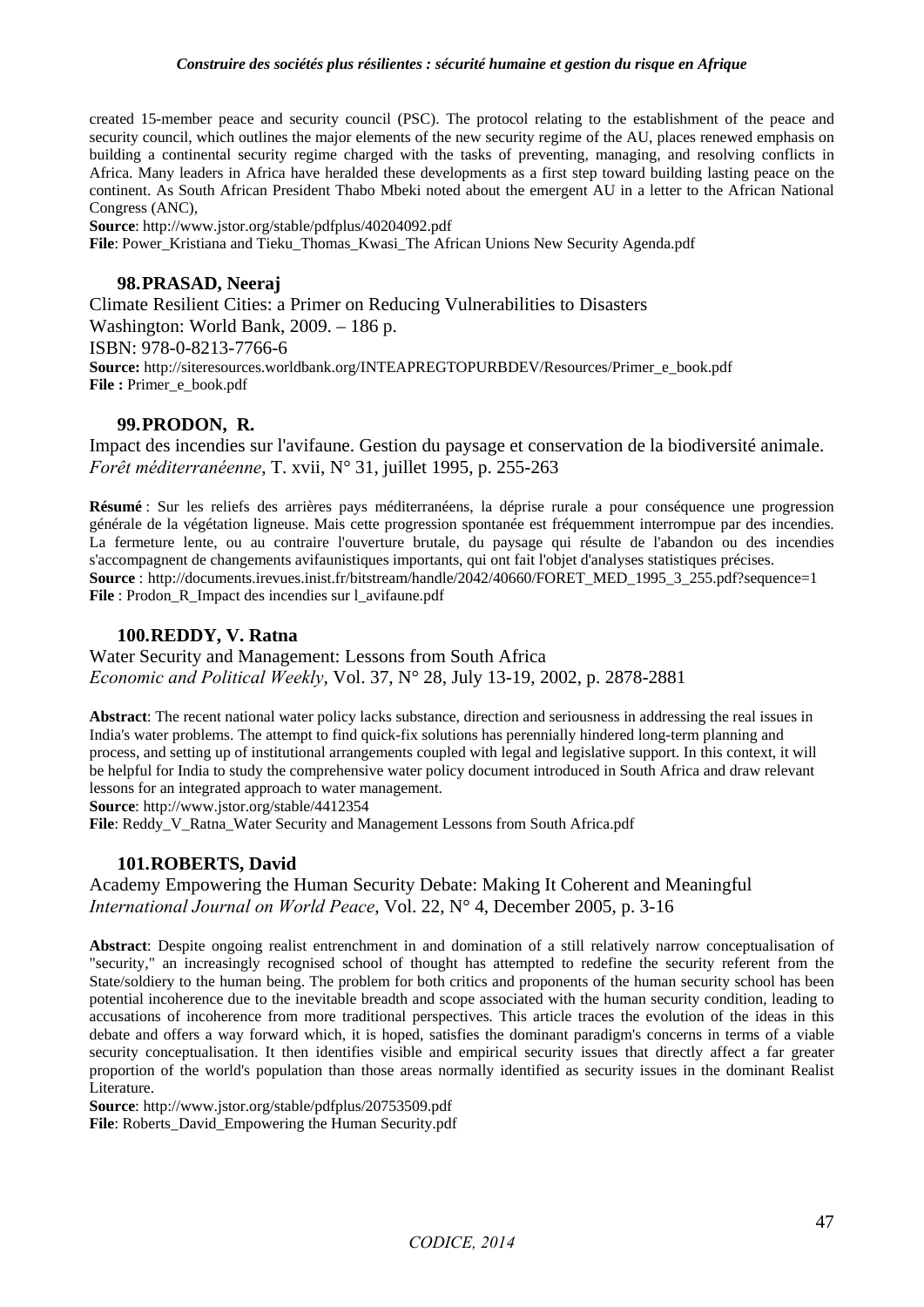created 15-member peace and security council (PSC). The protocol relating to the establishment of the peace and security council, which outlines the major elements of the new security regime of the AU, places renewed emphasis on building a continental security regime charged with the tasks of preventing, managing, and resolving conflicts in Africa. Many leaders in Africa have heralded these developments as a first step toward building lasting peace on the continent. As South African President Thabo Mbeki noted about the emergent AU in a letter to the African National Congress (ANC),

**Source**: http://www.jstor.org/stable/pdfplus/40204092.pdf

**File**: Power_Kristiana and Tieku_Thomas_Kwasi_The African Unions New Security Agenda.pdf

### 98. PRASAD, Neeraj

Climate Resilient Cities: a Primer on Reducing Vulnerabilities to Disasters
Washington: World Bank, 2009. – 186 p.
ISBN: 978-0-8213-7766-6

**Source:** http://siteresources.worldbank.org/INTEAPREGTOPURBDEV/Resources/Primer_e_book.pdf

**File :** Primer_e_book.pdf

### 99. PRODON, R.

Impact des incendies sur l'avifaune. Gestion du paysage et conservation de la biodiversité animale.
*Forêt méditerranéenne*, T. xvii, N° 31, juillet 1995, p. 255-263

**Résumé** : Sur les reliefs des arrières pays méditerranéens, la déprise rurale a pour conséquence une progression générale de la végétation ligneuse. Mais cette progression spontanée est fréquemment interrompue par des incendies. La fermeture lente, ou au contraire l'ouverture brutale, du paysage qui résulte de l'abandon ou des incendies s'accompagnent de changements avifaunistiques importants, qui ont fait l'objet d'analyses statistiques précises.

**Source** : http://documents.irevues.inist.fr/bitstream/handle/2042/40660/FORET_MED_1995_3_255.pdf?sequence=1

**File** : Prodon_R_Impact des incendies sur l_avifaune.pdf

### 100. REDDY, V. Ratna

Water Security and Management: Lessons from South Africa
*Economic and Political Weekly*, Vol. 37, N° 28, July 13-19, 2002, p. 2878-2881

**Abstract**: The recent national water policy lacks substance, direction and seriousness in addressing the real issues in India's water problems. The attempt to find quick-fix solutions has perennially hindered long-term planning and process, and setting up of institutional arrangements coupled with legal and legislative support. In this context, it will be helpful for India to study the comprehensive water policy document introduced in South Africa and draw relevant lessons for an integrated approach to water management.

**Source**: http://www.jstor.org/stable/4412354

**File**: Reddy_V_Ratna_Water Security and Management Lessons from South Africa.pdf

### 101. ROBERTS, David

Academy Empowering the Human Security Debate: Making It Coherent and Meaningful
*International Journal on World Peace*, Vol. 22, N° 4, December 2005, p. 3-16

**Abstract**: Despite ongoing realist entrenchment in and domination of a still relatively narrow conceptualisation of "security," an increasingly recognised school of thought has attempted to redefine the security referent from the State/soldiery to the human being. The problem for both critics and proponents of the human security school has been potential incoherence due to the inevitable breadth and scope associated with the human security condition, leading to accusations of incoherence from more traditional perspectives. This article traces the evolution of the ideas in this debate and offers a way forward which, it is hoped, satisfies the dominant paradigm's concerns in terms of a viable security conceptualisation. It then identifies visible and empirical security issues that directly affect a far greater proportion of the world's population than those areas normally identified as security issues in the dominant Realist Literature.

**Source**: http://www.jstor.org/stable/pdfplus/20753509.pdf

**File**: Roberts_David_Empowering the Human Security.pdf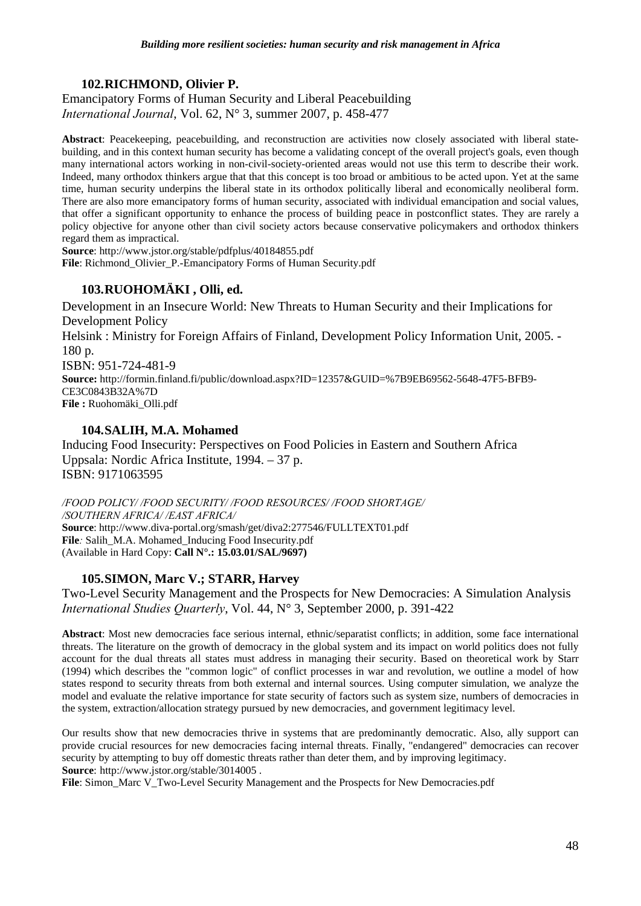### 102. RICHMOND, Olivier P.

Emancipatory Forms of Human Security and Liberal Peacebuilding
*International Journal*, Vol. 62, N° 3, summer 2007, p. 458-477

**Abstract**: Peacekeeping, peacebuilding, and reconstruction are activities now closely associated with liberal state-building, and in this context human security has become a validating concept of the overall project's goals, even though many international actors working in non-civil-society-oriented areas would not use this term to describe their work. Indeed, many orthodox thinkers argue that that this concept is too broad or ambitious to be acted upon. Yet at the same time, human security underpins the liberal state in its orthodox politically liberal and economically neoliberal form. There are also more emancipatory forms of human security, associated with individual emancipation and social values, that offer a significant opportunity to enhance the process of building peace in postconflict states. They are rarely a policy objective for anyone other than civil society actors because conservative policymakers and orthodox thinkers regard them as impractical.
**Source**: http://www.jstor.org/stable/pdfplus/40184855.pdf
**File**: Richmond_Olivier_P.-Emancipatory Forms of Human Security.pdf

### 103. RUOHOMÄKI , Olli, ed.

Development in an Insecure World: New Threats to Human Security and their Implications for Development Policy
Helsink : Ministry for Foreign Affairs of Finland, Development Policy Information Unit, 2005. - 180 p.
ISBN: 951-724-481-9
**Source:** http://formin.finland.fi/public/download.aspx?ID=12357&GUID=%7B9EB69562-5648-47F5-BFB9-CE3C0843B32A%7D
**File :** Ruohomäki_Olli.pdf

### 104. SALIH, M.A. Mohamed

Inducing Food Insecurity: Perspectives on Food Policies in Eastern and Southern Africa
Uppsala: Nordic Africa Institute, 1994. – 37 p.
ISBN: 9171063595

*/FOOD POLICY/ /FOOD SECURITY/ /FOOD RESOURCES/ /FOOD SHORTAGE/ /SOUTHERN AFRICA/ /EAST AFRICA/*
**Source**: http://www.diva-portal.org/smash/get/diva2:277546/FULLTEXT01.pdf
**File***:* Salih_M.A. Mohamed_Inducing Food Insecurity.pdf
(Available in Hard Copy: **Call N°.: 15.03.01/SAL/9697)**

### 105. SIMON, Marc V.; STARR, Harvey

Two-Level Security Management and the Prospects for New Democracies: A Simulation Analysis
*International Studies Quarterly*, Vol. 44, N° 3, September 2000, p. 391-422

**Abstract**: Most new democracies face serious internal, ethnic/separatist conflicts; in addition, some face international threats. The literature on the growth of democracy in the global system and its impact on world politics does not fully account for the dual threats all states must address in managing their security. Based on theoretical work by Starr (1994) which describes the "common logic" of conflict processes in war and revolution, we outline a model of how states respond to security threats from both external and internal sources. Using computer simulation, we analyze the model and evaluate the relative importance for state security of factors such as system size, numbers of democracies in the system, extraction/allocation strategy pursued by new democracies, and government legitimacy level.

Our results show that new democracies thrive in systems that are predominantly democratic. Also, ally support can provide crucial resources for new democracies facing internal threats. Finally, "endangered" democracies can recover security by attempting to buy off domestic threats rather than deter them, and by improving legitimacy.
**Source**: http://www.jstor.org/stable/3014005 .
**File**: Simon_Marc V_Two-Level Security Management and the Prospects for New Democracies.pdf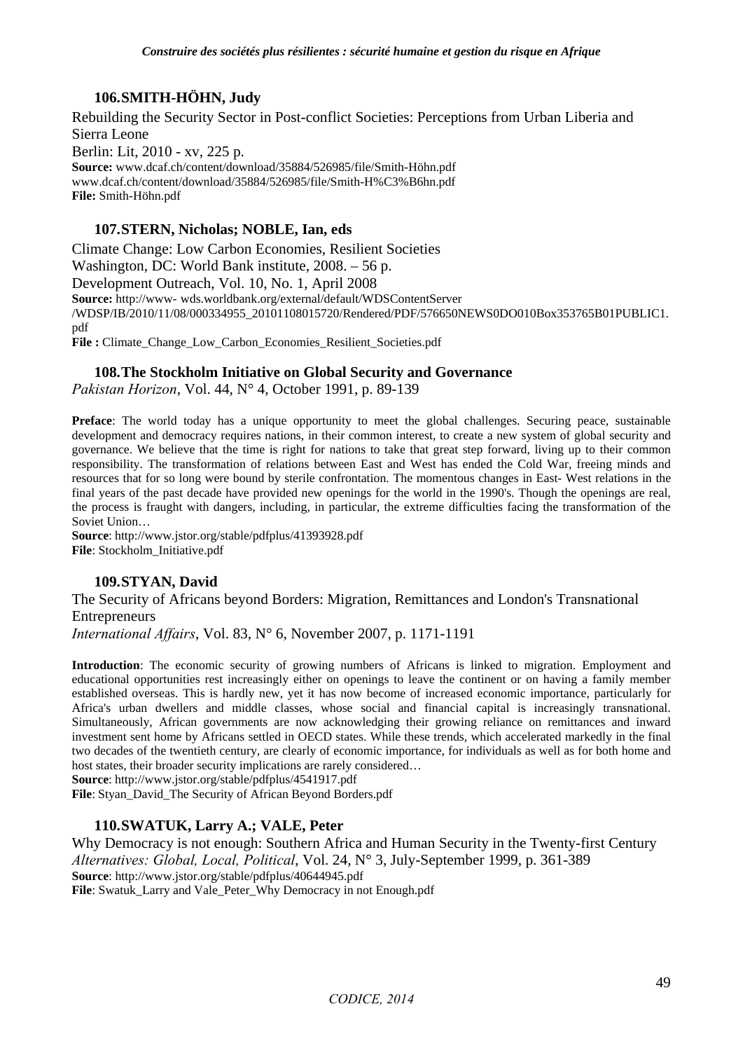### 106. SMITH-HÖHN, Judy

Rebuilding the Security Sector in Post-conflict Societies: Perceptions from Urban Liberia and Sierra Leone

Berlin: Lit, 2010 - xv, 225 p.

**Source:** www.dcaf.ch/content/download/35884/526985/file/Smith-Höhn.pdf
www.dcaf.ch/content/download/35884/526985/file/Smith-H%C3%B6hn.pdf

**File:** Smith-Höhn.pdf

### 107. STERN, Nicholas; NOBLE, Ian, eds

Climate Change: Low Carbon Economies, Resilient Societies

Washington, DC: World Bank institute, 2008. – 56 p.

Development Outreach, Vol. 10, No. 1, April 2008

**Source:** http://www- wds.worldbank.org/external/default/WDSContentServer
/WDSP/IB/2010/11/08/000334955_20101108015720/Rendered/PDF/576650NEWS0DO010Box353765B01PUBLIC1.pdf

**File :** Climate_Change_Low_Carbon_Economies_Resilient_Societies.pdf

### 108. The Stockholm Initiative on Global Security and Governance

*Pakistan Horizon*, Vol. 44, N° 4, October 1991, p. 89-139

**Preface**: The world today has a unique opportunity to meet the global challenges. Securing peace, sustainable development and democracy requires nations, in their common interest, to create a new system of global security and governance. We believe that the time is right for nations to take that great step forward, living up to their common responsibility. The transformation of relations between East and West has ended the Cold War, freeing minds and resources that for so long were bound by sterile confrontation. The momentous changes in East- West relations in the final years of the past decade have provided new openings for the world in the 1990's. Though the openings are real, the process is fraught with dangers, including, in particular, the extreme difficulties facing the transformation of the Soviet Union…

**Source**: http://www.jstor.org/stable/pdfplus/41393928.pdf

**File**: Stockholm_Initiative.pdf

### 109. STYAN, David

The Security of Africans beyond Borders: Migration, Remittances and London's Transnational Entrepreneurs

*International Affairs*, Vol. 83, N° 6, November 2007, p. 1171-1191

**Introduction**: The economic security of growing numbers of Africans is linked to migration. Employment and educational opportunities rest increasingly either on openings to leave the continent or on having a family member established overseas. This is hardly new, yet it has now become of increased economic importance, particularly for Africa's urban dwellers and middle classes, whose social and financial capital is increasingly transnational. Simultaneously, African governments are now acknowledging their growing reliance on remittances and inward investment sent home by Africans settled in OECD states. While these trends, which accelerated markedly in the final two decades of the twentieth century, are clearly of economic importance, for individuals as well as for both home and host states, their broader security implications are rarely considered…

**Source**: http://www.jstor.org/stable/pdfplus/4541917.pdf

**File**: Styan_David_The Security of African Beyond Borders.pdf

### 110. SWATUK, Larry A.; VALE, Peter

Why Democracy is not enough: Southern Africa and Human Security in the Twenty-first Century

*Alternatives: Global, Local, Political*, Vol. 24, N° 3, July-September 1999, p. 361-389

**Source**: http://www.jstor.org/stable/pdfplus/40644945.pdf

**File**: Swatuk_Larry and Vale_Peter_Why Democracy in not Enough.pdf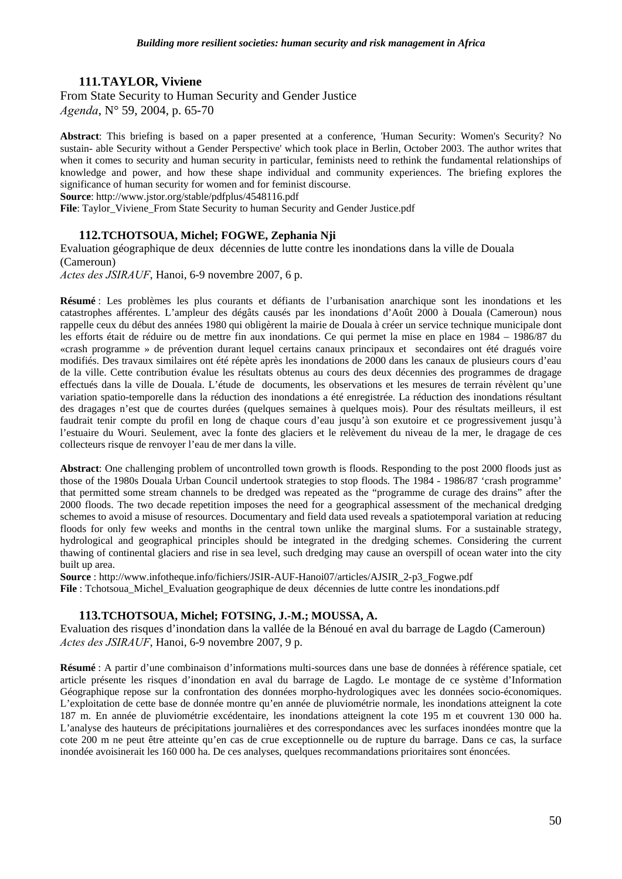### 111. TAYLOR, Viviene

From State Security to Human Security and Gender Justice
*Agenda*, N° 59, 2004, p. 65-70

**Abstract**: This briefing is based on a paper presented at a conference, 'Human Security: Women's Security? No sustain- able Security without a Gender Perspective' which took place in Berlin, October 2003. The author writes that when it comes to security and human security in particular, feminists need to rethink the fundamental relationships of knowledge and power, and how these shape individual and community experiences. The briefing explores the significance of human security for women and for feminist discourse.
**Source**: http://www.jstor.org/stable/pdfplus/4548116.pdf
**File**: Taylor_Viviene_From State Security to human Security and Gender Justice.pdf

### 112. TCHOTSOUA, Michel; FOGWE, Zephania Nji

Evaluation géographique de deux décennies de lutte contre les inondations dans la ville de Douala (Cameroun)
*Actes des JSIRAUF*, Hanoi, 6-9 novembre 2007, 6 p.

**Résumé** : Les problèmes les plus courants et défiants de l'urbanisation anarchique sont les inondations et les catastrophes afférentes. L'ampleur des dégâts causés par les inondations d'Août 2000 à Douala (Cameroun) nous rappelle ceux du début des années 1980 qui obligèrent la mairie de Douala à créer un service technique municipale dont les efforts était de réduire ou de mettre fin aux inondations. Ce qui permet la mise en place en 1984 – 1986/87 du «crash programme » de prévention durant lequel certains canaux principaux et secondaires ont été dragués voire modifiés. Des travaux similaires ont été répète après les inondations de 2000 dans les canaux de plusieurs cours d'eau de la ville. Cette contribution évalue les résultats obtenus au cours des deux décennies des programmes de dragage effectués dans la ville de Douala. L'étude de documents, les observations et les mesures de terrain révèlent qu'une variation spatio-temporelle dans la réduction des inondations a été enregistrée. La réduction des inondations résultant des dragages n'est que de courtes durées (quelques semaines à quelques mois). Pour des résultats meilleurs, il est faudrait tenir compte du profil en long de chaque cours d'eau jusqu'à son exutoire et ce progressivement jusqu'à l'estuaire du Wouri. Seulement, avec la fonte des glaciers et le relèvement du niveau de la mer, le dragage de ces collecteurs risque de renvoyer l'eau de mer dans la ville.

**Abstract**: One challenging problem of uncontrolled town growth is floods. Responding to the post 2000 floods just as those of the 1980s Douala Urban Council undertook strategies to stop floods. The 1984 - 1986/87 'crash programme' that permitted some stream channels to be dredged was repeated as the "programme de curage des drains" after the 2000 floods. The two decade repetition imposes the need for a geographical assessment of the mechanical dredging schemes to avoid a misuse of resources. Documentary and field data used reveals a spatiotemporal variation at reducing floods for only few weeks and months in the central town unlike the marginal slums. For a sustainable strategy, hydrological and geographical principles should be integrated in the dredging schemes. Considering the current thawing of continental glaciers and rise in sea level, such dredging may cause an overspill of ocean water into the city built up area.
**Source** : http://www.infotheque.info/fichiers/JSIR-AUF-Hanoi07/articles/AJSIR_2-p3_Fogwe.pdf
**File** : Tchotsoua_Michel_Evaluation geographique de deux décennies de lutte contre les inondations.pdf

### 113. TCHOTSOUA, Michel; FOTSING, J.-M.; MOUSSA, A.

Evaluation des risques d'inondation dans la vallée de la Bénoué en aval du barrage de Lagdo (Cameroun)
*Actes des JSIRAUF*, Hanoi, 6-9 novembre 2007, 9 p.

**Résumé** : A partir d'une combinaison d'informations multi-sources dans une base de données à référence spatiale, cet article présente les risques d'inondation en aval du barrage de Lagdo. Le montage de ce système d'Information Géographique repose sur la confrontation des données morpho-hydrologiques avec les données socio-économiques. L'exploitation de cette base de donnée montre qu'en année de pluviométrie normale, les inondations atteignent la cote 187 m. En année de pluviométrie excédentaire, les inondations atteignent la cote 195 m et couvrent 130 000 ha. L'analyse des hauteurs de précipitations journalières et des correspondances avec les surfaces inondées montre que la cote 200 m ne peut être atteinte qu'en cas de crue exceptionnelle ou de rupture du barrage. Dans ce cas, la surface inondée avoisinerait les 160 000 ha. De ces analyses, quelques recommandations prioritaires sont énoncées.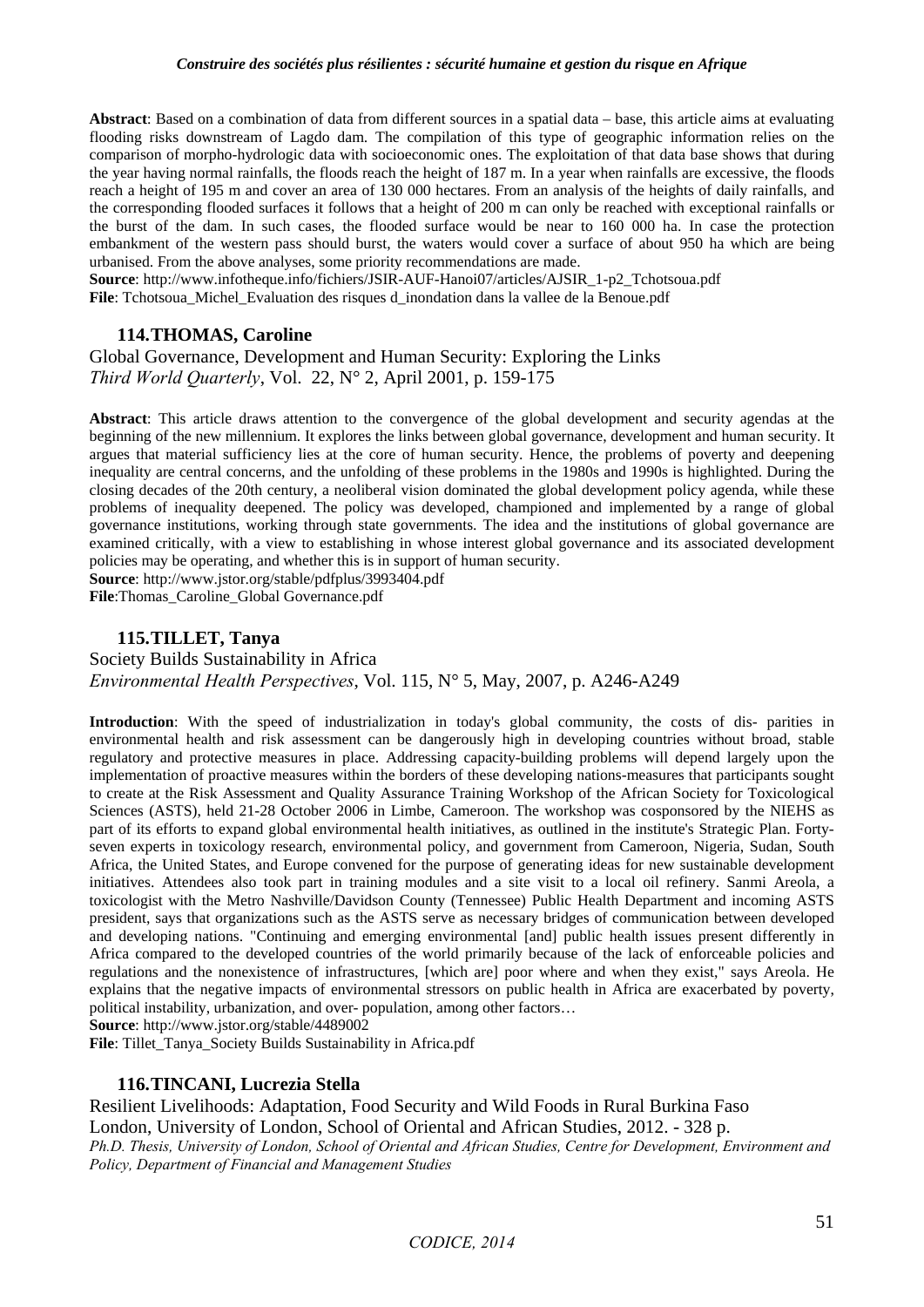**Abstract**: Based on a combination of data from different sources in a spatial data – base, this article aims at evaluating flooding risks downstream of Lagdo dam. The compilation of this type of geographic information relies on the comparison of morpho-hydrologic data with socioeconomic ones. The exploitation of that data base shows that during the year having normal rainfalls, the floods reach the height of 187 m. In a year when rainfalls are excessive, the floods reach a height of 195 m and cover an area of 130 000 hectares. From an analysis of the heights of daily rainfalls, and the corresponding flooded surfaces it follows that a height of 200 m can only be reached with exceptional rainfalls or the burst of the dam. In such cases, the flooded surface would be near to 160 000 ha. In case the protection embankment of the western pass should burst, the waters would cover a surface of about 950 ha which are being urbanised. From the above analyses, some priority recommendations are made.
**Source**: http://www.infotheque.info/fichiers/JSIR-AUF-Hanoi07/articles/AJSIR_1-p2_Tchotsoua.pdf
**File**: Tchotsoua_Michel_Evaluation des risques d_inondation dans la vallee de la Benoue.pdf

### 114. THOMAS, Caroline

Global Governance, Development and Human Security: Exploring the Links
*Third World Quarterly*, Vol. 22, N° 2, April 2001, p. 159-175

**Abstract**: This article draws attention to the convergence of the global development and security agendas at the beginning of the new millennium. It explores the links between global governance, development and human security. It argues that material sufficiency lies at the core of human security. Hence, the problems of poverty and deepening inequality are central concerns, and the unfolding of these problems in the 1980s and 1990s is highlighted. During the closing decades of the 20th century, a neoliberal vision dominated the global development policy agenda, while these problems of inequality deepened. The policy was developed, championed and implemented by a range of global governance institutions, working through state governments. The idea and the institutions of global governance are examined critically, with a view to establishing in whose interest global governance and its associated development policies may be operating, and whether this is in support of human security.
**Source**: http://www.jstor.org/stable/pdfplus/3993404.pdf
**File**:Thomas_Caroline_Global Governance.pdf

### 115. TILLET, Tanya

Society Builds Sustainability in Africa
*Environmental Health Perspectives*, Vol. 115, N° 5, May, 2007, p. A246-A249

**Introduction**: With the speed of industrialization in today's global community, the costs of dis- parities in environmental health and risk assessment can be dangerously high in developing countries without broad, stable regulatory and protective measures in place. Addressing capacity-building problems will depend largely upon the implementation of proactive measures within the borders of these developing nations-measures that participants sought to create at the Risk Assessment and Quality Assurance Training Workshop of the African Society for Toxicological Sciences (ASTS), held 21-28 October 2006 in Limbe, Cameroon. The workshop was cosponsored by the NIEHS as part of its efforts to expand global environmental health initiatives, as outlined in the institute's Strategic Plan. Forty-seven experts in toxicology research, environmental policy, and government from Cameroon, Nigeria, Sudan, South Africa, the United States, and Europe convened for the purpose of generating ideas for new sustainable development initiatives. Attendees also took part in training modules and a site visit to a local oil refinery. Sanmi Areola, a toxicologist with the Metro Nashville/Davidson County (Tennessee) Public Health Department and incoming ASTS president, says that organizations such as the ASTS serve as necessary bridges of communication between developed and developing nations. "Continuing and emerging environmental [and] public health issues present differently in Africa compared to the developed countries of the world primarily because of the lack of enforceable policies and regulations and the nonexistence of infrastructures, [which are] poor where and when they exist," says Areola. He explains that the negative impacts of environmental stressors on public health in Africa are exacerbated by poverty, political instability, urbanization, and over- population, among other factors…
**Source**: http://www.jstor.org/stable/4489002
**File**: Tillet_Tanya_Society Builds Sustainability in Africa.pdf

### 116. TINCANI, Lucrezia Stella

Resilient Livelihoods: Adaptation, Food Security and Wild Foods in Rural Burkina Faso
London, University of London, School of Oriental and African Studies, 2012. - 328 p.
*Ph.D. Thesis, University of London, School of Oriental and African Studies, Centre for Development, Environment and Policy, Department of Financial and Management Studies*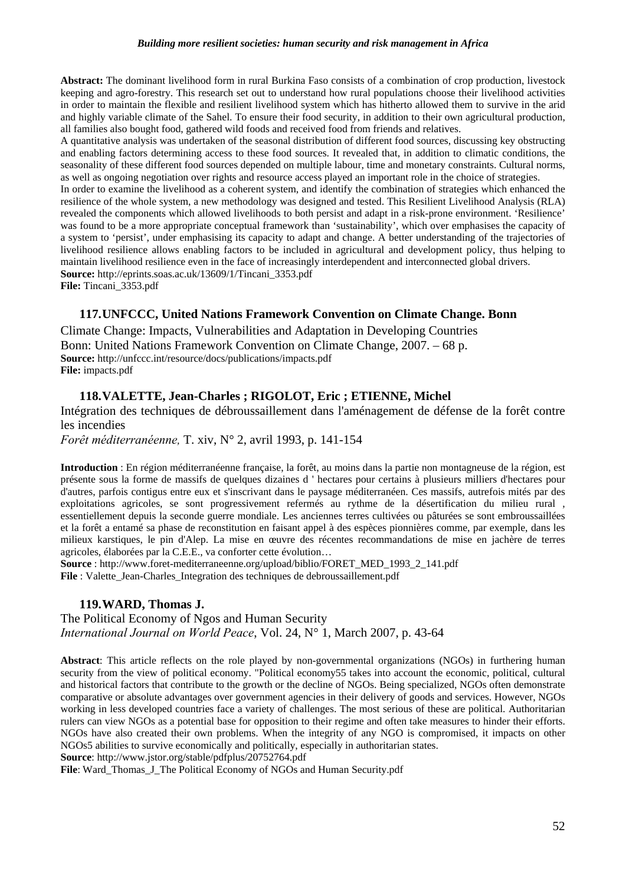**Abstract:** The dominant livelihood form in rural Burkina Faso consists of a combination of crop production, livestock keeping and agro-forestry. This research set out to understand how rural populations choose their livelihood activities in order to maintain the flexible and resilient livelihood system which has hitherto allowed them to survive in the arid and highly variable climate of the Sahel. To ensure their food security, in addition to their own agricultural production, all families also bought food, gathered wild foods and received food from friends and relatives.
A quantitative analysis was undertaken of the seasonal distribution of different food sources, discussing key obstructing and enabling factors determining access to these food sources. It revealed that, in addition to climatic conditions, the seasonality of these different food sources depended on multiple labour, time and monetary constraints. Cultural norms, as well as ongoing negotiation over rights and resource access played an important role in the choice of strategies.
In order to examine the livelihood as a coherent system, and identify the combination of strategies which enhanced the resilience of the whole system, a new methodology was designed and tested. This Resilient Livelihood Analysis (RLA) revealed the components which allowed livelihoods to both persist and adapt in a risk-prone environment. 'Resilience' was found to be a more appropriate conceptual framework than 'sustainability', which over emphasises the capacity of a system to 'persist', under emphasising its capacity to adapt and change. A better understanding of the trajectories of livelihood resilience allows enabling factors to be included in agricultural and development policy, thus helping to maintain livelihood resilience even in the face of increasingly interdependent and interconnected global drivers.
**Source:** http://eprints.soas.ac.uk/13609/1/Tincani_3353.pdf
**File:** Tincani_3353.pdf

### 117. UNFCCC, United Nations Framework Convention on Climate Change. Bonn

Climate Change: Impacts, Vulnerabilities and Adaptation in Developing Countries
Bonn: United Nations Framework Convention on Climate Change, 2007. – 68 p.
**Source:** http://unfccc.int/resource/docs/publications/impacts.pdf
**File:** impacts.pdf

### 118. VALETTE, Jean-Charles ; RIGOLOT, Eric ; ETIENNE, Michel

Intégration des techniques de débroussaillement dans l'aménagement de défense de la forêt contre les incendies
*Forêt méditerranéenne,* T. xiv, N° 2, avril 1993, p. 141-154

**Introduction** : En région méditerranéenne française, la forêt, au moins dans la partie non montagneuse de la région, est présente sous la forme de massifs de quelques dizaines d ' hectares pour certains à plusieurs milliers d'hectares pour d'autres, parfois contigus entre eux et s'inscrivant dans le paysage méditerranéen. Ces massifs, autrefois mités par des exploitations agricoles, se sont progressivement refermés au rythme de la désertification du milieu rural , essentiellement depuis la seconde guerre mondiale. Les anciennes terres cultivées ou pâturées se sont embroussaillées et la forêt a entamé sa phase de reconstitution en faisant appel à des espèces pionnières comme, par exemple, dans les milieux karstiques, le pin d'Alep. La mise en œuvre des récentes recommandations de mise en jachère de terres agricoles, élaborées par la C.E.E., va conforter cette évolution…
**Source** : http://www.foret-mediterraneenne.org/upload/biblio/FORET_MED_1993_2_141.pdf
**File** : Valette_Jean-Charles_Integration des techniques de debroussaillement.pdf

### 119. WARD, Thomas J.

The Political Economy of Ngos and Human Security
*International Journal on World Peace*, Vol. 24, N° 1, March 2007, p. 43-64

**Abstract**: This article reflects on the role played by non-governmental organizations (NGOs) in furthering human security from the view of political economy. "Political economy55 takes into account the economic, political, cultural and historical factors that contribute to the growth or the decline of NGOs. Being specialized, NGOs often demonstrate comparative or absolute advantages over government agencies in their delivery of goods and services. However, NGOs working in less developed countries face a variety of challenges. The most serious of these are political. Authoritarian rulers can view NGOs as a potential base for opposition to their regime and often take measures to hinder their efforts. NGOs have also created their own problems. When the integrity of any NGO is compromised, it impacts on other NGOs5 abilities to survive economically and politically, especially in authoritarian states.
**Source**: http://www.jstor.org/stable/pdfplus/20752764.pdf
**File**: Ward_Thomas_J_The Political Economy of NGOs and Human Security.pdf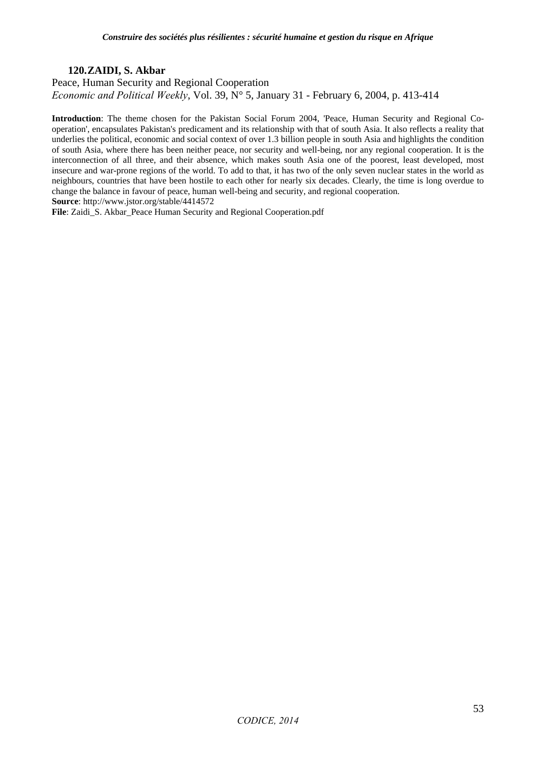### 120. ZAIDI, S. Akbar

Peace, Human Security and Regional Cooperation
*Economic and Political Weekly*, Vol. 39, N° 5, January 31 - February 6, 2004, p. 413-414

**Introduction**: The theme chosen for the Pakistan Social Forum 2004, 'Peace, Human Security and Regional Co-operation', encapsulates Pakistan's predicament and its relationship with that of south Asia. It also reflects a reality that underlies the political, economic and social context of over 1.3 billion people in south Asia and highlights the condition of south Asia, where there has been neither peace, nor security and well-being, nor any regional cooperation. It is the interconnection of all three, and their absence, which makes south Asia one of the poorest, least developed, most insecure and war-prone regions of the world. To add to that, it has two of the only seven nuclear states in the world as neighbours, countries that have been hostile to each other for nearly six decades. Clearly, the time is long overdue to change the balance in favour of peace, human well-being and security, and regional cooperation.
**Source**: http://www.jstor.org/stable/4414572
**File**: Zaidi_S. Akbar_Peace Human Security and Regional Cooperation.pdf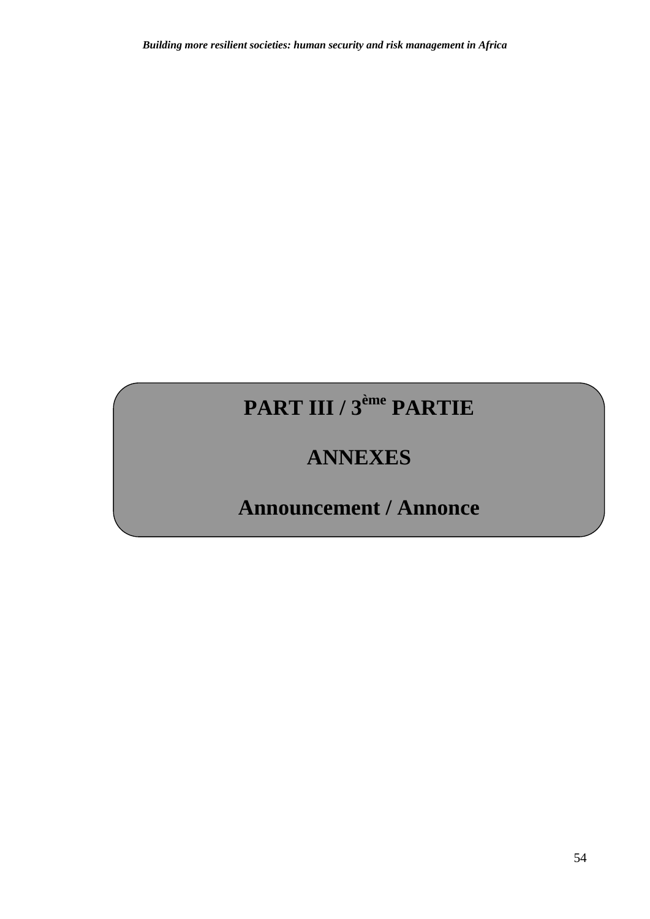# PART III / 3ème PARTIE

# ANNEXES

# Announcement / Annonce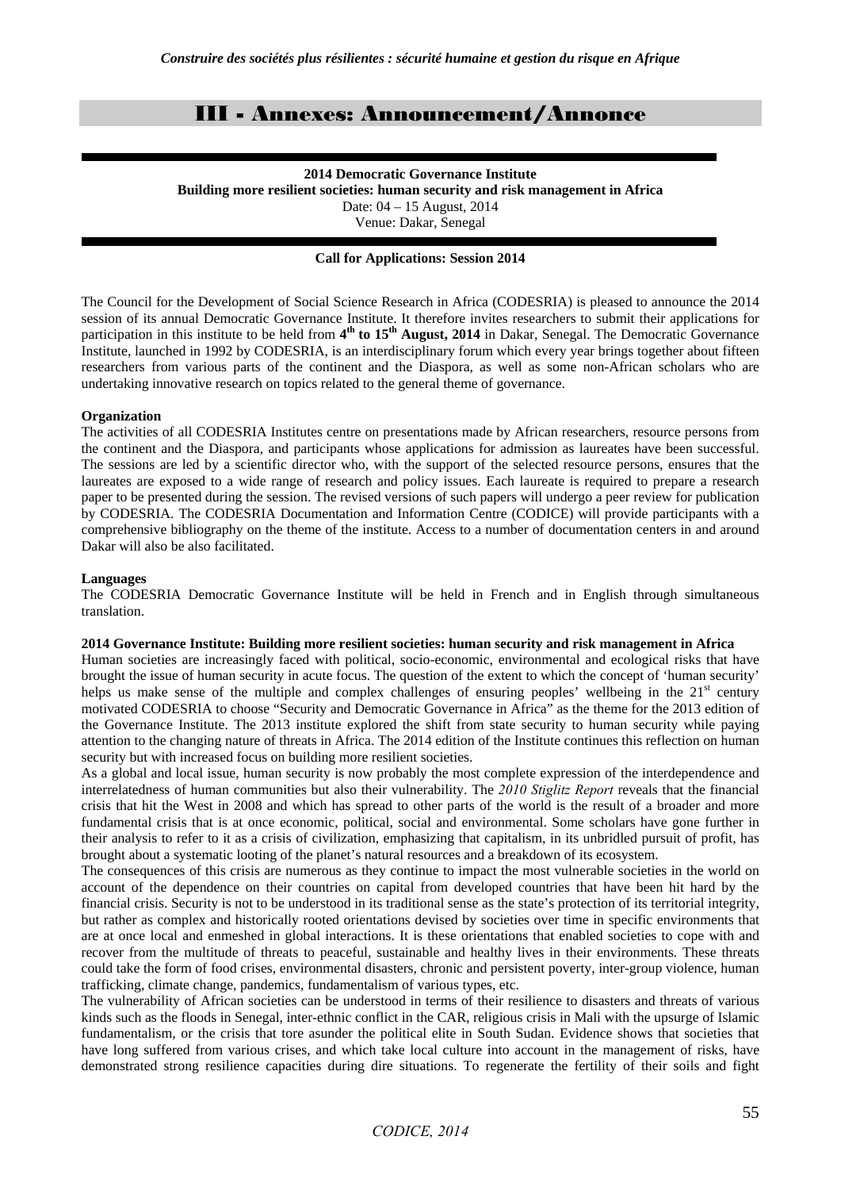# III - Annexes: Announcement/Annonce

**2014 Democratic Governance Institute**
**Building more resilient societies: human security and risk management in Africa**
Date: 04 – 15 August, 2014
Venue: Dakar, Senegal

**Call for Applications: Session 2014**

The Council for the Development of Social Science Research in Africa (CODESRIA) is pleased to announce the 2014 session of its annual Democratic Governance Institute. It therefore invites researchers to submit their applications for participation in this institute to be held from **4th to 15th August, 2014** in Dakar, Senegal. The Democratic Governance Institute, launched in 1992 by CODESRIA, is an interdisciplinary forum which every year brings together about fifteen researchers from various parts of the continent and the Diaspora, as well as some non-African scholars who are undertaking innovative research on topics related to the general theme of governance.

**Organization**

The activities of all CODESRIA Institutes centre on presentations made by African researchers, resource persons from the continent and the Diaspora, and participants whose applications for admission as laureates have been successful. The sessions are led by a scientific director who, with the support of the selected resource persons, ensures that the laureates are exposed to a wide range of research and policy issues. Each laureate is required to prepare a research paper to be presented during the session. The revised versions of such papers will undergo a peer review for publication by CODESRIA. The CODESRIA Documentation and Information Centre (CODICE) will provide participants with a comprehensive bibliography on the theme of the institute. Access to a number of documentation centers in and around Dakar will also be also facilitated.

**Languages**

The CODESRIA Democratic Governance Institute will be held in French and in English through simultaneous translation.

**2014 Governance Institute: Building more resilient societies: human security and risk management in Africa**

Human societies are increasingly faced with political, socio-economic, environmental and ecological risks that have brought the issue of human security in acute focus. The question of the extent to which the concept of 'human security' helps us make sense of the multiple and complex challenges of ensuring peoples' wellbeing in the 21st century motivated CODESRIA to choose "Security and Democratic Governance in Africa" as the theme for the 2013 edition of the Governance Institute. The 2013 institute explored the shift from state security to human security while paying attention to the changing nature of threats in Africa. The 2014 edition of the Institute continues this reflection on human security but with increased focus on building more resilient societies.

As a global and local issue, human security is now probably the most complete expression of the interdependence and interrelatedness of human communities but also their vulnerability. The *2010 Stiglitz Report* reveals that the financial crisis that hit the West in 2008 and which has spread to other parts of the world is the result of a broader and more fundamental crisis that is at once economic, political, social and environmental. Some scholars have gone further in their analysis to refer to it as a crisis of civilization, emphasizing that capitalism, in its unbridled pursuit of profit, has brought about a systematic looting of the planet's natural resources and a breakdown of its ecosystem.

The consequences of this crisis are numerous as they continue to impact the most vulnerable societies in the world on account of the dependence on their countries on capital from developed countries that have been hit hard by the financial crisis. Security is not to be understood in its traditional sense as the state's protection of its territorial integrity, but rather as complex and historically rooted orientations devised by societies over time in specific environments that are at once local and enmeshed in global interactions. It is these orientations that enabled societies to cope with and recover from the multitude of threats to peaceful, sustainable and healthy lives in their environments. These threats could take the form of food crises, environmental disasters, chronic and persistent poverty, inter-group violence, human trafficking, climate change, pandemics, fundamentalism of various types, etc.

The vulnerability of African societies can be understood in terms of their resilience to disasters and threats of various kinds such as the floods in Senegal, inter-ethnic conflict in the CAR, religious crisis in Mali with the upsurge of Islamic fundamentalism, or the crisis that tore asunder the political elite in South Sudan. Evidence shows that societies that have long suffered from various crises, and which take local culture into account in the management of risks, have demonstrated strong resilience capacities during dire situations. To regenerate the fertility of their soils and fight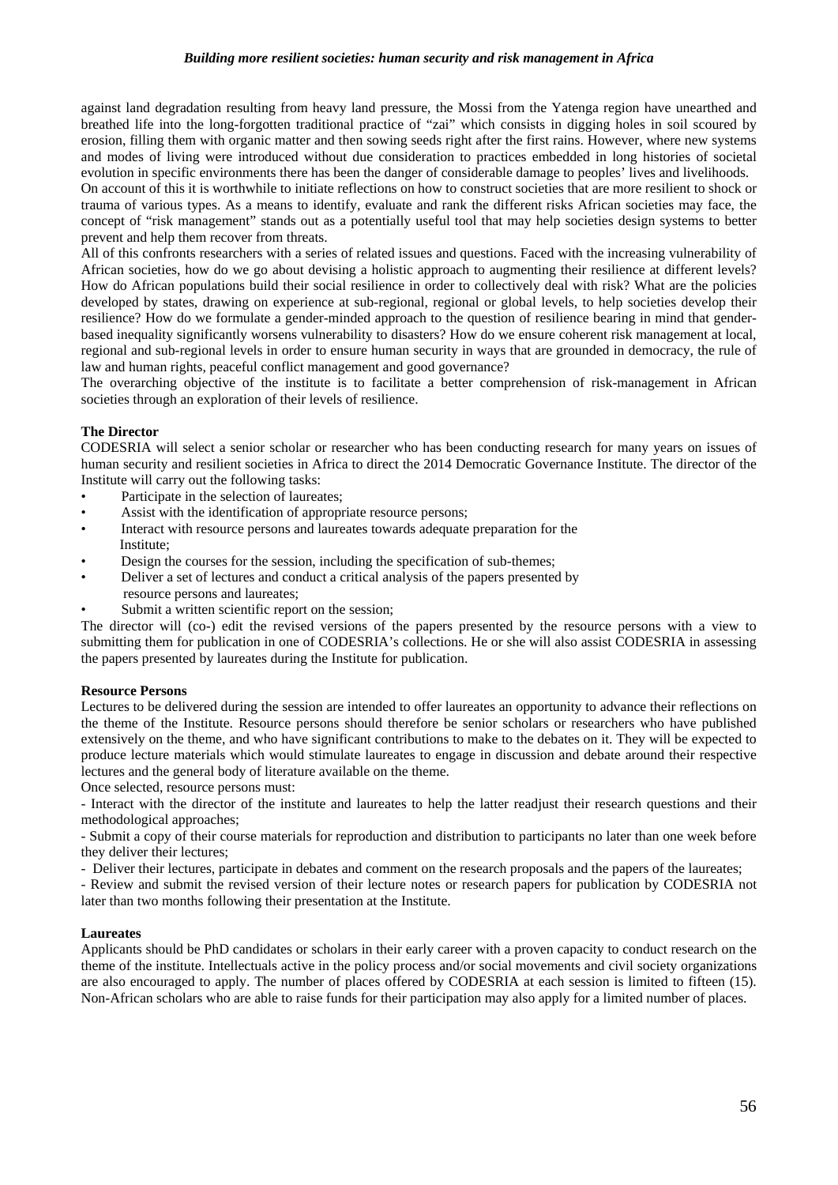against land degradation resulting from heavy land pressure, the Mossi from the Yatenga region have unearthed and breathed life into the long-forgotten traditional practice of "zai" which consists in digging holes in soil scoured by erosion, filling them with organic matter and then sowing seeds right after the first rains. However, where new systems and modes of living were introduced without due consideration to practices embedded in long histories of societal evolution in specific environments there has been the danger of considerable damage to peoples' lives and livelihoods.

On account of this it is worthwhile to initiate reflections on how to construct societies that are more resilient to shock or trauma of various types. As a means to identify, evaluate and rank the different risks African societies may face, the concept of "risk management" stands out as a potentially useful tool that may help societies design systems to better prevent and help them recover from threats.

All of this confronts researchers with a series of related issues and questions. Faced with the increasing vulnerability of African societies, how do we go about devising a holistic approach to augmenting their resilience at different levels? How do African populations build their social resilience in order to collectively deal with risk? What are the policies developed by states, drawing on experience at sub-regional, regional or global levels, to help societies develop their resilience? How do we formulate a gender-minded approach to the question of resilience bearing in mind that gender-based inequality significantly worsens vulnerability to disasters? How do we ensure coherent risk management at local, regional and sub-regional levels in order to ensure human security in ways that are grounded in democracy, the rule of law and human rights, peaceful conflict management and good governance?

The overarching objective of the institute is to facilitate a better comprehension of risk-management in African societies through an exploration of their levels of resilience.

**The Director**

CODESRIA will select a senior scholar or researcher who has been conducting research for many years on issues of human security and resilient societies in Africa to direct the 2014 Democratic Governance Institute. The director of the Institute will carry out the following tasks:

- Participate in the selection of laureates;
- Assist with the identification of appropriate resource persons;
- Interact with resource persons and laureates towards adequate preparation for the Institute;
- Design the courses for the session, including the specification of sub-themes;
- Deliver a set of lectures and conduct a critical analysis of the papers presented by resource persons and laureates;
- Submit a written scientific report on the session;

The director will (co-) edit the revised versions of the papers presented by the resource persons with a view to submitting them for publication in one of CODESRIA's collections. He or she will also assist CODESRIA in assessing the papers presented by laureates during the Institute for publication.

**Resource Persons**

Lectures to be delivered during the session are intended to offer laureates an opportunity to advance their reflections on the theme of the Institute. Resource persons should therefore be senior scholars or researchers who have published extensively on the theme, and who have significant contributions to make to the debates on it. They will be expected to produce lecture materials which would stimulate laureates to engage in discussion and debate around their respective lectures and the general body of literature available on the theme.

Once selected, resource persons must:

- Interact with the director of the institute and laureates to help the latter readjust their research questions and their methodological approaches;
- Submit a copy of their course materials for reproduction and distribution to participants no later than one week before they deliver their lectures;
- Deliver their lectures, participate in debates and comment on the research proposals and the papers of the laureates;
- Review and submit the revised version of their lecture notes or research papers for publication by CODESRIA not later than two months following their presentation at the Institute.

**Laureates**

Applicants should be PhD candidates or scholars in their early career with a proven capacity to conduct research on the theme of the institute. Intellectuals active in the policy process and/or social movements and civil society organizations are also encouraged to apply. The number of places offered by CODESRIA at each session is limited to fifteen (15). Non-African scholars who are able to raise funds for their participation may also apply for a limited number of places.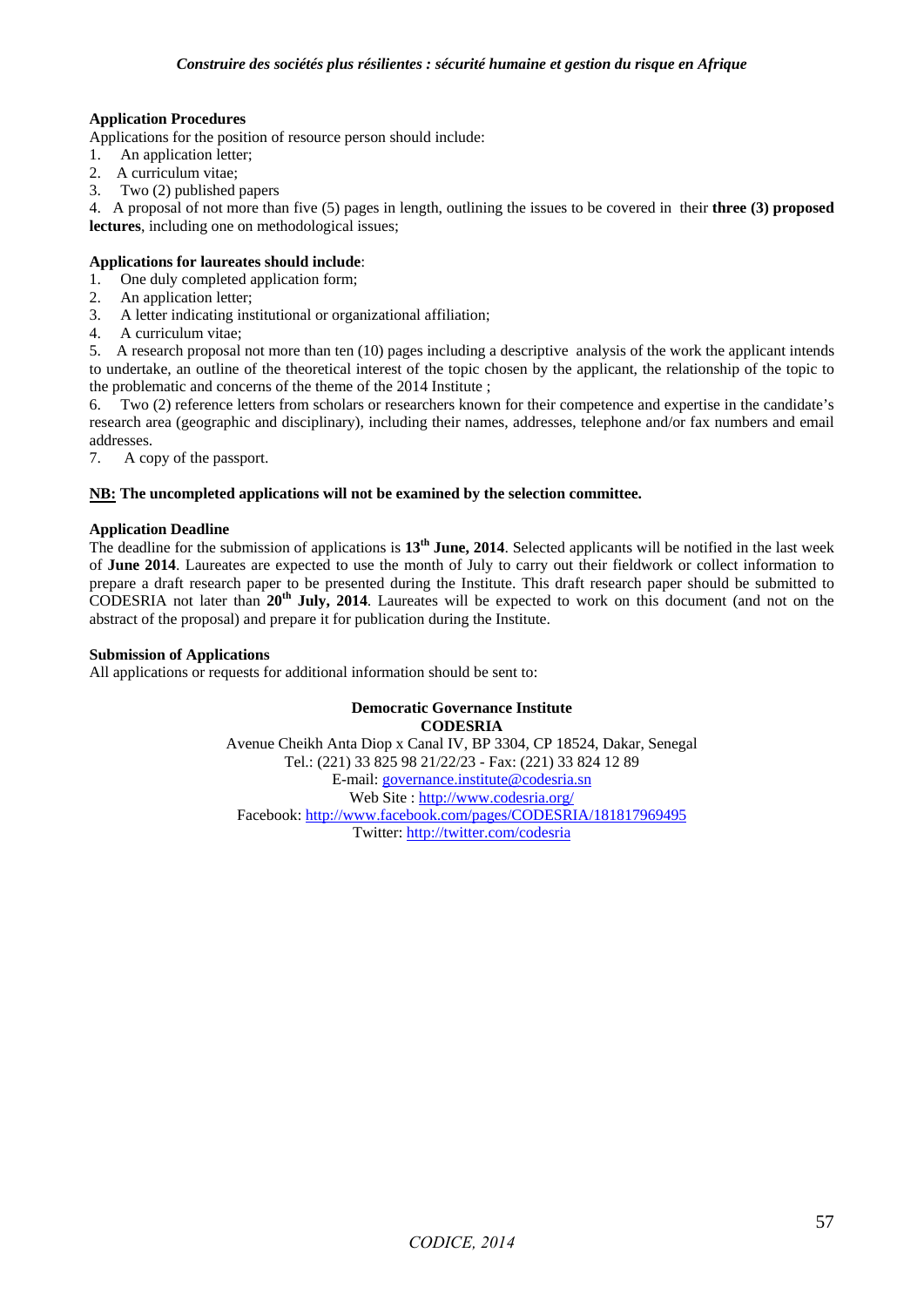**Application Procedures**

Applications for the position of resource person should include:

1. An application letter;
2. A curriculum vitae;
3. Two (2) published papers
4. A proposal of not more than five (5) pages in length, outlining the issues to be covered in their **three (3) proposed lectures**, including one on methodological issues;

**Applications for laureates should include**:

1. One duly completed application form;
2. An application letter;
3. A letter indicating institutional or organizational affiliation;
4. A curriculum vitae;
5. A research proposal not more than ten (10) pages including a descriptive analysis of the work the applicant intends to undertake, an outline of the theoretical interest of the topic chosen by the applicant, the relationship of the topic to the problematic and concerns of the theme of the 2014 Institute ;
6. Two (2) reference letters from scholars or researchers known for their competence and expertise in the candidate's research area (geographic and disciplinary), including their names, addresses, telephone and/or fax numbers and email addresses.
7. A copy of the passport.

**NB: The uncompleted applications will not be examined by the selection committee.**

**Application Deadline**

The deadline for the submission of applications is **13th June, 2014**. Selected applicants will be notified in the last week of **June 2014**. Laureates are expected to use the month of July to carry out their fieldwork or collect information to prepare a draft research paper to be presented during the Institute. This draft research paper should be submitted to CODESRIA not later than **20th July, 2014**. Laureates will be expected to work on this document (and not on the abstract of the proposal) and prepare it for publication during the Institute.

**Submission of Applications**

All applications or requests for additional information should be sent to:

**Democratic Governance Institute**
**CODESRIA**
Avenue Cheikh Anta Diop x Canal IV, BP 3304, CP 18524, Dakar, Senegal
Tel.: (221) 33 825 98 21/22/23 - Fax: (221) 33 824 12 89
E-mail: governance.institute@codesria.sn
Web Site : http://www.codesria.org/
Facebook: http://www.facebook.com/pages/CODESRIA/181817969495
Twitter: http://twitter.com/codesria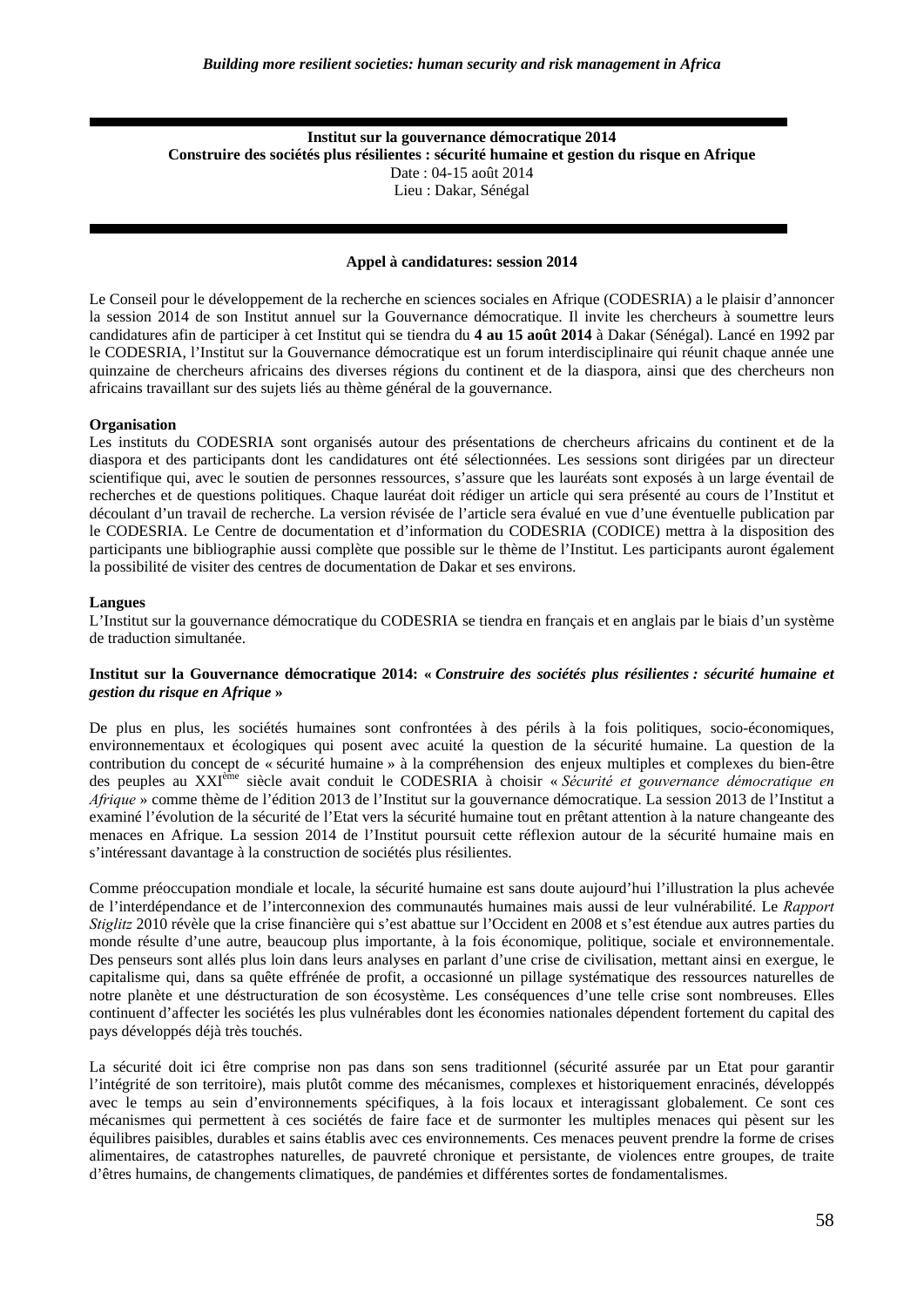**Institut sur la gouvernance démocratique 2014**
**Construire des sociétés plus résilientes : sécurité humaine et gestion du risque en Afrique**
Date : 04-15 août 2014
Lieu : Dakar, Sénégal

**Appel à candidatures: session 2014**

Le Conseil pour le développement de la recherche en sciences sociales en Afrique (CODESRIA) a le plaisir d'annoncer la session 2014 de son Institut annuel sur la Gouvernance démocratique. Il invite les chercheurs à soumettre leurs candidatures afin de participer à cet Institut qui se tiendra du **4 au 15 août 2014** à Dakar (Sénégal). Lancé en 1992 par le CODESRIA, l'Institut sur la Gouvernance démocratique est un forum interdisciplinaire qui réunit chaque année une quinzaine de chercheurs africains des diverses régions du continent et de la diaspora, ainsi que des chercheurs non africains travaillant sur des sujets liés au thème général de la gouvernance.

**Organisation**
Les instituts du CODESRIA sont organisés autour des présentations de chercheurs africains du continent et de la diaspora et des participants dont les candidatures ont été sélectionnées. Les sessions sont dirigées par un directeur scientifique qui, avec le soutien de personnes ressources, s'assure que les lauréats sont exposés à un large éventail de recherches et de questions politiques. Chaque lauréat doit rédiger un article qui sera présenté au cours de l'Institut et découlant d'un travail de recherche. La version révisée de l'article sera évalué en vue d'une éventuelle publication par le CODESRIA. Le Centre de documentation et d'information du CODESRIA (CODICE) mettra à la disposition des participants une bibliographie aussi complète que possible sur le thème de l'Institut. Les participants auront également la possibilité de visiter des centres de documentation de Dakar et ses environs.

**Langues**
L'Institut sur la gouvernance démocratique du CODESRIA se tiendra en français et en anglais par le biais d'un système de traduction simultanée.

**Institut sur la Gouvernance démocratique 2014: «** ***Construire des sociétés plus résilientes : sécurité humaine et gestion du risque en Afrique*** **»**

De plus en plus, les sociétés humaines sont confrontées à des périls à la fois politiques, socio-économiques, environnementaux et écologiques qui posent avec acuité la question de la sécurité humaine. La question de la contribution du concept de « sécurité humaine » à la compréhension des enjeux multiples et complexes du bien-être des peuples au XXIème siècle avait conduit le CODESRIA à choisir « *Sécurité et gouvernance démocratique en Afrique* » comme thème de l'édition 2013 de l'Institut sur la gouvernance démocratique. La session 2013 de l'Institut a examiné l'évolution de la sécurité de l'Etat vers la sécurité humaine tout en prêtant attention à la nature changeante des menaces en Afrique. La session 2014 de l'Institut poursuit cette réflexion autour de la sécurité humaine mais en s'intéressant davantage à la construction de sociétés plus résilientes.

Comme préoccupation mondiale et locale, la sécurité humaine est sans doute aujourd'hui l'illustration la plus achevée de l'interdépendance et de l'interconnexion des communautés humaines mais aussi de leur vulnérabilité. Le *Rapport Stiglitz* 2010 révèle que la crise financière qui s'est abattue sur l'Occident en 2008 et s'est étendue aux autres parties du monde résulte d'une autre, beaucoup plus importante, à la fois économique, politique, sociale et environnementale. Des penseurs sont allés plus loin dans leurs analyses en parlant d'une crise de civilisation, mettant ainsi en exergue, le capitalisme qui, dans sa quête effrénée de profit, a occasionné un pillage systématique des ressources naturelles de notre planète et une déstructuration de son écosystème. Les conséquences d'une telle crise sont nombreuses. Elles continuent d'affecter les sociétés les plus vulnérables dont les économies nationales dépendent fortement du capital des pays développés déjà très touchés.

La sécurité doit ici être comprise non pas dans son sens traditionnel (sécurité assurée par un Etat pour garantir l'intégrité de son territoire), mais plutôt comme des mécanismes, complexes et historiquement enracinés, développés avec le temps au sein d'environnements spécifiques, à la fois locaux et interagissant globalement. Ce sont ces mécanismes qui permettent à ces sociétés de faire face et de surmonter les multiples menaces qui pèsent sur les équilibres paisibles, durables et sains établis avec ces environnements. Ces menaces peuvent prendre la forme de crises alimentaires, de catastrophes naturelles, de pauvreté chronique et persistante, de violences entre groupes, de traite d'êtres humains, de changements climatiques, de pandémies et différentes sortes de fondamentalismes.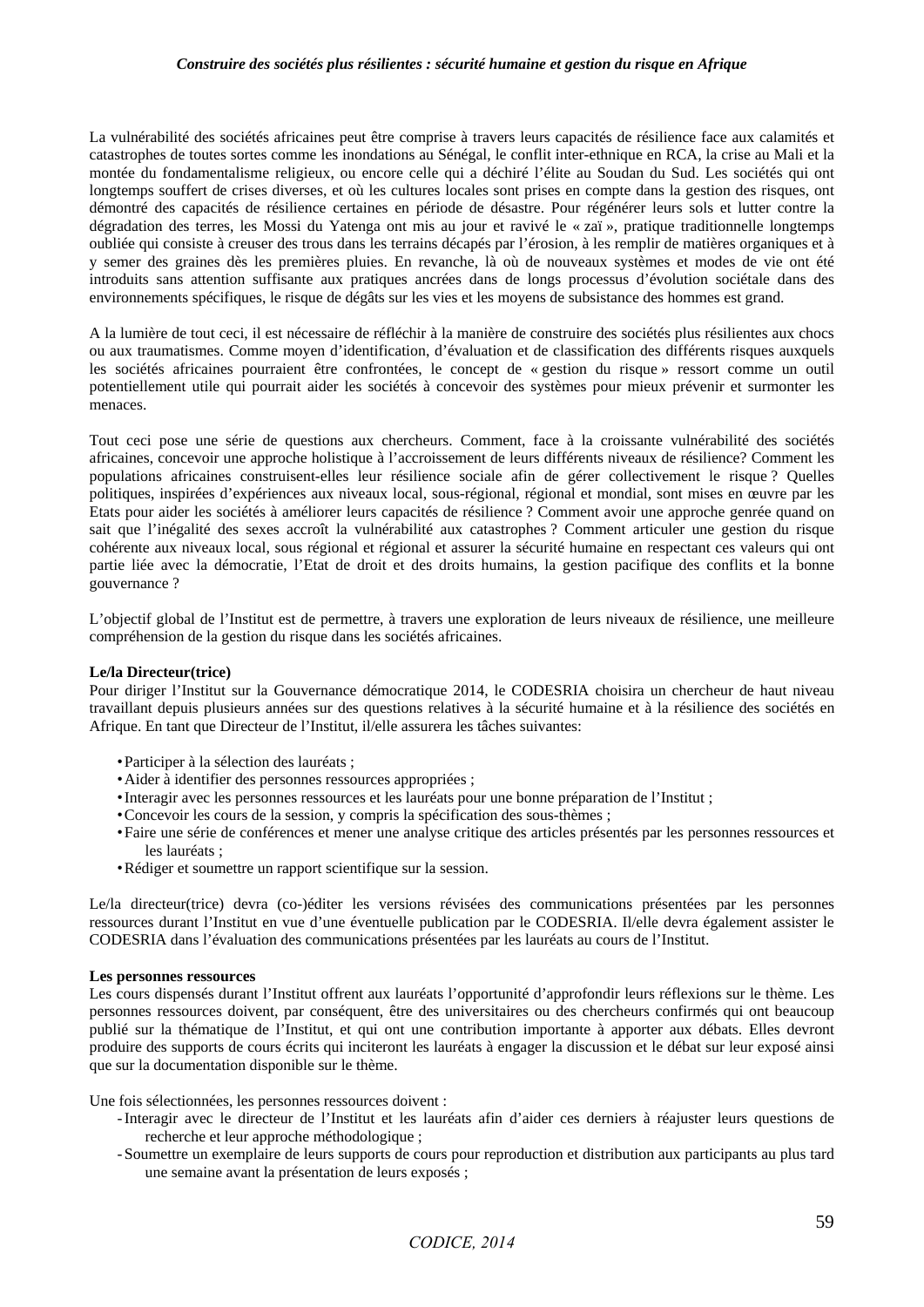La vulnérabilité des sociétés africaines peut être comprise à travers leurs capacités de résilience face aux calamités et catastrophes de toutes sortes comme les inondations au Sénégal, le conflit inter-ethnique en RCA, la crise au Mali et la montée du fondamentalisme religieux, ou encore celle qui a déchiré l'élite au Soudan du Sud. Les sociétés qui ont longtemps souffert de crises diverses, et où les cultures locales sont prises en compte dans la gestion des risques, ont démontré des capacités de résilience certaines en période de désastre. Pour régénérer leurs sols et lutter contre la dégradation des terres, les Mossi du Yatenga ont mis au jour et ravivé le « zaï », pratique traditionnelle longtemps oubliée qui consiste à creuser des trous dans les terrains décapés par l'érosion, à les remplir de matières organiques et à y semer des graines dès les premières pluies. En revanche, là où de nouveaux systèmes et modes de vie ont été introduits sans attention suffisante aux pratiques ancrées dans de longs processus d'évolution sociétale dans des environnements spécifiques, le risque de dégâts sur les vies et les moyens de subsistance des hommes est grand.

A la lumière de tout ceci, il est nécessaire de réfléchir à la manière de construire des sociétés plus résilientes aux chocs ou aux traumatismes. Comme moyen d'identification, d'évaluation et de classification des différents risques auxquels les sociétés africaines pourraient être confrontées, le concept de « gestion du risque » ressort comme un outil potentiellement utile qui pourrait aider les sociétés à concevoir des systèmes pour mieux prévenir et surmonter les menaces.

Tout ceci pose une série de questions aux chercheurs. Comment, face à la croissante vulnérabilité des sociétés africaines, concevoir une approche holistique à l'accroissement de leurs différents niveaux de résilience? Comment les populations africaines construisent-elles leur résilience sociale afin de gérer collectivement le risque ? Quelles politiques, inspirées d'expériences aux niveaux local, sous-régional, régional et mondial, sont mises en œuvre par les Etats pour aider les sociétés à améliorer leurs capacités de résilience ? Comment avoir une approche genrée quand on sait que l'inégalité des sexes accroît la vulnérabilité aux catastrophes ? Comment articuler une gestion du risque cohérente aux niveaux local, sous régional et régional et assurer la sécurité humaine en respectant ces valeurs qui ont partie liée avec la démocratie, l'Etat de droit et des droits humains, la gestion pacifique des conflits et la bonne gouvernance ?

L'objectif global de l'Institut est de permettre, à travers une exploration de leurs niveaux de résilience, une meilleure compréhension de la gestion du risque dans les sociétés africaines.

**Le/la Directeur(trice)**

Pour diriger l'Institut sur la Gouvernance démocratique 2014, le CODESRIA choisira un chercheur de haut niveau travaillant depuis plusieurs années sur des questions relatives à la sécurité humaine et à la résilience des sociétés en Afrique. En tant que Directeur de l'Institut, il/elle assurera les tâches suivantes:

- Participer à la sélection des lauréats ;
- Aider à identifier des personnes ressources appropriées ;
- Interagir avec les personnes ressources et les lauréats pour une bonne préparation de l'Institut ;
- Concevoir les cours de la session, y compris la spécification des sous-thèmes ;
- Faire une série de conférences et mener une analyse critique des articles présentés par les personnes ressources et les lauréats ;
- Rédiger et soumettre un rapport scientifique sur la session.

Le/la directeur(trice) devra (co-)éditer les versions révisées des communications présentées par les personnes ressources durant l'Institut en vue d'une éventuelle publication par le CODESRIA. Il/elle devra également assister le CODESRIA dans l'évaluation des communications présentées par les lauréats au cours de l'Institut.

**Les personnes ressources**

Les cours dispensés durant l'Institut offrent aux lauréats l'opportunité d'approfondir leurs réflexions sur le thème. Les personnes ressources doivent, par conséquent, être des universitaires ou des chercheurs confirmés qui ont beaucoup publié sur la thématique de l'Institut, et qui ont une contribution importante à apporter aux débats. Elles devront produire des supports de cours écrits qui inciteront les lauréats à engager la discussion et le débat sur leur exposé ainsi que sur la documentation disponible sur le thème.

Une fois sélectionnées, les personnes ressources doivent :

- Interagir avec le directeur de l'Institut et les lauréats afin d'aider ces derniers à réajuster leurs questions de recherche et leur approche méthodologique ;
- Soumettre un exemplaire de leurs supports de cours pour reproduction et distribution aux participants au plus tard une semaine avant la présentation de leurs exposés ;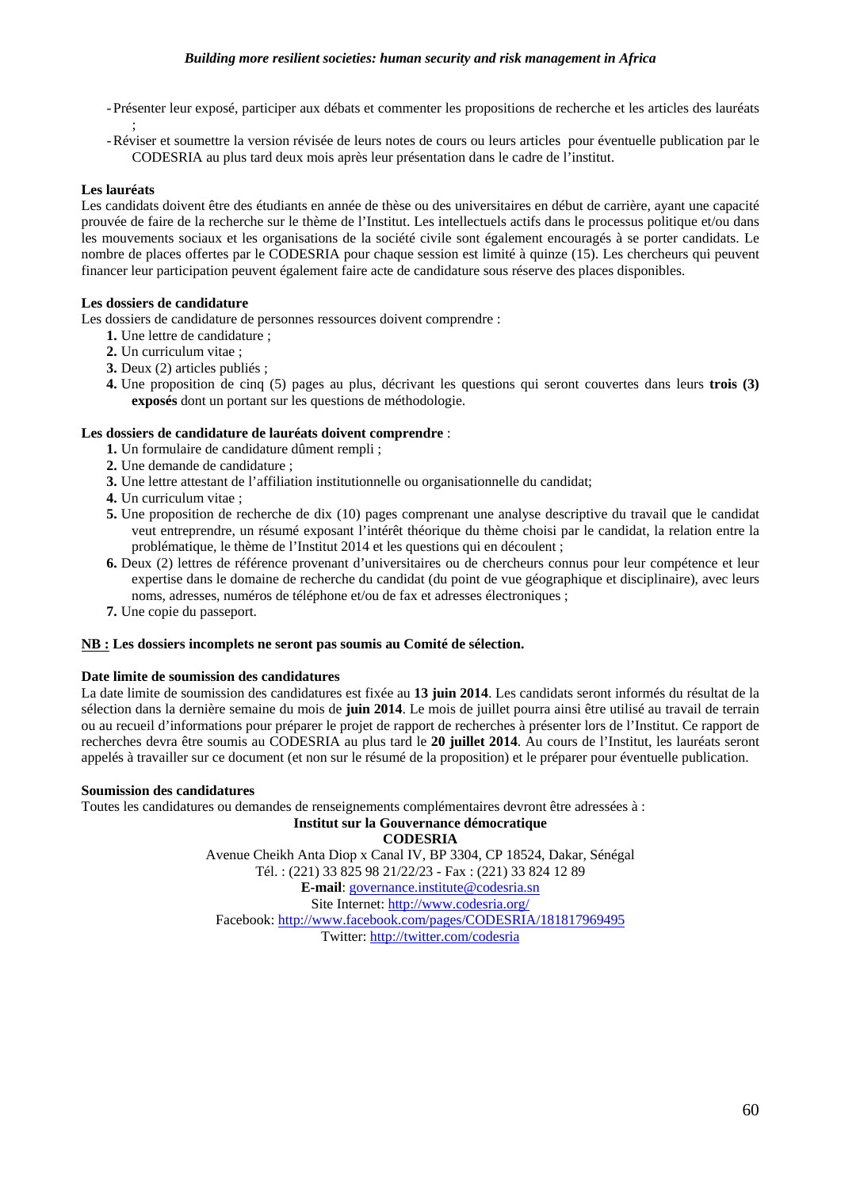- Présenter leur exposé, participer aux débats et commenter les propositions de recherche et les articles des lauréats ;
- Réviser et soumettre la version révisée de leurs notes de cours ou leurs articles pour éventuelle publication par le CODESRIA au plus tard deux mois après leur présentation dans le cadre de l'institut.

**Les lauréats**

Les candidats doivent être des étudiants en année de thèse ou des universitaires en début de carrière, ayant une capacité prouvée de faire de la recherche sur le thème de l'Institut. Les intellectuels actifs dans le processus politique et/ou dans les mouvements sociaux et les organisations de la société civile sont également encouragés à se porter candidats. Le nombre de places offertes par le CODESRIA pour chaque session est limité à quinze (15). Les chercheurs qui peuvent financer leur participation peuvent également faire acte de candidature sous réserve des places disponibles.

**Les dossiers de candidature**

Les dossiers de candidature de personnes ressources doivent comprendre :

1. Une lettre de candidature ;
2. Un curriculum vitae ;
3. Deux (2) articles publiés ;
4. Une proposition de cinq (5) pages au plus, décrivant les questions qui seront couvertes dans leurs **trois (3) exposés** dont un portant sur les questions de méthodologie.

**Les dossiers de candidature de lauréats doivent comprendre** :

1. Un formulaire de candidature dûment rempli ;
2. Une demande de candidature ;
3. Une lettre attestant de l'affiliation institutionnelle ou organisationnelle du candidat;
4. Un curriculum vitae ;
5. Une proposition de recherche de dix (10) pages comprenant une analyse descriptive du travail que le candidat veut entreprendre, un résumé exposant l'intérêt théorique du thème choisi par le candidat, la relation entre la problématique, le thème de l'Institut 2014 et les questions qui en découlent ;
6. Deux (2) lettres de référence provenant d'universitaires ou de chercheurs connus pour leur compétence et leur expertise dans le domaine de recherche du candidat (du point de vue géographique et disciplinaire), avec leurs noms, adresses, numéros de téléphone et/ou de fax et adresses électroniques ;
7. Une copie du passeport.

**NB : Les dossiers incomplets ne seront pas soumis au Comité de sélection.**

**Date limite de soumission des candidatures**

La date limite de soumission des candidatures est fixée au **13 juin 2014**. Les candidats seront informés du résultat de la sélection dans la dernière semaine du mois de **juin 2014**. Le mois de juillet pourra ainsi être utilisé au travail de terrain ou au recueil d'informations pour préparer le projet de rapport de recherches à présenter lors de l'Institut. Ce rapport de recherches devra être soumis au CODESRIA au plus tard le **20 juillet 2014**. Au cours de l'Institut, les lauréats seront appelés à travailler sur ce document (et non sur le résumé de la proposition) et le préparer pour éventuelle publication.

**Soumission des candidatures**

Toutes les candidatures ou demandes de renseignements complémentaires devront être adressées à :

**Institut sur la Gouvernance démocratique**
**CODESRIA**
Avenue Cheikh Anta Diop x Canal IV, BP 3304, CP 18524, Dakar, Sénégal
Tél. : (221) 33 825 98 21/22/23 - Fax : (221) 33 824 12 89
**E-mail**: governance.institute@codesria.sn
Site Internet: http://www.codesria.org/
Facebook: http://www.facebook.com/pages/CODESRIA/181817969495
Twitter: http://twitter.com/codesria